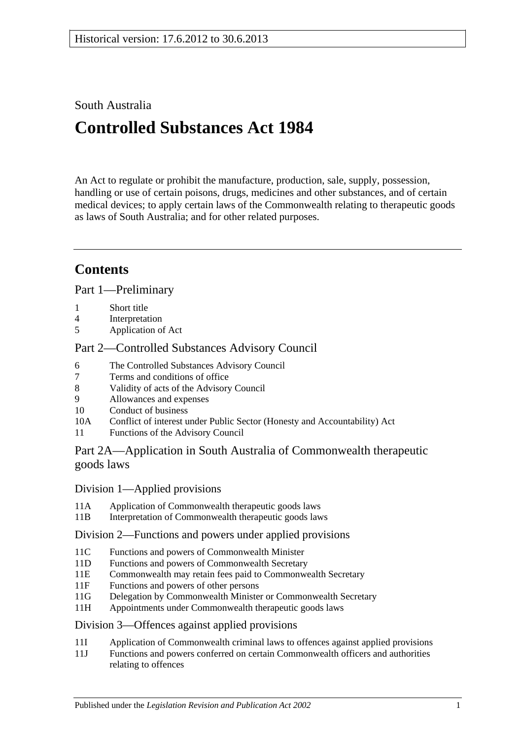Historical version: 17.6.2012 to 30.6.2013

South Australia

# Controlled Substances Act 1984

An Act to regulate or prohibit the manufacture, production, sale, supply, possession, handling or use of certain poisons, drugs, medicines and other substances, and of certain medical devices; to apply certain laws of the Commonwealth relating to therapeutic goods as laws of South Australia; and for other related purposes.

## Contents

Part 1—Preliminary

1 Short title
4 Interpretation
5 Application of Act

Part 2—Controlled Substances Advisory Council

6 The Controlled Substances Advisory Council
7 Terms and conditions of office
8 Validity of acts of the Advisory Council
9 Allowances and expenses
10 Conduct of business
10A Conflict of interest under Public Sector (Honesty and Accountability) Act
11 Functions of the Advisory Council

Part 2A—Application in South Australia of Commonwealth therapeutic goods laws

Division 1—Applied provisions

11A Application of Commonwealth therapeutic goods laws
11B Interpretation of Commonwealth therapeutic goods laws

Division 2—Functions and powers under applied provisions

11C Functions and powers of Commonwealth Minister
11D Functions and powers of Commonwealth Secretary
11E Commonwealth may retain fees paid to Commonwealth Secretary
11F Functions and powers of other persons
11G Delegation by Commonwealth Minister or Commonwealth Secretary
11H Appointments under Commonwealth therapeutic goods laws

Division 3—Offences against applied provisions

11I Application of Commonwealth criminal laws to offences against applied provisions
11J Functions and powers conferred on certain Commonwealth officers and authorities relating to offences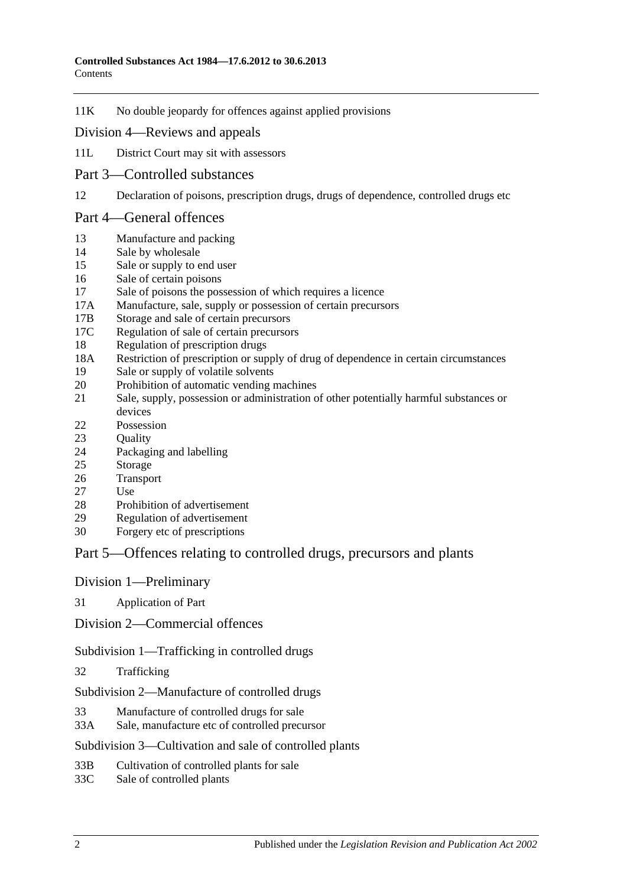11K No double jeopardy for offences against applied provisions

## Division 4—Reviews and appeals

11L District Court may sit with assessors

# Part 3—Controlled substances

12 Declaration of poisons, prescription drugs, drugs of dependence, controlled drugs etc

# Part 4—General offences

13 Manufacture and packing
14 Sale by wholesale
15 Sale or supply to end user
16 Sale of certain poisons
17 Sale of poisons the possession of which requires a licence
17A Manufacture, sale, supply or possession of certain precursors
17B Storage and sale of certain precursors
17C Regulation of sale of certain precursors
18 Regulation of prescription drugs
18A Restriction of prescription or supply of drug of dependence in certain circumstances
19 Sale or supply of volatile solvents
20 Prohibition of automatic vending machines
21 Sale, supply, possession or administration of other potentially harmful substances or devices
22 Possession
23 Quality
24 Packaging and labelling
25 Storage
26 Transport
27 Use
28 Prohibition of advertisement
29 Regulation of advertisement
30 Forgery etc of prescriptions

# Part 5—Offences relating to controlled drugs, precursors and plants

## Division 1—Preliminary

31 Application of Part

## Division 2—Commercial offences

### Subdivision 1—Trafficking in controlled drugs

32 Trafficking

### Subdivision 2—Manufacture of controlled drugs

33 Manufacture of controlled drugs for sale
33A Sale, manufacture etc of controlled precursor

### Subdivision 3—Cultivation and sale of controlled plants

33B Cultivation of controlled plants for sale
33C Sale of controlled plants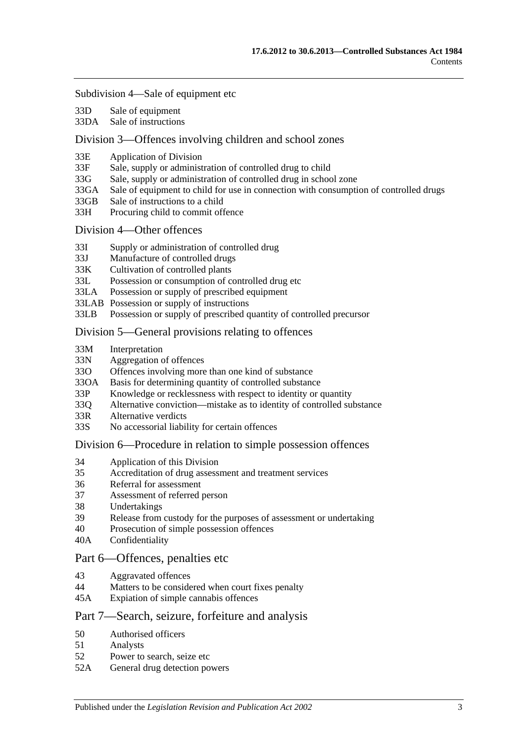Subdivision 4—Sale of equipment etc

33D Sale of equipment
33DA Sale of instructions

Division 3—Offences involving children and school zones

33E Application of Division
33F Sale, supply or administration of controlled drug to child
33G Sale, supply or administration of controlled drug in school zone
33GA Sale of equipment to child for use in connection with consumption of controlled drugs
33GB Sale of instructions to a child
33H Procuring child to commit offence

Division 4—Other offences

33I Supply or administration of controlled drug
33J Manufacture of controlled drugs
33K Cultivation of controlled plants
33L Possession or consumption of controlled drug etc
33LA Possession or supply of prescribed equipment
33LAB Possession or supply of instructions
33LB Possession or supply of prescribed quantity of controlled precursor

Division 5—General provisions relating to offences

33M Interpretation
33N Aggregation of offences
33O Offences involving more than one kind of substance
33OA Basis for determining quantity of controlled substance
33P Knowledge or recklessness with respect to identity or quantity
33Q Alternative conviction—mistake as to identity of controlled substance
33R Alternative verdicts
33S No accessorial liability for certain offences

Division 6—Procedure in relation to simple possession offences

34 Application of this Division
35 Accreditation of drug assessment and treatment services
36 Referral for assessment
37 Assessment of referred person
38 Undertakings
39 Release from custody for the purposes of assessment or undertaking
40 Prosecution of simple possession offences
40A Confidentiality

Part 6—Offences, penalties etc

43 Aggravated offences
44 Matters to be considered when court fixes penalty
45A Expiation of simple cannabis offences

Part 7—Search, seizure, forfeiture and analysis

50 Authorised officers
51 Analysts
52 Power to search, seize etc
52A General drug detection powers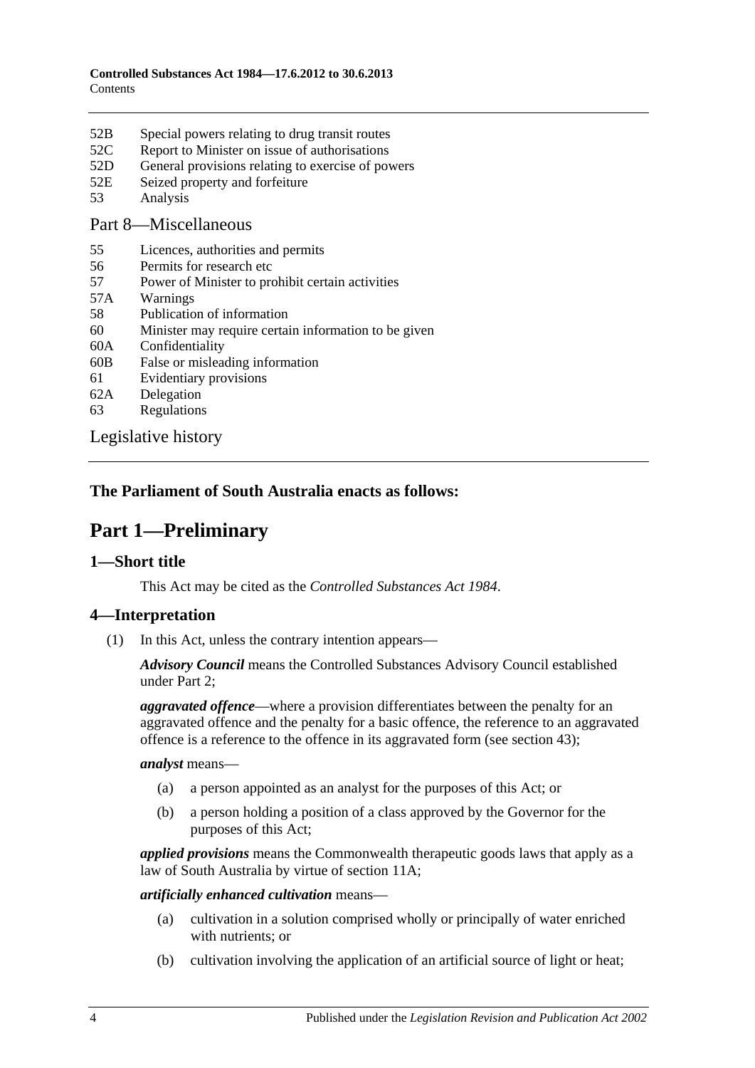52B Special powers relating to drug transit routes
52C Report to Minister on issue of authorisations
52D General provisions relating to exercise of powers
52E Seized property and forfeiture
53 Analysis

Part 8—Miscellaneous

55 Licences, authorities and permits
56 Permits for research etc
57 Power of Minister to prohibit certain activities
57A Warnings
58 Publication of information
60 Minister may require certain information to be given
60A Confidentiality
60B False or misleading information
61 Evidentiary provisions
62A Delegation
63 Regulations

Legislative history

**The Parliament of South Australia enacts as follows:**

# Part 1—Preliminary

## 1—Short title

This Act may be cited as the *Controlled Substances Act 1984*.

## 4—Interpretation

(1) In this Act, unless the contrary intention appears—

***Advisory Council*** means the Controlled Substances Advisory Council established under Part 2;

***aggravated offence***—where a provision differentiates between the penalty for an aggravated offence and the penalty for a basic offence, the reference to an aggravated offence is a reference to the offence in its aggravated form (see section 43);

***analyst*** means—

(a) a person appointed as an analyst for the purposes of this Act; or

(b) a person holding a position of a class approved by the Governor for the purposes of this Act;

***applied provisions*** means the Commonwealth therapeutic goods laws that apply as a law of South Australia by virtue of section 11A;

***artificially enhanced cultivation*** means—

(a) cultivation in a solution comprised wholly or principally of water enriched with nutrients; or

(b) cultivation involving the application of an artificial source of light or heat;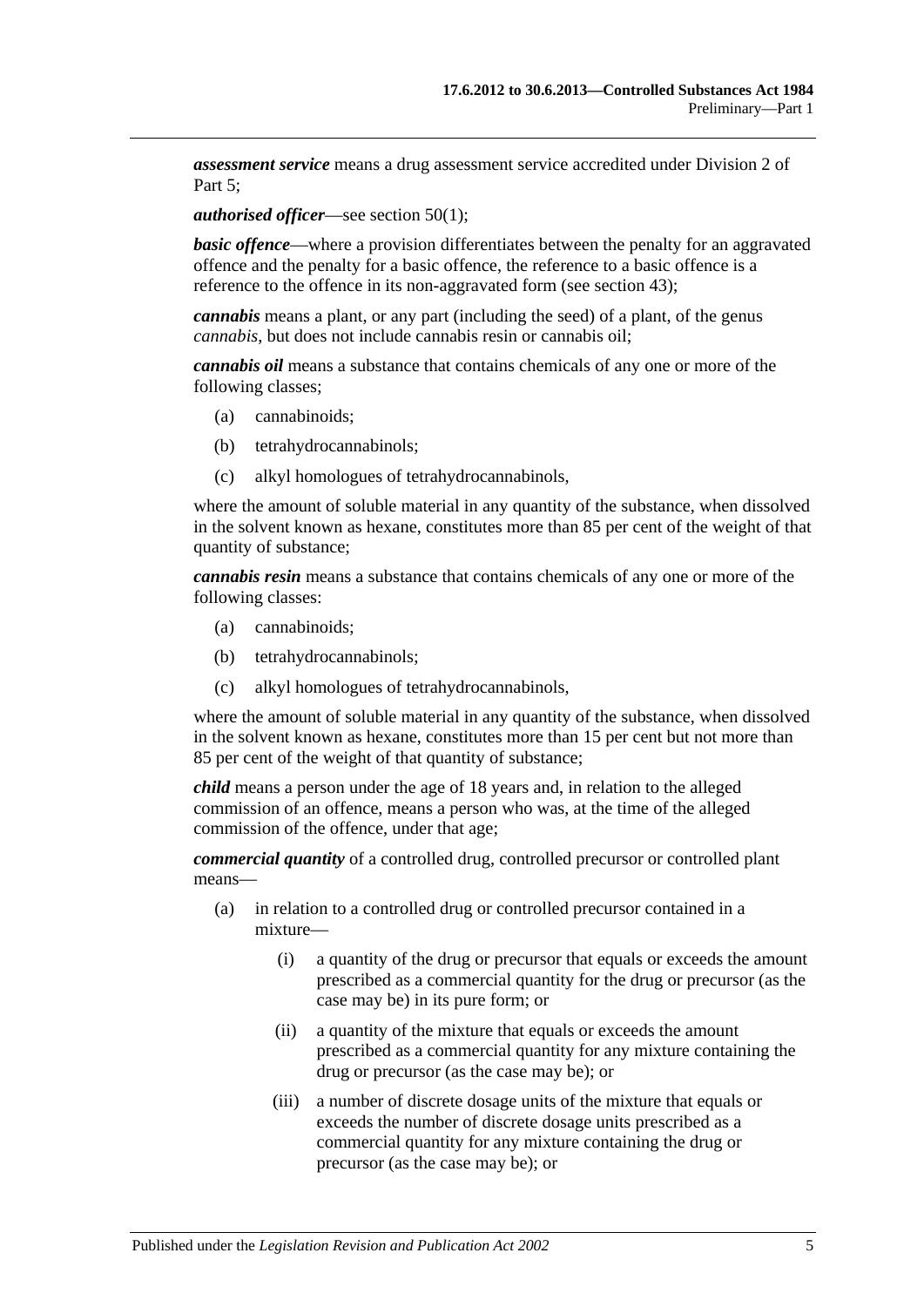***assessment service*** means a drug assessment service accredited under Division 2 of Part 5;

***authorised officer***—see section 50(1);

***basic offence***—where a provision differentiates between the penalty for an aggravated offence and the penalty for a basic offence, the reference to a basic offence is a reference to the offence in its non-aggravated form (see section 43);

***cannabis*** means a plant, or any part (including the seed) of a plant, of the genus *cannabis*, but does not include cannabis resin or cannabis oil;

***cannabis oil*** means a substance that contains chemicals of any one or more of the following classes;

(a) cannabinoids;

(b) tetrahydrocannabinols;

(c) alkyl homologues of tetrahydrocannabinols,

where the amount of soluble material in any quantity of the substance, when dissolved in the solvent known as hexane, constitutes more than 85 per cent of the weight of that quantity of substance;

***cannabis resin*** means a substance that contains chemicals of any one or more of the following classes:

(a) cannabinoids;

(b) tetrahydrocannabinols;

(c) alkyl homologues of tetrahydrocannabinols,

where the amount of soluble material in any quantity of the substance, when dissolved in the solvent known as hexane, constitutes more than 15 per cent but not more than 85 per cent of the weight of that quantity of substance;

***child*** means a person under the age of 18 years and, in relation to the alleged commission of an offence, means a person who was, at the time of the alleged commission of the offence, under that age;

***commercial quantity*** of a controlled drug, controlled precursor or controlled plant means—

(a) in relation to a controlled drug or controlled precursor contained in a mixture—

(i) a quantity of the drug or precursor that equals or exceeds the amount prescribed as a commercial quantity for the drug or precursor (as the case may be) in its pure form; or

(ii) a quantity of the mixture that equals or exceeds the amount prescribed as a commercial quantity for any mixture containing the drug or precursor (as the case may be); or

(iii) a number of discrete dosage units of the mixture that equals or exceeds the number of discrete dosage units prescribed as a commercial quantity for any mixture containing the drug or precursor (as the case may be); or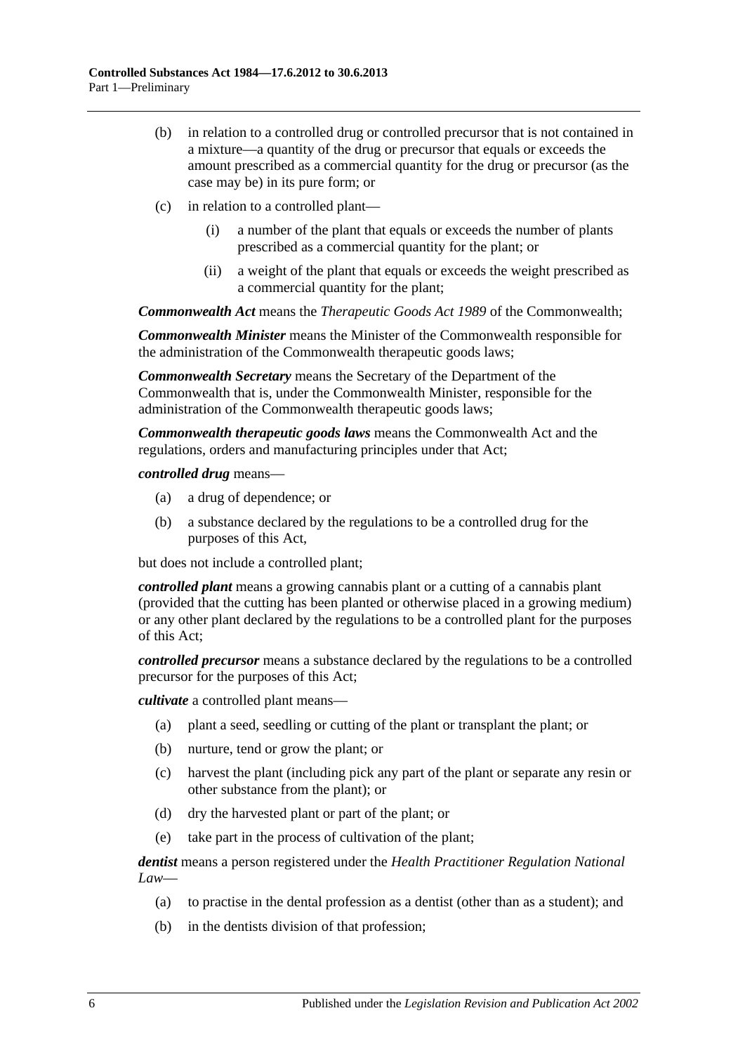(b) in relation to a controlled drug or controlled precursor that is not contained in a mixture—a quantity of the drug or precursor that equals or exceeds the amount prescribed as a commercial quantity for the drug or precursor (as the case may be) in its pure form; or

(c) in relation to a controlled plant—

(i) a number of the plant that equals or exceeds the number of plants prescribed as a commercial quantity for the plant; or

(ii) a weight of the plant that equals or exceeds the weight prescribed as a commercial quantity for the plant;

***Commonwealth Act*** means the *Therapeutic Goods Act 1989* of the Commonwealth;

***Commonwealth Minister*** means the Minister of the Commonwealth responsible for the administration of the Commonwealth therapeutic goods laws;

***Commonwealth Secretary*** means the Secretary of the Department of the Commonwealth that is, under the Commonwealth Minister, responsible for the administration of the Commonwealth therapeutic goods laws;

***Commonwealth therapeutic goods laws*** means the Commonwealth Act and the regulations, orders and manufacturing principles under that Act;

***controlled drug*** means—

(a) a drug of dependence; or

(b) a substance declared by the regulations to be a controlled drug for the purposes of this Act,

but does not include a controlled plant;

***controlled plant*** means a growing cannabis plant or a cutting of a cannabis plant (provided that the cutting has been planted or otherwise placed in a growing medium) or any other plant declared by the regulations to be a controlled plant for the purposes of this Act;

***controlled precursor*** means a substance declared by the regulations to be a controlled precursor for the purposes of this Act;

***cultivate*** a controlled plant means—

(a) plant a seed, seedling or cutting of the plant or transplant the plant; or

(b) nurture, tend or grow the plant; or

(c) harvest the plant (including pick any part of the plant or separate any resin or other substance from the plant); or

(d) dry the harvested plant or part of the plant; or

(e) take part in the process of cultivation of the plant;

***dentist*** means a person registered under the *Health Practitioner Regulation National Law*—

(a) to practise in the dental profession as a dentist (other than as a student); and

(b) in the dentists division of that profession;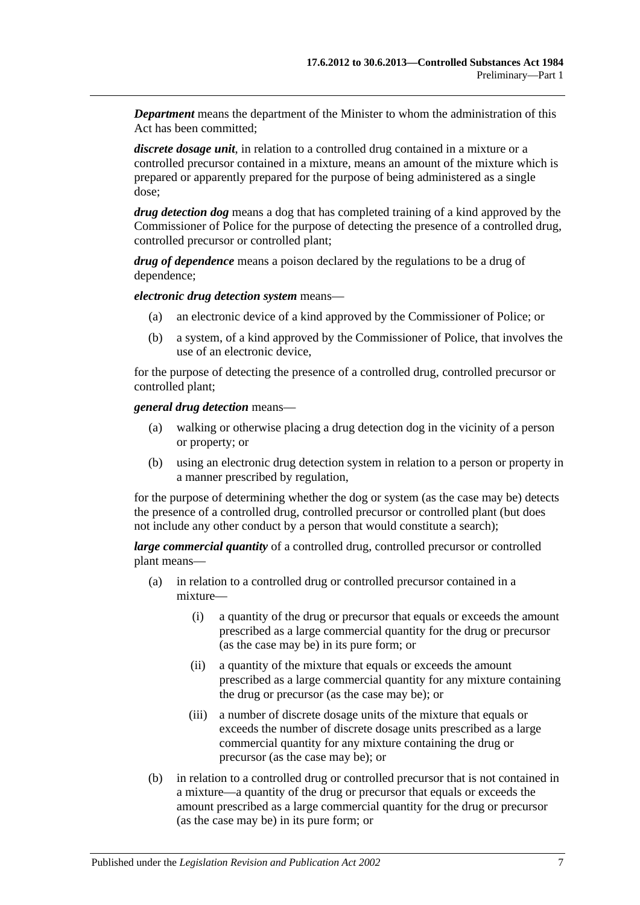***Department*** means the department of the Minister to whom the administration of this Act has been committed;

***discrete dosage unit***, in relation to a controlled drug contained in a mixture or a controlled precursor contained in a mixture, means an amount of the mixture which is prepared or apparently prepared for the purpose of being administered as a single dose;

***drug detection dog*** means a dog that has completed training of a kind approved by the Commissioner of Police for the purpose of detecting the presence of a controlled drug, controlled precursor or controlled plant;

***drug of dependence*** means a poison declared by the regulations to be a drug of dependence;

***electronic drug detection system*** means—

(a) an electronic device of a kind approved by the Commissioner of Police; or

(b) a system, of a kind approved by the Commissioner of Police, that involves the use of an electronic device,

for the purpose of detecting the presence of a controlled drug, controlled precursor or controlled plant;

***general drug detection*** means—

(a) walking or otherwise placing a drug detection dog in the vicinity of a person or property; or

(b) using an electronic drug detection system in relation to a person or property in a manner prescribed by regulation,

for the purpose of determining whether the dog or system (as the case may be) detects the presence of a controlled drug, controlled precursor or controlled plant (but does not include any other conduct by a person that would constitute a search);

***large commercial quantity*** of a controlled drug, controlled precursor or controlled plant means—

(a) in relation to a controlled drug or controlled precursor contained in a mixture—

(i) a quantity of the drug or precursor that equals or exceeds the amount prescribed as a large commercial quantity for the drug or precursor (as the case may be) in its pure form; or

(ii) a quantity of the mixture that equals or exceeds the amount prescribed as a large commercial quantity for any mixture containing the drug or precursor (as the case may be); or

(iii) a number of discrete dosage units of the mixture that equals or exceeds the number of discrete dosage units prescribed as a large commercial quantity for any mixture containing the drug or precursor (as the case may be); or

(b) in relation to a controlled drug or controlled precursor that is not contained in a mixture—a quantity of the drug or precursor that equals or exceeds the amount prescribed as a large commercial quantity for the drug or precursor (as the case may be) in its pure form; or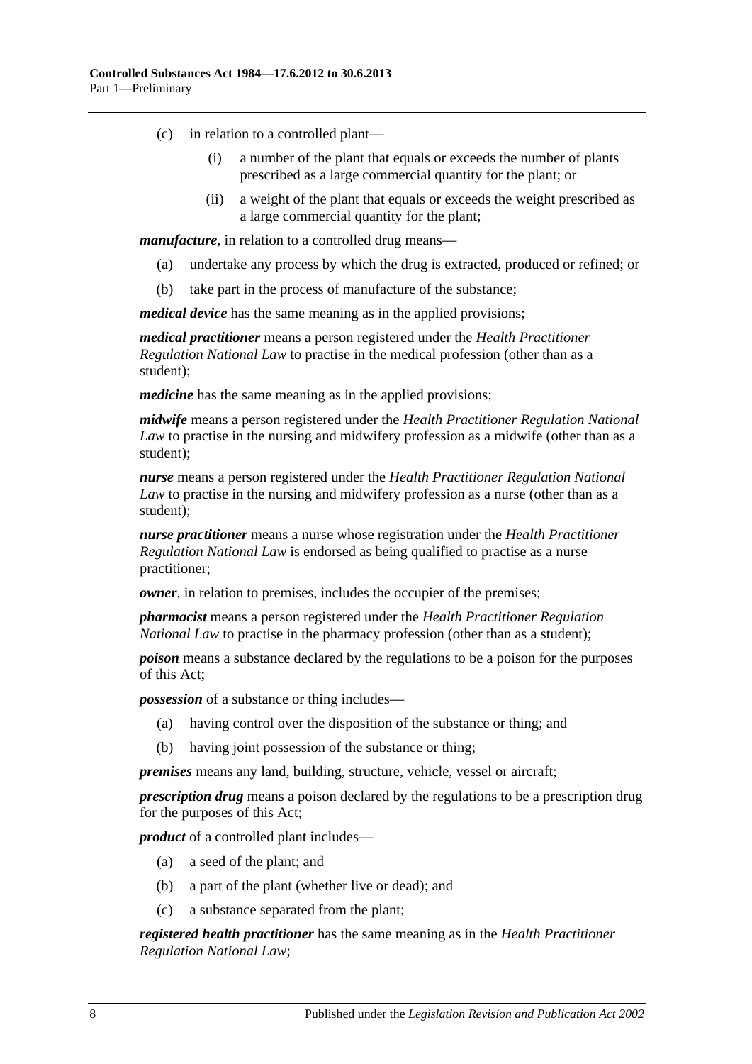(c) in relation to a controlled plant—

 (i) a number of the plant that equals or exceeds the number of plants prescribed as a large commercial quantity for the plant; or

 (ii) a weight of the plant that equals or exceeds the weight prescribed as a large commercial quantity for the plant;

***manufacture***, in relation to a controlled drug means—

(a) undertake any process by which the drug is extracted, produced or refined; or

(b) take part in the process of manufacture of the substance;

***medical device*** has the same meaning as in the applied provisions;

***medical practitioner*** means a person registered under the *Health Practitioner Regulation National Law* to practise in the medical profession (other than as a student);

***medicine*** has the same meaning as in the applied provisions;

***midwife*** means a person registered under the *Health Practitioner Regulation National Law* to practise in the nursing and midwifery profession as a midwife (other than as a student);

***nurse*** means a person registered under the *Health Practitioner Regulation National Law* to practise in the nursing and midwifery profession as a nurse (other than as a student);

***nurse practitioner*** means a nurse whose registration under the *Health Practitioner Regulation National Law* is endorsed as being qualified to practise as a nurse practitioner;

***owner***, in relation to premises, includes the occupier of the premises;

***pharmacist*** means a person registered under the *Health Practitioner Regulation National Law* to practise in the pharmacy profession (other than as a student);

***poison*** means a substance declared by the regulations to be a poison for the purposes of this Act;

***possession*** of a substance or thing includes—

(a) having control over the disposition of the substance or thing; and

(b) having joint possession of the substance or thing;

***premises*** means any land, building, structure, vehicle, vessel or aircraft;

***prescription drug*** means a poison declared by the regulations to be a prescription drug for the purposes of this Act;

***product*** of a controlled plant includes—

(a) a seed of the plant; and

(b) a part of the plant (whether live or dead); and

(c) a substance separated from the plant;

***registered health practitioner*** has the same meaning as in the *Health Practitioner Regulation National Law*;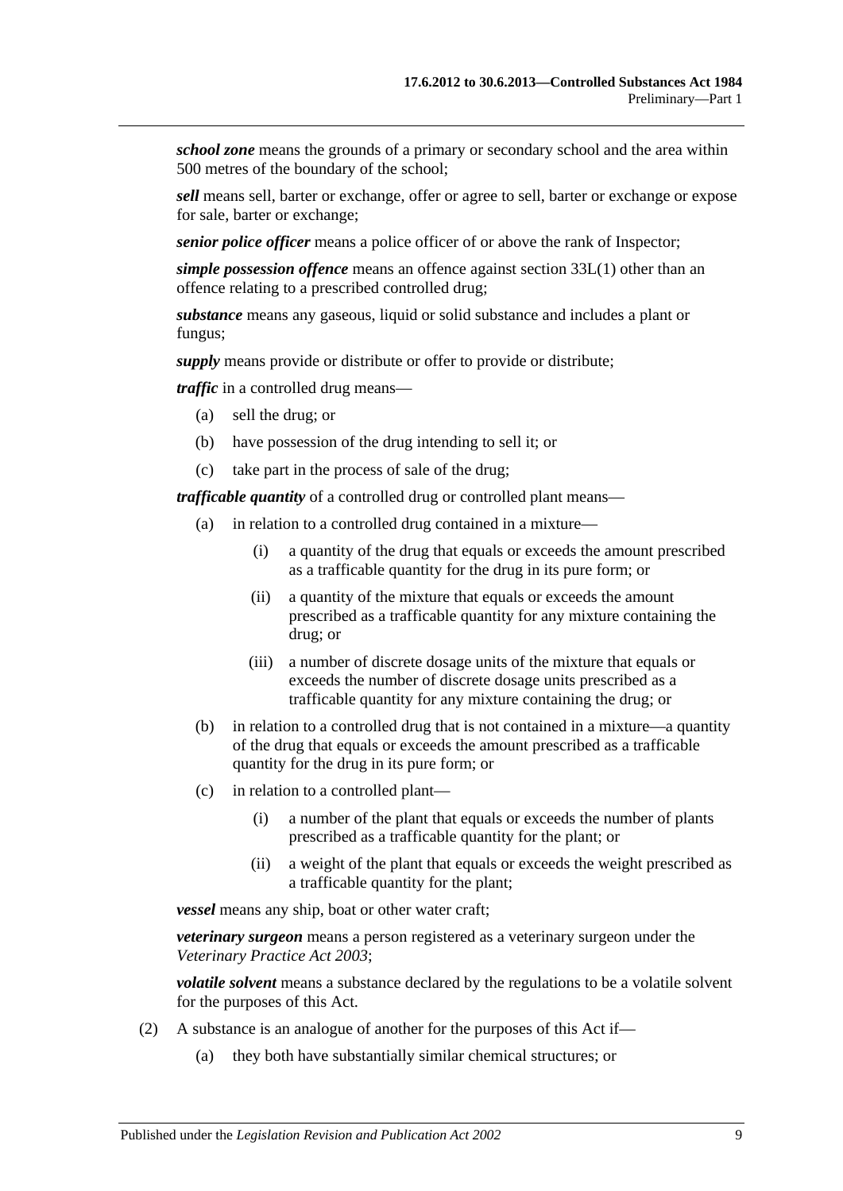***school zone*** means the grounds of a primary or secondary school and the area within 500 metres of the boundary of the school;

***sell*** means sell, barter or exchange, offer or agree to sell, barter or exchange or expose for sale, barter or exchange;

***senior police officer*** means a police officer of or above the rank of Inspector;

***simple possession offence*** means an offence against section 33L(1) other than an offence relating to a prescribed controlled drug;

***substance*** means any gaseous, liquid or solid substance and includes a plant or fungus;

***supply*** means provide or distribute or offer to provide or distribute;

***traffic*** in a controlled drug means—

- (a) sell the drug; or
- (b) have possession of the drug intending to sell it; or
- (c) take part in the process of sale of the drug;

***trafficable quantity*** of a controlled drug or controlled plant means—

- (a) in relation to a controlled drug contained in a mixture—
  - (i) a quantity of the drug that equals or exceeds the amount prescribed as a trafficable quantity for the drug in its pure form; or
  - (ii) a quantity of the mixture that equals or exceeds the amount prescribed as a trafficable quantity for any mixture containing the drug; or
  - (iii) a number of discrete dosage units of the mixture that equals or exceeds the number of discrete dosage units prescribed as a trafficable quantity for any mixture containing the drug; or
- (b) in relation to a controlled drug that is not contained in a mixture—a quantity of the drug that equals or exceeds the amount prescribed as a trafficable quantity for the drug in its pure form; or
- (c) in relation to a controlled plant—
  - (i) a number of the plant that equals or exceeds the number of plants prescribed as a trafficable quantity for the plant; or
  - (ii) a weight of the plant that equals or exceeds the weight prescribed as a trafficable quantity for the plant;

***vessel*** means any ship, boat or other water craft;

***veterinary surgeon*** means a person registered as a veterinary surgeon under the *Veterinary Practice Act 2003*;

***volatile solvent*** means a substance declared by the regulations to be a volatile solvent for the purposes of this Act.

(2) A substance is an analogue of another for the purposes of this Act if—

- (a) they both have substantially similar chemical structures; or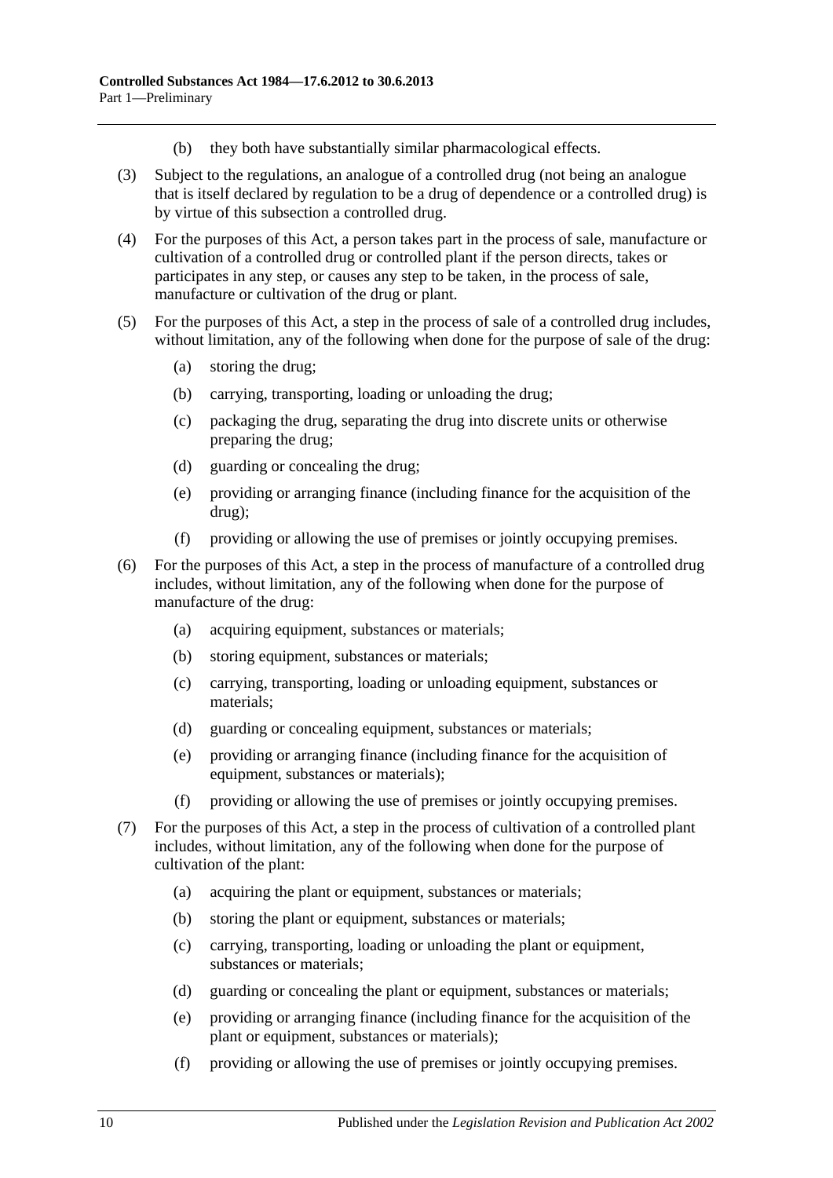(b) they both have substantially similar pharmacological effects.

(3) Subject to the regulations, an analogue of a controlled drug (not being an analogue that is itself declared by regulation to be a drug of dependence or a controlled drug) is by virtue of this subsection a controlled drug.

(4) For the purposes of this Act, a person takes part in the process of sale, manufacture or cultivation of a controlled drug or controlled plant if the person directs, takes or participates in any step, or causes any step to be taken, in the process of sale, manufacture or cultivation of the drug or plant.

(5) For the purposes of this Act, a step in the process of sale of a controlled drug includes, without limitation, any of the following when done for the purpose of sale of the drug:

- (a) storing the drug;
- (b) carrying, transporting, loading or unloading the drug;
- (c) packaging the drug, separating the drug into discrete units or otherwise preparing the drug;
- (d) guarding or concealing the drug;
- (e) providing or arranging finance (including finance for the acquisition of the drug);
- (f) providing or allowing the use of premises or jointly occupying premises.

(6) For the purposes of this Act, a step in the process of manufacture of a controlled drug includes, without limitation, any of the following when done for the purpose of manufacture of the drug:

- (a) acquiring equipment, substances or materials;
- (b) storing equipment, substances or materials;
- (c) carrying, transporting, loading or unloading equipment, substances or materials;
- (d) guarding or concealing equipment, substances or materials;
- (e) providing or arranging finance (including finance for the acquisition of equipment, substances or materials);
- (f) providing or allowing the use of premises or jointly occupying premises.

(7) For the purposes of this Act, a step in the process of cultivation of a controlled plant includes, without limitation, any of the following when done for the purpose of cultivation of the plant:

- (a) acquiring the plant or equipment, substances or materials;
- (b) storing the plant or equipment, substances or materials;
- (c) carrying, transporting, loading or unloading the plant or equipment, substances or materials;
- (d) guarding or concealing the plant or equipment, substances or materials;
- (e) providing or arranging finance (including finance for the acquisition of the plant or equipment, substances or materials);
- (f) providing or allowing the use of premises or jointly occupying premises.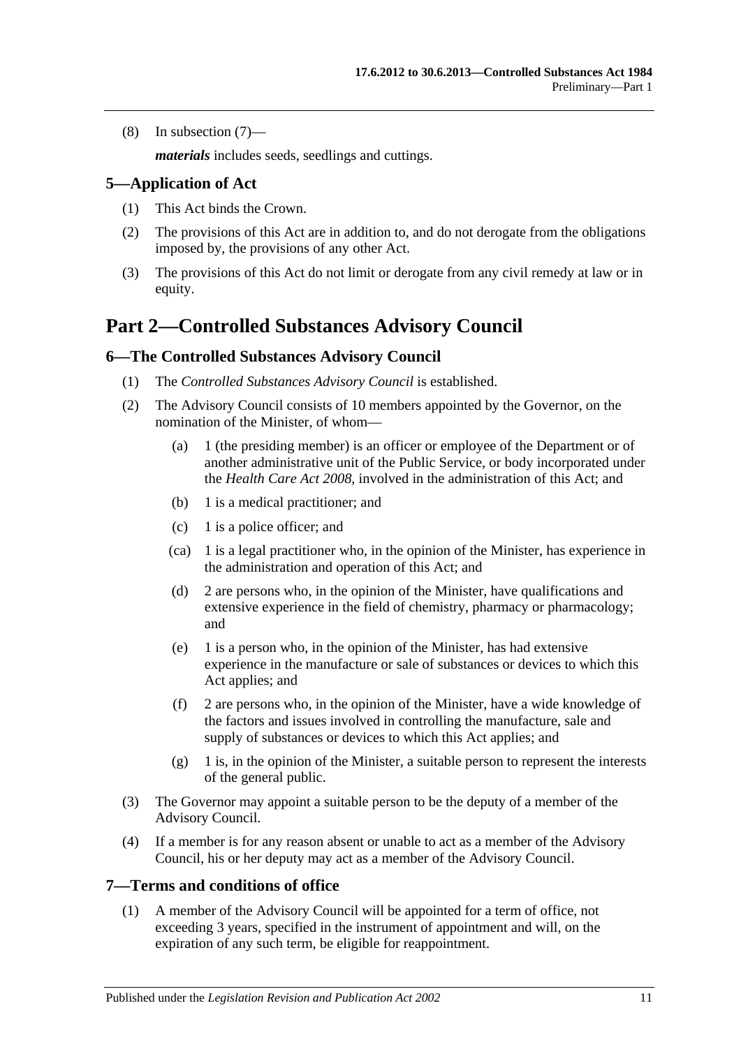(8) In subsection (7)—

*materials* includes seeds, seedlings and cuttings.

## 5—Application of Act

(1) This Act binds the Crown.

(2) The provisions of this Act are in addition to, and do not derogate from the obligations imposed by, the provisions of any other Act.

(3) The provisions of this Act do not limit or derogate from any civil remedy at law or in equity.

# Part 2—Controlled Substances Advisory Council

## 6—The Controlled Substances Advisory Council

(1) The *Controlled Substances Advisory Council* is established.

(2) The Advisory Council consists of 10 members appointed by the Governor, on the nomination of the Minister, of whom—

- (a) 1 (the presiding member) is an officer or employee of the Department or of another administrative unit of the Public Service, or body incorporated under the *Health Care Act 2008*, involved in the administration of this Act; and
- (b) 1 is a medical practitioner; and
- (c) 1 is a police officer; and
- (ca) 1 is a legal practitioner who, in the opinion of the Minister, has experience in the administration and operation of this Act; and
- (d) 2 are persons who, in the opinion of the Minister, have qualifications and extensive experience in the field of chemistry, pharmacy or pharmacology; and
- (e) 1 is a person who, in the opinion of the Minister, has had extensive experience in the manufacture or sale of substances or devices to which this Act applies; and
- (f) 2 are persons who, in the opinion of the Minister, have a wide knowledge of the factors and issues involved in controlling the manufacture, sale and supply of substances or devices to which this Act applies; and
- (g) 1 is, in the opinion of the Minister, a suitable person to represent the interests of the general public.

(3) The Governor may appoint a suitable person to be the deputy of a member of the Advisory Council.

(4) If a member is for any reason absent or unable to act as a member of the Advisory Council, his or her deputy may act as a member of the Advisory Council.

## 7—Terms and conditions of office

(1) A member of the Advisory Council will be appointed for a term of office, not exceeding 3 years, specified in the instrument of appointment and will, on the expiration of any such term, be eligible for reappointment.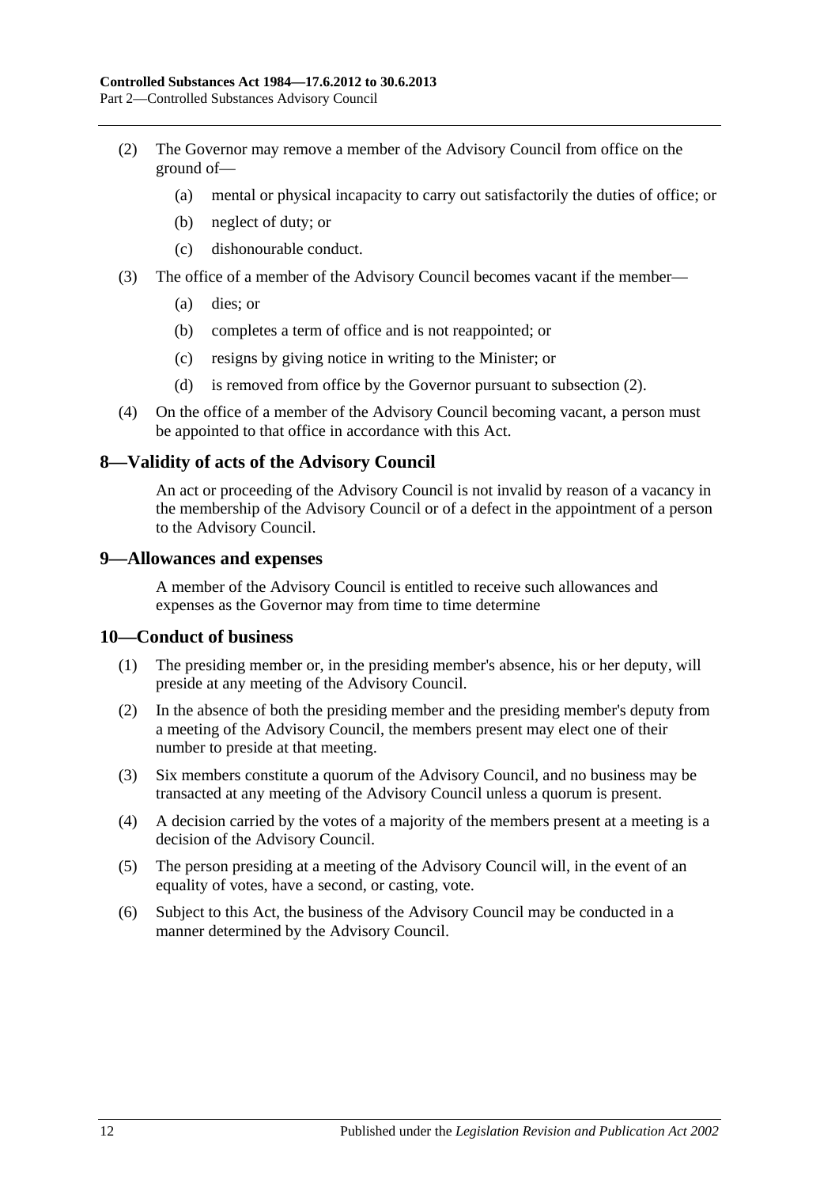(2) The Governor may remove a member of the Advisory Council from office on the ground of—

(a) mental or physical incapacity to carry out satisfactorily the duties of office; or

(b) neglect of duty; or

(c) dishonourable conduct.

(3) The office of a member of the Advisory Council becomes vacant if the member—

(a) dies; or

(b) completes a term of office and is not reappointed; or

(c) resigns by giving notice in writing to the Minister; or

(d) is removed from office by the Governor pursuant to subsection (2).

(4) On the office of a member of the Advisory Council becoming vacant, a person must be appointed to that office in accordance with this Act.

## 8—Validity of acts of the Advisory Council

An act or proceeding of the Advisory Council is not invalid by reason of a vacancy in the membership of the Advisory Council or of a defect in the appointment of a person to the Advisory Council.

## 9—Allowances and expenses

A member of the Advisory Council is entitled to receive such allowances and expenses as the Governor may from time to time determine

## 10—Conduct of business

(1) The presiding member or, in the presiding member's absence, his or her deputy, will preside at any meeting of the Advisory Council.

(2) In the absence of both the presiding member and the presiding member's deputy from a meeting of the Advisory Council, the members present may elect one of their number to preside at that meeting.

(3) Six members constitute a quorum of the Advisory Council, and no business may be transacted at any meeting of the Advisory Council unless a quorum is present.

(4) A decision carried by the votes of a majority of the members present at a meeting is a decision of the Advisory Council.

(5) The person presiding at a meeting of the Advisory Council will, in the event of an equality of votes, have a second, or casting, vote.

(6) Subject to this Act, the business of the Advisory Council may be conducted in a manner determined by the Advisory Council.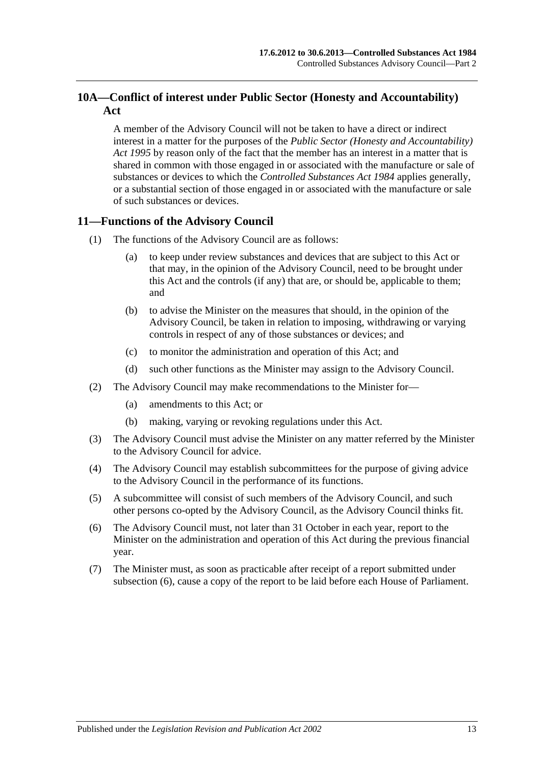## 10A—Conflict of interest under Public Sector (Honesty and Accountability) Act

A member of the Advisory Council will not be taken to have a direct or indirect interest in a matter for the purposes of the *Public Sector (Honesty and Accountability) Act 1995* by reason only of the fact that the member has an interest in a matter that is shared in common with those engaged in or associated with the manufacture or sale of substances or devices to which the *Controlled Substances Act 1984* applies generally, or a substantial section of those engaged in or associated with the manufacture or sale of such substances or devices.

## 11—Functions of the Advisory Council

(1) The functions of the Advisory Council are as follows:

- (a) to keep under review substances and devices that are subject to this Act or that may, in the opinion of the Advisory Council, need to be brought under this Act and the controls (if any) that are, or should be, applicable to them; and
- (b) to advise the Minister on the measures that should, in the opinion of the Advisory Council, be taken in relation to imposing, withdrawing or varying controls in respect of any of those substances or devices; and
- (c) to monitor the administration and operation of this Act; and
- (d) such other functions as the Minister may assign to the Advisory Council.

(2) The Advisory Council may make recommendations to the Minister for—

- (a) amendments to this Act; or
- (b) making, varying or revoking regulations under this Act.

(3) The Advisory Council must advise the Minister on any matter referred by the Minister to the Advisory Council for advice.

(4) The Advisory Council may establish subcommittees for the purpose of giving advice to the Advisory Council in the performance of its functions.

(5) A subcommittee will consist of such members of the Advisory Council, and such other persons co-opted by the Advisory Council, as the Advisory Council thinks fit.

(6) The Advisory Council must, not later than 31 October in each year, report to the Minister on the administration and operation of this Act during the previous financial year.

(7) The Minister must, as soon as practicable after receipt of a report submitted under subsection (6), cause a copy of the report to be laid before each House of Parliament.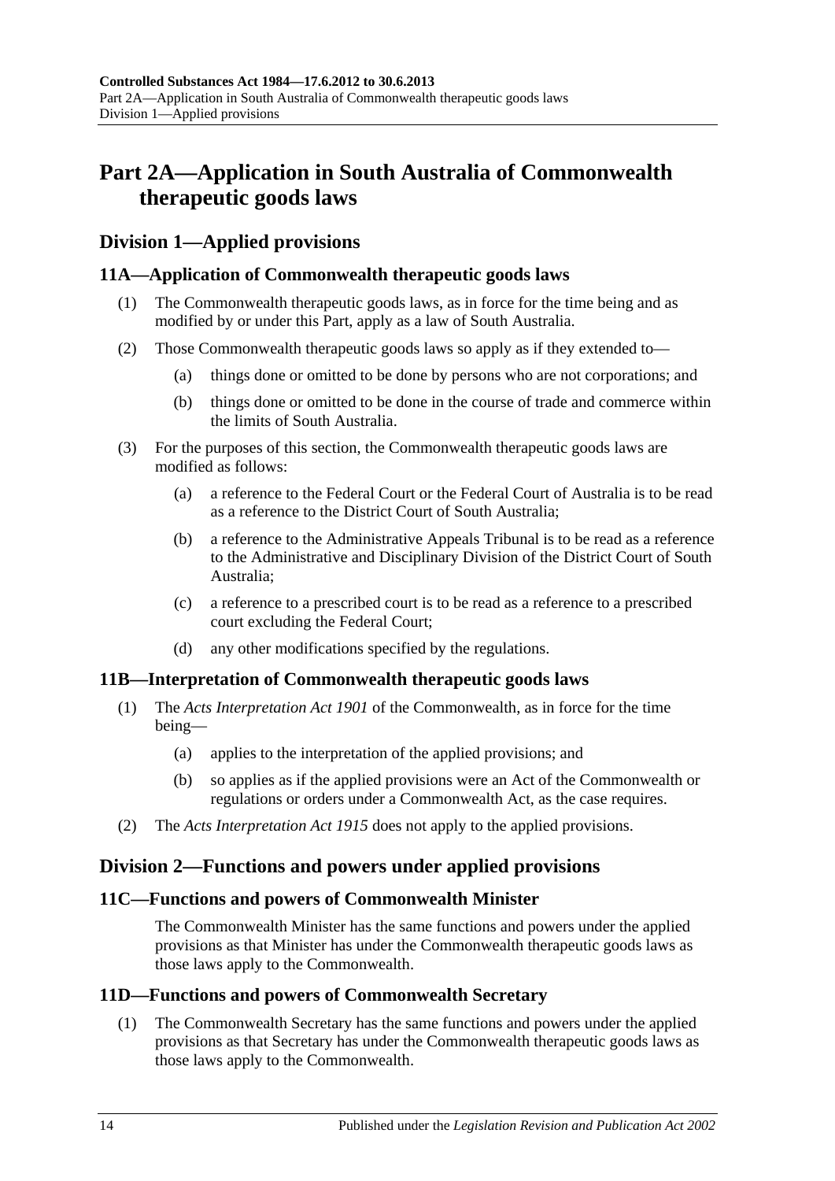# Part 2A—Application in South Australia of Commonwealth therapeutic goods laws

## Division 1—Applied provisions

### 11A—Application of Commonwealth therapeutic goods laws

(1) The Commonwealth therapeutic goods laws, as in force for the time being and as modified by or under this Part, apply as a law of South Australia.

(2) Those Commonwealth therapeutic goods laws so apply as if they extended to—

- (a) things done or omitted to be done by persons who are not corporations; and
- (b) things done or omitted to be done in the course of trade and commerce within the limits of South Australia.

(3) For the purposes of this section, the Commonwealth therapeutic goods laws are modified as follows:

- (a) a reference to the Federal Court or the Federal Court of Australia is to be read as a reference to the District Court of South Australia;
- (b) a reference to the Administrative Appeals Tribunal is to be read as a reference to the Administrative and Disciplinary Division of the District Court of South Australia;
- (c) a reference to a prescribed court is to be read as a reference to a prescribed court excluding the Federal Court;
- (d) any other modifications specified by the regulations.

### 11B—Interpretation of Commonwealth therapeutic goods laws

(1) The *Acts Interpretation Act 1901* of the Commonwealth, as in force for the time being—

- (a) applies to the interpretation of the applied provisions; and
- (b) so applies as if the applied provisions were an Act of the Commonwealth or regulations or orders under a Commonwealth Act, as the case requires.

(2) The *Acts Interpretation Act 1915* does not apply to the applied provisions.

## Division 2—Functions and powers under applied provisions

### 11C—Functions and powers of Commonwealth Minister

The Commonwealth Minister has the same functions and powers under the applied provisions as that Minister has under the Commonwealth therapeutic goods laws as those laws apply to the Commonwealth.

### 11D—Functions and powers of Commonwealth Secretary

(1) The Commonwealth Secretary has the same functions and powers under the applied provisions as that Secretary has under the Commonwealth therapeutic goods laws as those laws apply to the Commonwealth.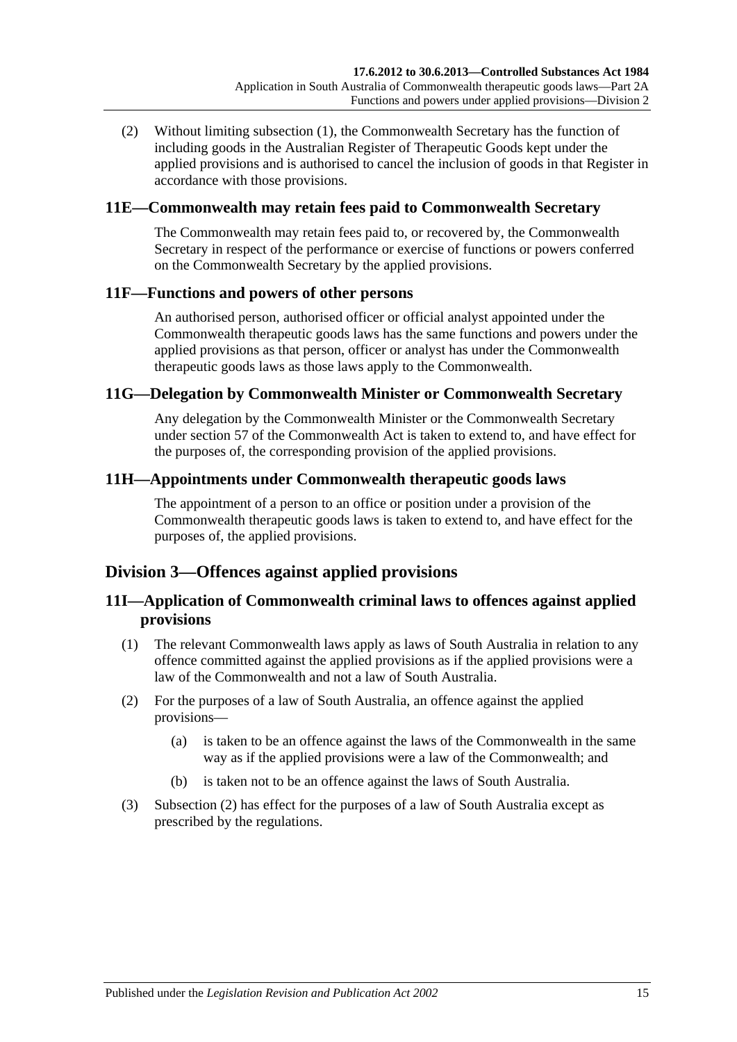(2) Without limiting subsection (1), the Commonwealth Secretary has the function of including goods in the Australian Register of Therapeutic Goods kept under the applied provisions and is authorised to cancel the inclusion of goods in that Register in accordance with those provisions.

### 11E—Commonwealth may retain fees paid to Commonwealth Secretary

The Commonwealth may retain fees paid to, or recovered by, the Commonwealth Secretary in respect of the performance or exercise of functions or powers conferred on the Commonwealth Secretary by the applied provisions.

### 11F—Functions and powers of other persons

An authorised person, authorised officer or official analyst appointed under the Commonwealth therapeutic goods laws has the same functions and powers under the applied provisions as that person, officer or analyst has under the Commonwealth therapeutic goods laws as those laws apply to the Commonwealth.

### 11G—Delegation by Commonwealth Minister or Commonwealth Secretary

Any delegation by the Commonwealth Minister or the Commonwealth Secretary under section 57 of the Commonwealth Act is taken to extend to, and have effect for the purposes of, the corresponding provision of the applied provisions.

### 11H—Appointments under Commonwealth therapeutic goods laws

The appointment of a person to an office or position under a provision of the Commonwealth therapeutic goods laws is taken to extend to, and have effect for the purposes of, the applied provisions.

## Division 3—Offences against applied provisions

### 11I—Application of Commonwealth criminal laws to offences against applied provisions

(1) The relevant Commonwealth laws apply as laws of South Australia in relation to any offence committed against the applied provisions as if the applied provisions were a law of the Commonwealth and not a law of South Australia.

(2) For the purposes of a law of South Australia, an offence against the applied provisions—

(a) is taken to be an offence against the laws of the Commonwealth in the same way as if the applied provisions were a law of the Commonwealth; and

(b) is taken not to be an offence against the laws of South Australia.

(3) Subsection (2) has effect for the purposes of a law of South Australia except as prescribed by the regulations.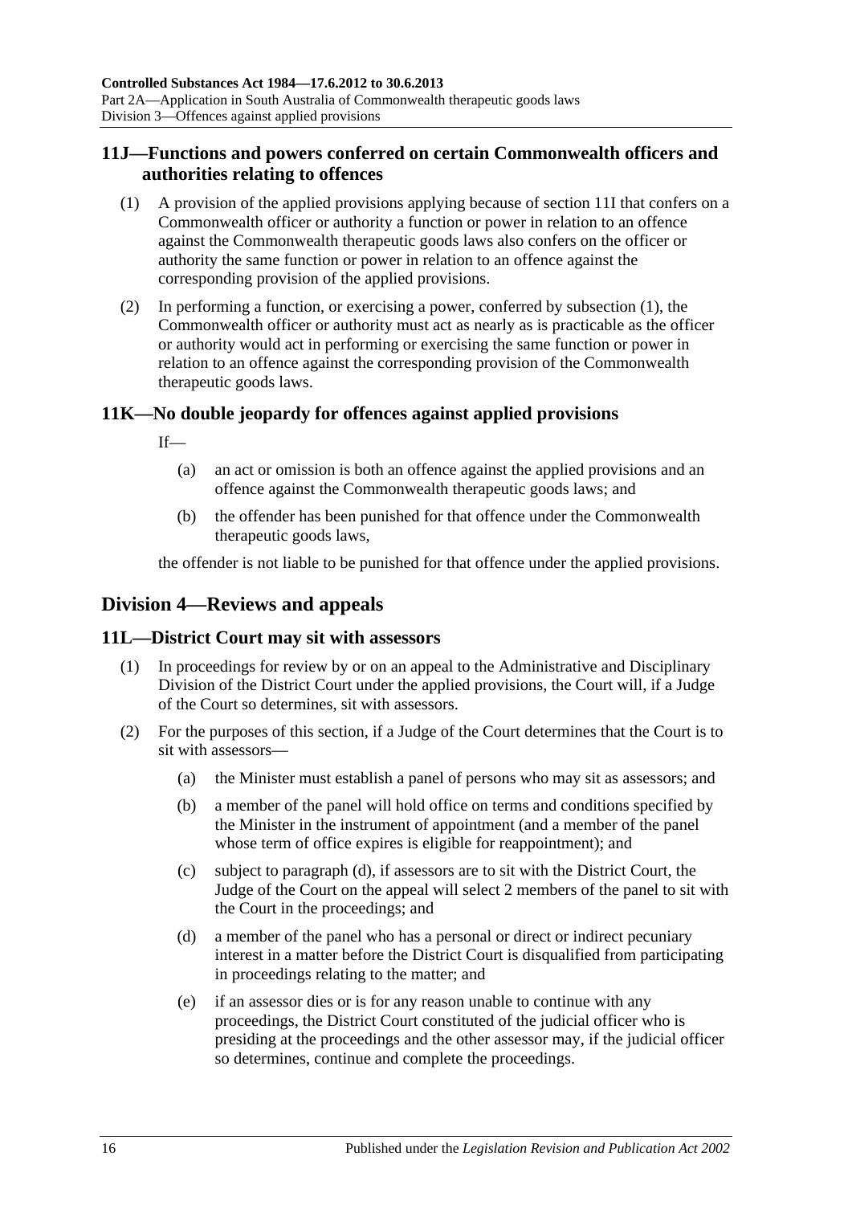## 11J—Functions and powers conferred on certain Commonwealth officers and authorities relating to offences

(1) A provision of the applied provisions applying because of section 11I that confers on a Commonwealth officer or authority a function or power in relation to an offence against the Commonwealth therapeutic goods laws also confers on the officer or authority the same function or power in relation to an offence against the corresponding provision of the applied provisions.

(2) In performing a function, or exercising a power, conferred by subsection (1), the Commonwealth officer or authority must act as nearly as is practicable as the officer or authority would act in performing or exercising the same function or power in relation to an offence against the corresponding provision of the Commonwealth therapeutic goods laws.

## 11K—No double jeopardy for offences against applied provisions

If—

(a) an act or omission is both an offence against the applied provisions and an offence against the Commonwealth therapeutic goods laws; and

(b) the offender has been punished for that offence under the Commonwealth therapeutic goods laws,

the offender is not liable to be punished for that offence under the applied provisions.

# Division 4—Reviews and appeals

## 11L—District Court may sit with assessors

(1) In proceedings for review by or on an appeal to the Administrative and Disciplinary Division of the District Court under the applied provisions, the Court will, if a Judge of the Court so determines, sit with assessors.

(2) For the purposes of this section, if a Judge of the Court determines that the Court is to sit with assessors—

(a) the Minister must establish a panel of persons who may sit as assessors; and

(b) a member of the panel will hold office on terms and conditions specified by the Minister in the instrument of appointment (and a member of the panel whose term of office expires is eligible for reappointment); and

(c) subject to paragraph (d), if assessors are to sit with the District Court, the Judge of the Court on the appeal will select 2 members of the panel to sit with the Court in the proceedings; and

(d) a member of the panel who has a personal or direct or indirect pecuniary interest in a matter before the District Court is disqualified from participating in proceedings relating to the matter; and

(e) if an assessor dies or is for any reason unable to continue with any proceedings, the District Court constituted of the judicial officer who is presiding at the proceedings and the other assessor may, if the judicial officer so determines, continue and complete the proceedings.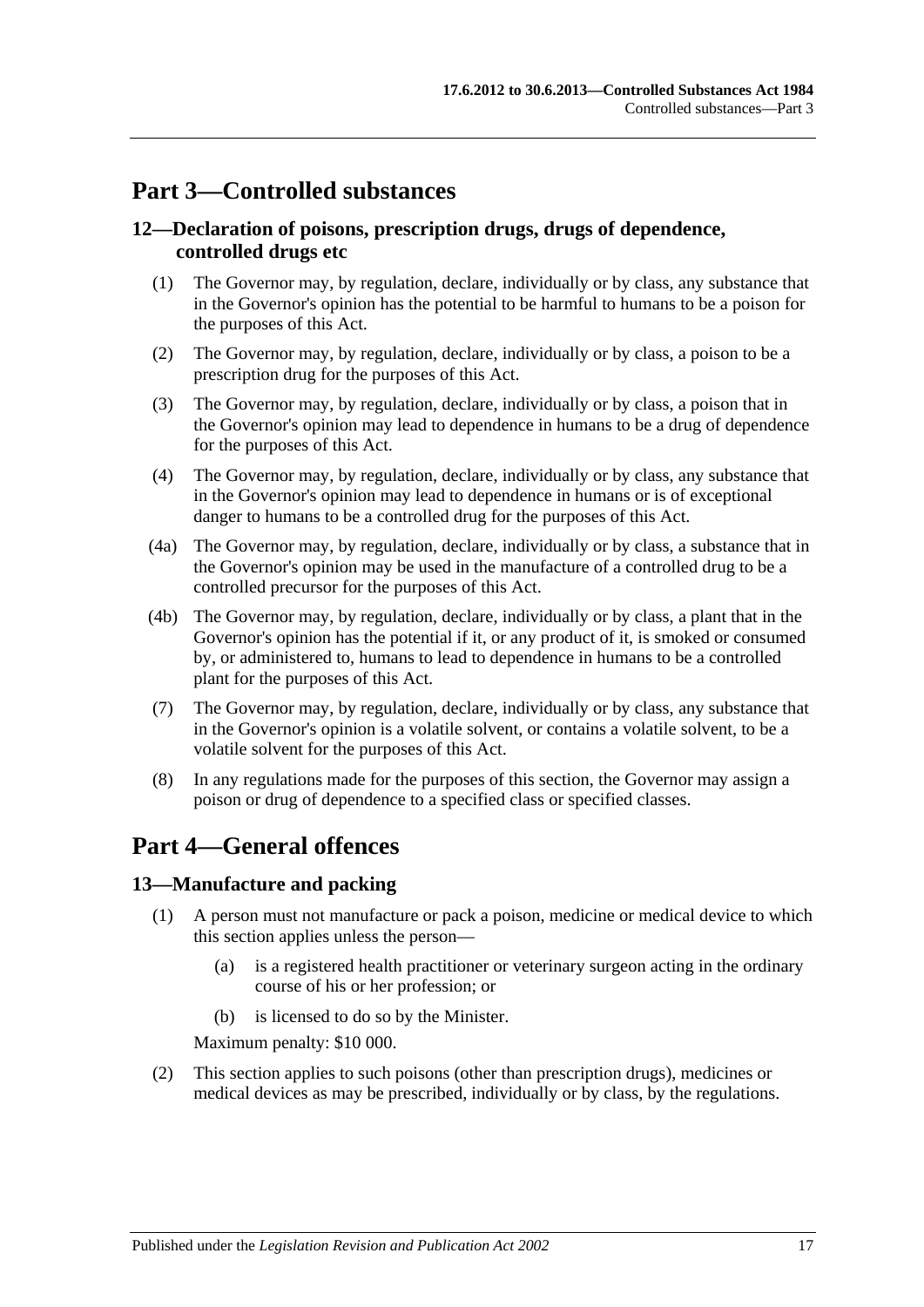# Part 3—Controlled substances

## 12—Declaration of poisons, prescription drugs, drugs of dependence, controlled drugs etc

(1) The Governor may, by regulation, declare, individually or by class, any substance that in the Governor's opinion has the potential to be harmful to humans to be a poison for the purposes of this Act.

(2) The Governor may, by regulation, declare, individually or by class, a poison to be a prescription drug for the purposes of this Act.

(3) The Governor may, by regulation, declare, individually or by class, a poison that in the Governor's opinion may lead to dependence in humans to be a drug of dependence for the purposes of this Act.

(4) The Governor may, by regulation, declare, individually or by class, any substance that in the Governor's opinion may lead to dependence in humans or is of exceptional danger to humans to be a controlled drug for the purposes of this Act.

(4a) The Governor may, by regulation, declare, individually or by class, a substance that in the Governor's opinion may be used in the manufacture of a controlled drug to be a controlled precursor for the purposes of this Act.

(4b) The Governor may, by regulation, declare, individually or by class, a plant that in the Governor's opinion has the potential if it, or any product of it, is smoked or consumed by, or administered to, humans to lead to dependence in humans to be a controlled plant for the purposes of this Act.

(7) The Governor may, by regulation, declare, individually or by class, any substance that in the Governor's opinion is a volatile solvent, or contains a volatile solvent, to be a volatile solvent for the purposes of this Act.

(8) In any regulations made for the purposes of this section, the Governor may assign a poison or drug of dependence to a specified class or specified classes.

# Part 4—General offences

## 13—Manufacture and packing

(1) A person must not manufacture or pack a poison, medicine or medical device to which this section applies unless the person—

  (a) is a registered health practitioner or veterinary surgeon acting in the ordinary course of his or her profession; or

  (b) is licensed to do so by the Minister.

Maximum penalty: $10 000.

(2) This section applies to such poisons (other than prescription drugs), medicines or medical devices as may be prescribed, individually or by class, by the regulations.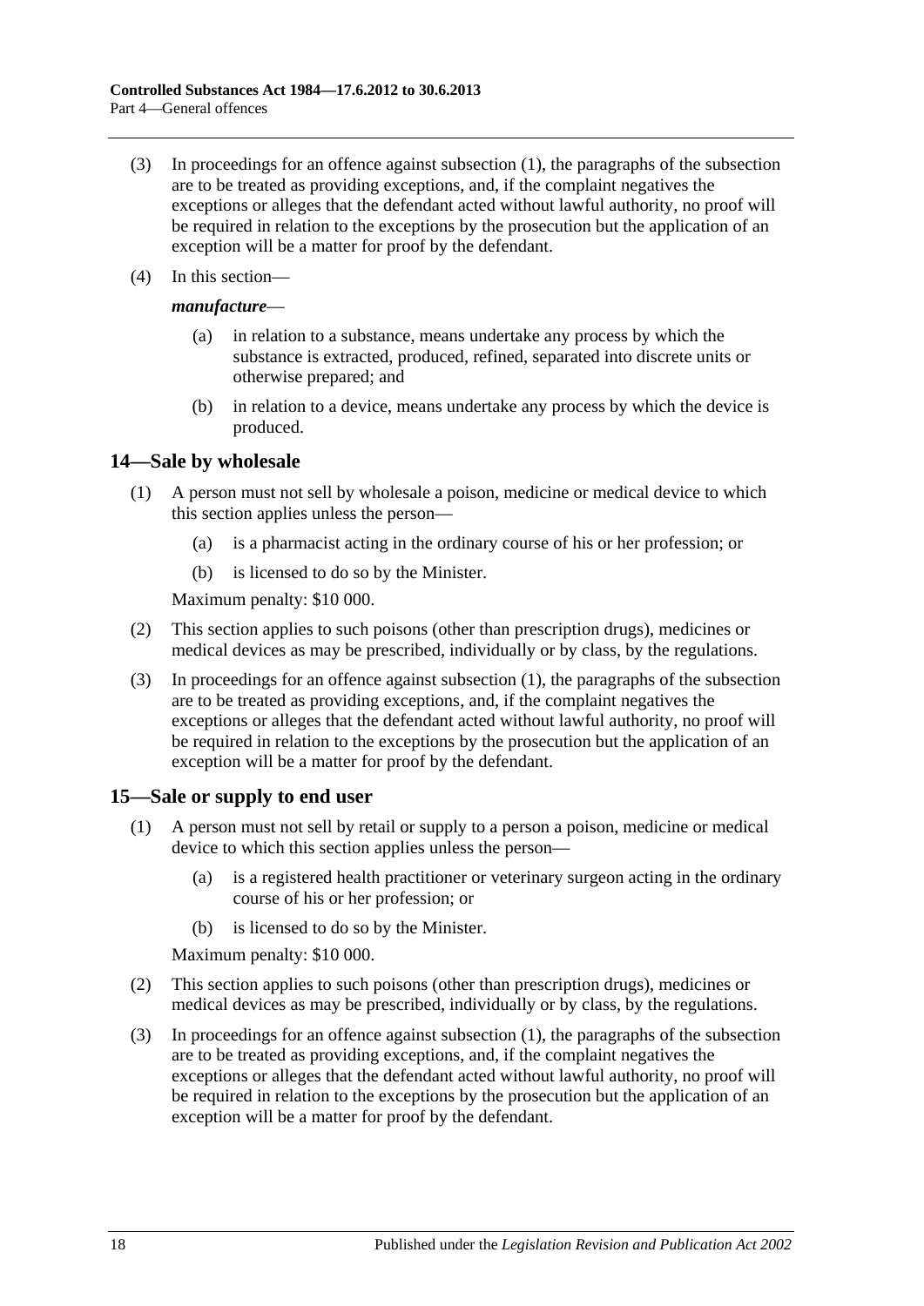(3) In proceedings for an offence against subsection (1), the paragraphs of the subsection are to be treated as providing exceptions, and, if the complaint negatives the exceptions or alleges that the defendant acted without lawful authority, no proof will be required in relation to the exceptions by the prosecution but the application of an exception will be a matter for proof by the defendant.

(4) In this section—

***manufacture***—

(a) in relation to a substance, means undertake any process by which the substance is extracted, produced, refined, separated into discrete units or otherwise prepared; and

(b) in relation to a device, means undertake any process by which the device is produced.

## 14—Sale by wholesale

(1) A person must not sell by wholesale a poison, medicine or medical device to which this section applies unless the person—

(a) is a pharmacist acting in the ordinary course of his or her profession; or

(b) is licensed to do so by the Minister.

Maximum penalty: $10 000.

(2) This section applies to such poisons (other than prescription drugs), medicines or medical devices as may be prescribed, individually or by class, by the regulations.

(3) In proceedings for an offence against subsection (1), the paragraphs of the subsection are to be treated as providing exceptions, and, if the complaint negatives the exceptions or alleges that the defendant acted without lawful authority, no proof will be required in relation to the exceptions by the prosecution but the application of an exception will be a matter for proof by the defendant.

## 15—Sale or supply to end user

(1) A person must not sell by retail or supply to a person a poison, medicine or medical device to which this section applies unless the person—

(a) is a registered health practitioner or veterinary surgeon acting in the ordinary course of his or her profession; or

(b) is licensed to do so by the Minister.

Maximum penalty: $10 000.

(2) This section applies to such poisons (other than prescription drugs), medicines or medical devices as may be prescribed, individually or by class, by the regulations.

(3) In proceedings for an offence against subsection (1), the paragraphs of the subsection are to be treated as providing exceptions, and, if the complaint negatives the exceptions or alleges that the defendant acted without lawful authority, no proof will be required in relation to the exceptions by the prosecution but the application of an exception will be a matter for proof by the defendant.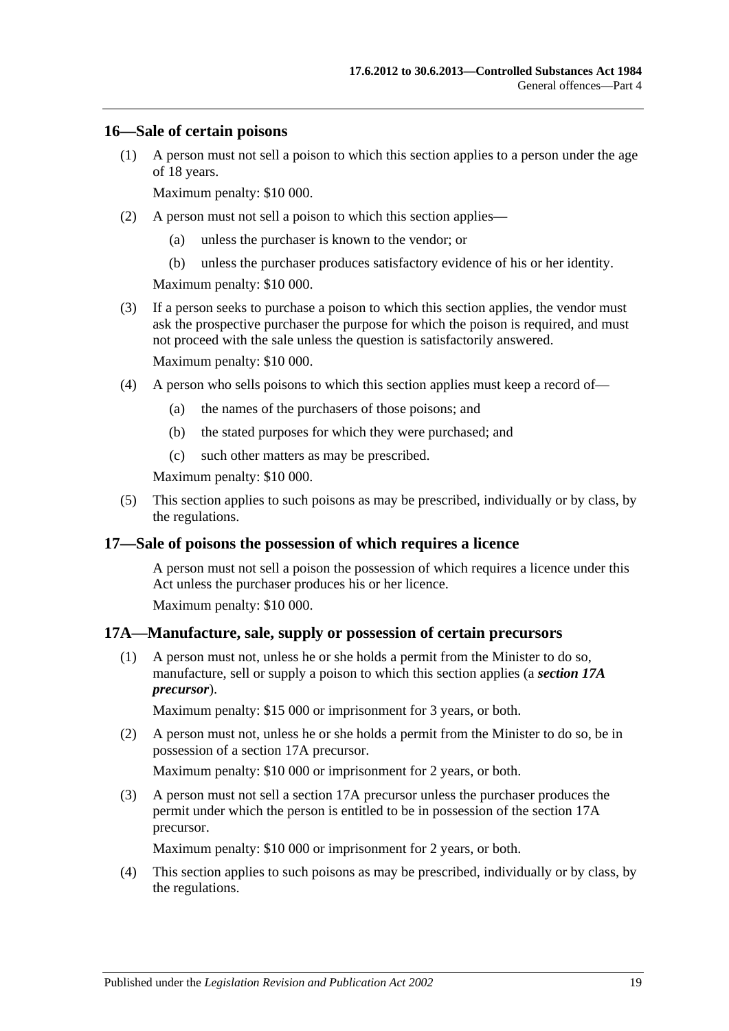## 16—Sale of certain poisons

(1) A person must not sell a poison to which this section applies to a person under the age of 18 years.

Maximum penalty: $10 000.

(2) A person must not sell a poison to which this section applies—

  (a) unless the purchaser is known to the vendor; or

  (b) unless the purchaser produces satisfactory evidence of his or her identity.

Maximum penalty: $10 000.

(3) If a person seeks to purchase a poison to which this section applies, the vendor must ask the prospective purchaser the purpose for which the poison is required, and must not proceed with the sale unless the question is satisfactorily answered.

Maximum penalty: $10 000.

(4) A person who sells poisons to which this section applies must keep a record of—

  (a) the names of the purchasers of those poisons; and

  (b) the stated purposes for which they were purchased; and

  (c) such other matters as may be prescribed.

Maximum penalty: $10 000.

(5) This section applies to such poisons as may be prescribed, individually or by class, by the regulations.

## 17—Sale of poisons the possession of which requires a licence

A person must not sell a poison the possession of which requires a licence under this Act unless the purchaser produces his or her licence.

Maximum penalty: $10 000.

## 17A—Manufacture, sale, supply or possession of certain precursors

(1) A person must not, unless he or she holds a permit from the Minister to do so, manufacture, sell or supply a poison to which this section applies (a ***section 17A precursor***).

Maximum penalty: $15 000 or imprisonment for 3 years, or both.

(2) A person must not, unless he or she holds a permit from the Minister to do so, be in possession of a section 17A precursor.

Maximum penalty: $10 000 or imprisonment for 2 years, or both.

(3) A person must not sell a section 17A precursor unless the purchaser produces the permit under which the person is entitled to be in possession of the section 17A precursor.

Maximum penalty: $10 000 or imprisonment for 2 years, or both.

(4) This section applies to such poisons as may be prescribed, individually or by class, by the regulations.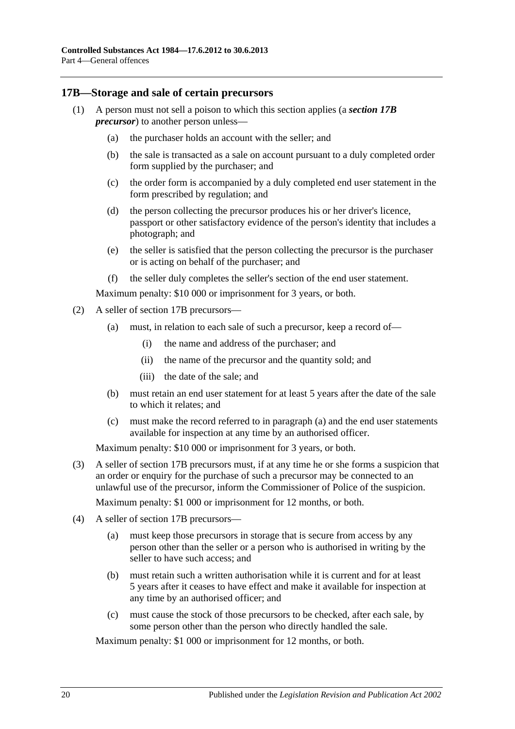## 17B—Storage and sale of certain precursors

(1) A person must not sell a poison to which this section applies (a ***section 17B precursor***) to another person unless—

- (a) the purchaser holds an account with the seller; and
- (b) the sale is transacted as a sale on account pursuant to a duly completed order form supplied by the purchaser; and
- (c) the order form is accompanied by a duly completed end user statement in the form prescribed by regulation; and
- (d) the person collecting the precursor produces his or her driver's licence, passport or other satisfactory evidence of the person's identity that includes a photograph; and
- (e) the seller is satisfied that the person collecting the precursor is the purchaser or is acting on behalf of the purchaser; and
- (f) the seller duly completes the seller's section of the end user statement.

Maximum penalty: $10 000 or imprisonment for 3 years, or both.

(2) A seller of section 17B precursors—

- (a) must, in relation to each sale of such a precursor, keep a record of—
  - (i) the name and address of the purchaser; and
  - (ii) the name of the precursor and the quantity sold; and
  - (iii) the date of the sale; and
- (b) must retain an end user statement for at least 5 years after the date of the sale to which it relates; and
- (c) must make the record referred to in paragraph (a) and the end user statements available for inspection at any time by an authorised officer.

Maximum penalty: $10 000 or imprisonment for 3 years, or both.

(3) A seller of section 17B precursors must, if at any time he or she forms a suspicion that an order or enquiry for the purchase of such a precursor may be connected to an unlawful use of the precursor, inform the Commissioner of Police of the suspicion.

Maximum penalty: $1 000 or imprisonment for 12 months, or both.

(4) A seller of section 17B precursors—

- (a) must keep those precursors in storage that is secure from access by any person other than the seller or a person who is authorised in writing by the seller to have such access; and
- (b) must retain such a written authorisation while it is current and for at least 5 years after it ceases to have effect and make it available for inspection at any time by an authorised officer; and
- (c) must cause the stock of those precursors to be checked, after each sale, by some person other than the person who directly handled the sale.

Maximum penalty: $1 000 or imprisonment for 12 months, or both.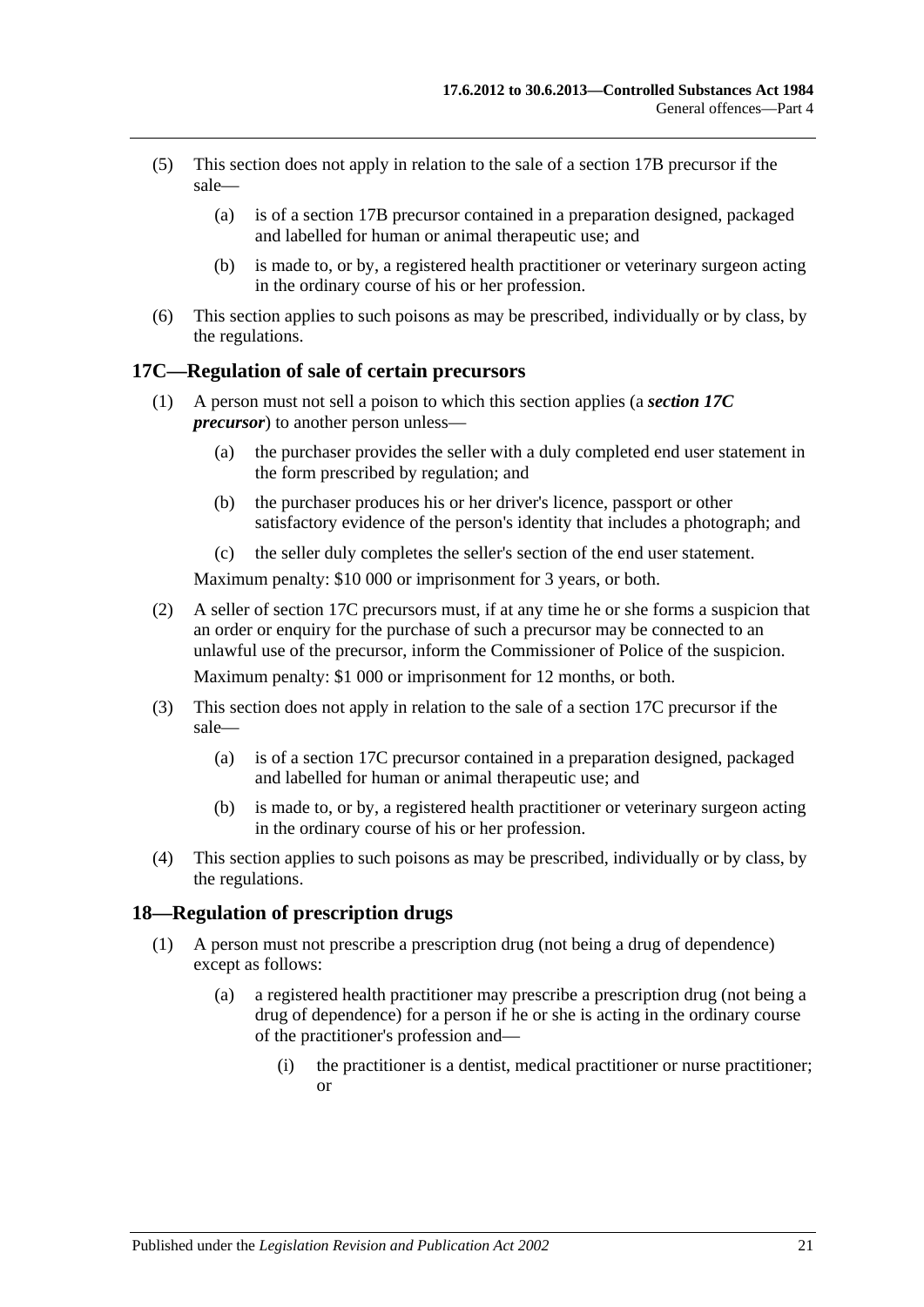(5) This section does not apply in relation to the sale of a section 17B precursor if the sale—

(a) is of a section 17B precursor contained in a preparation designed, packaged and labelled for human or animal therapeutic use; and

(b) is made to, or by, a registered health practitioner or veterinary surgeon acting in the ordinary course of his or her profession.

(6) This section applies to such poisons as may be prescribed, individually or by class, by the regulations.

## 17C—Regulation of sale of certain precursors

(1) A person must not sell a poison to which this section applies (a ***section 17C precursor***) to another person unless—

(a) the purchaser provides the seller with a duly completed end user statement in the form prescribed by regulation; and

(b) the purchaser produces his or her driver's licence, passport or other satisfactory evidence of the person's identity that includes a photograph; and

(c) the seller duly completes the seller's section of the end user statement.

Maximum penalty: $10 000 or imprisonment for 3 years, or both.

(2) A seller of section 17C precursors must, if at any time he or she forms a suspicion that an order or enquiry for the purchase of such a precursor may be connected to an unlawful use of the precursor, inform the Commissioner of Police of the suspicion.

Maximum penalty: $1 000 or imprisonment for 12 months, or both.

(3) This section does not apply in relation to the sale of a section 17C precursor if the sale—

(a) is of a section 17C precursor contained in a preparation designed, packaged and labelled for human or animal therapeutic use; and

(b) is made to, or by, a registered health practitioner or veterinary surgeon acting in the ordinary course of his or her profession.

(4) This section applies to such poisons as may be prescribed, individually or by class, by the regulations.

## 18—Regulation of prescription drugs

(1) A person must not prescribe a prescription drug (not being a drug of dependence) except as follows:

(a) a registered health practitioner may prescribe a prescription drug (not being a drug of dependence) for a person if he or she is acting in the ordinary course of the practitioner's profession and—

(i) the practitioner is a dentist, medical practitioner or nurse practitioner; or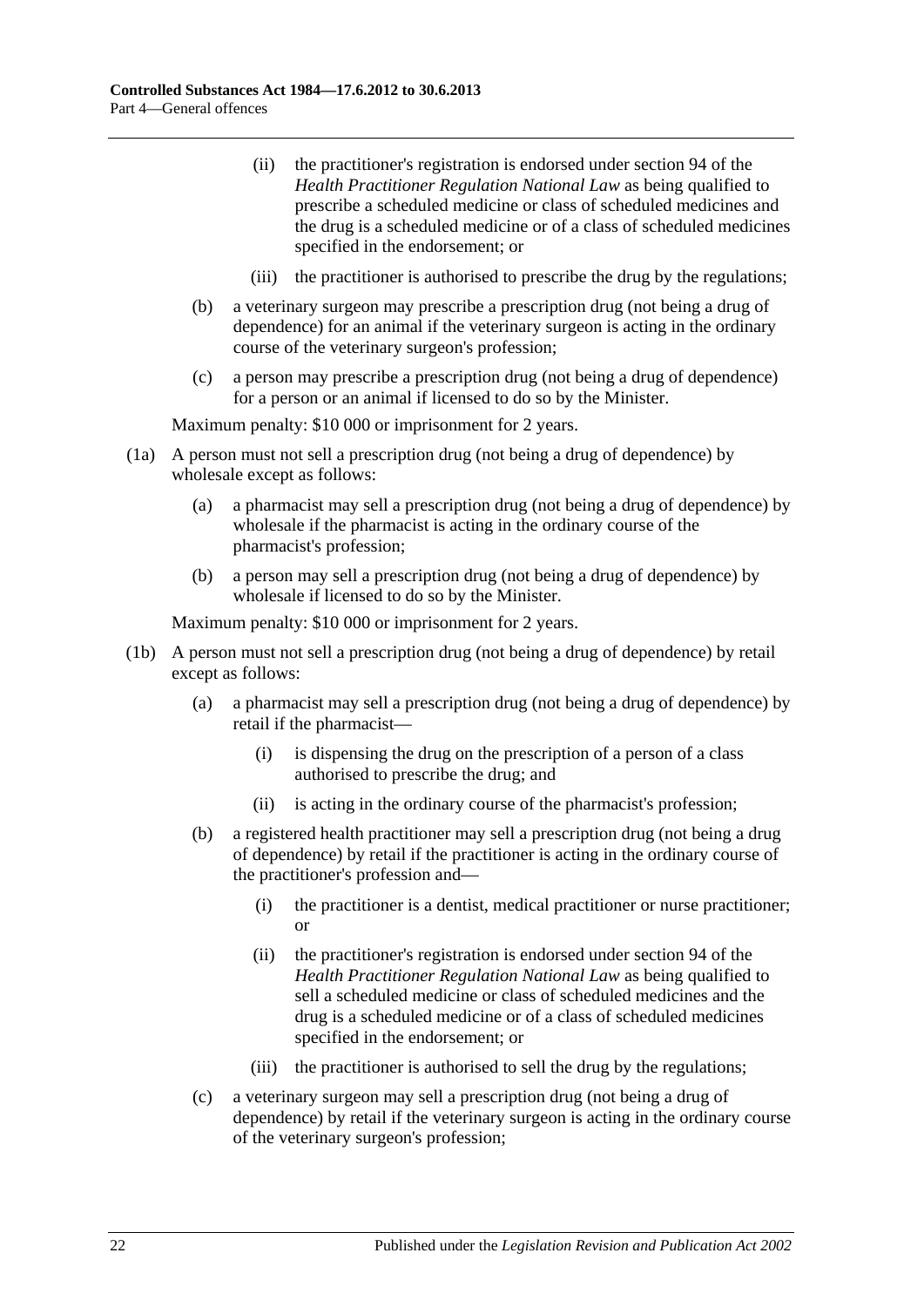(ii) the practitioner's registration is endorsed under section 94 of the *Health Practitioner Regulation National Law* as being qualified to prescribe a scheduled medicine or class of scheduled medicines and the drug is a scheduled medicine or of a class of scheduled medicines specified in the endorsement; or

(iii) the practitioner is authorised to prescribe the drug by the regulations;

(b) a veterinary surgeon may prescribe a prescription drug (not being a drug of dependence) for an animal if the veterinary surgeon is acting in the ordinary course of the veterinary surgeon's profession;

(c) a person may prescribe a prescription drug (not being a drug of dependence) for a person or an animal if licensed to do so by the Minister.

Maximum penalty: $10 000 or imprisonment for 2 years.

(1a) A person must not sell a prescription drug (not being a drug of dependence) by wholesale except as follows:

(a) a pharmacist may sell a prescription drug (not being a drug of dependence) by wholesale if the pharmacist is acting in the ordinary course of the pharmacist's profession;

(b) a person may sell a prescription drug (not being a drug of dependence) by wholesale if licensed to do so by the Minister.

Maximum penalty: $10 000 or imprisonment for 2 years.

(1b) A person must not sell a prescription drug (not being a drug of dependence) by retail except as follows:

(a) a pharmacist may sell a prescription drug (not being a drug of dependence) by retail if the pharmacist—

(i) is dispensing the drug on the prescription of a person of a class authorised to prescribe the drug; and

(ii) is acting in the ordinary course of the pharmacist's profession;

(b) a registered health practitioner may sell a prescription drug (not being a drug of dependence) by retail if the practitioner is acting in the ordinary course of the practitioner's profession and—

(i) the practitioner is a dentist, medical practitioner or nurse practitioner; or

(ii) the practitioner's registration is endorsed under section 94 of the *Health Practitioner Regulation National Law* as being qualified to sell a scheduled medicine or class of scheduled medicines and the drug is a scheduled medicine or of a class of scheduled medicines specified in the endorsement; or

(iii) the practitioner is authorised to sell the drug by the regulations;

(c) a veterinary surgeon may sell a prescription drug (not being a drug of dependence) by retail if the veterinary surgeon is acting in the ordinary course of the veterinary surgeon's profession;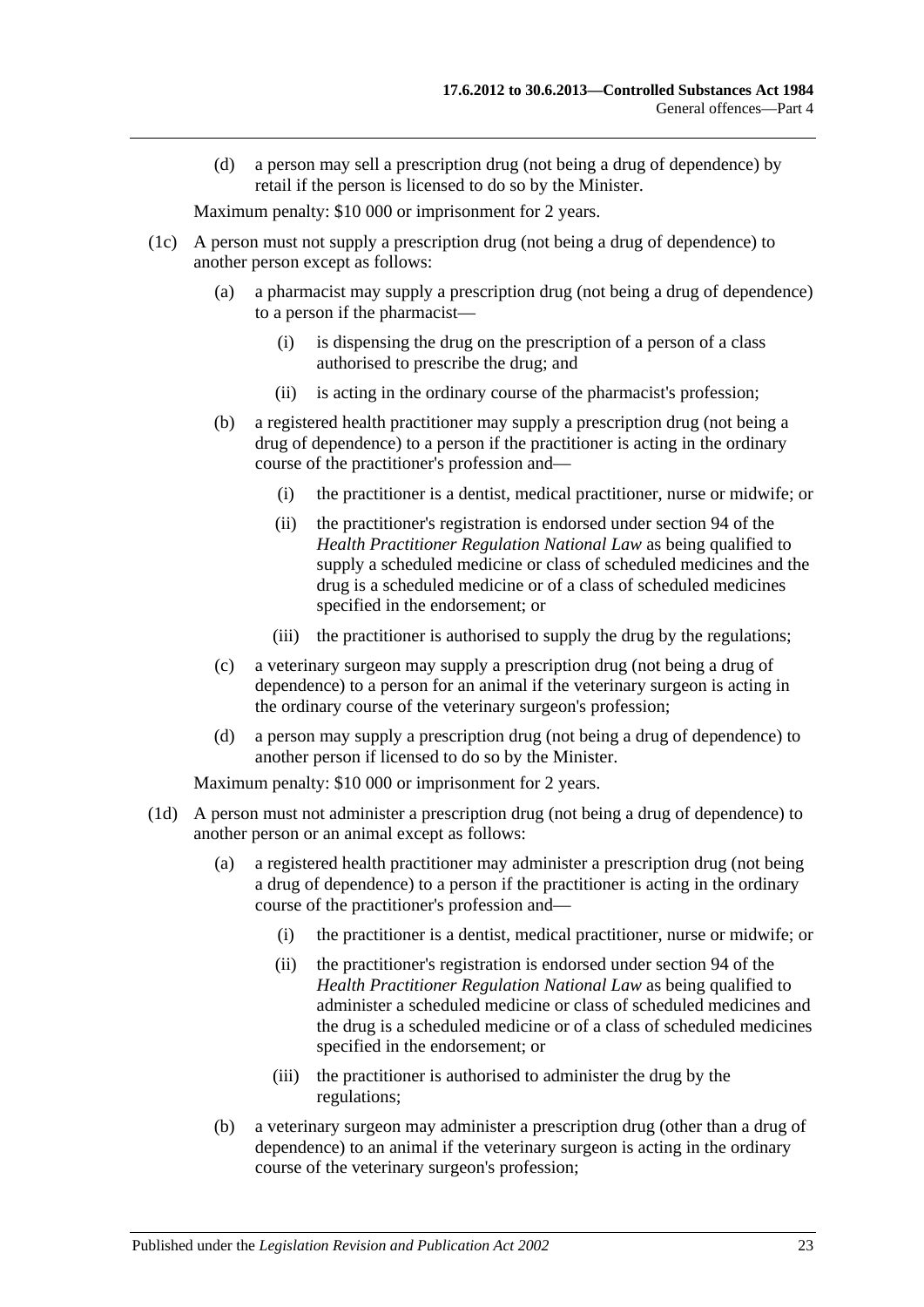(d) a person may sell a prescription drug (not being a drug of dependence) by retail if the person is licensed to do so by the Minister.

Maximum penalty: $10 000 or imprisonment for 2 years.

(1c) A person must not supply a prescription drug (not being a drug of dependence) to another person except as follows:

(a) a pharmacist may supply a prescription drug (not being a drug of dependence) to a person if the pharmacist—

(i) is dispensing the drug on the prescription of a person of a class authorised to prescribe the drug; and

(ii) is acting in the ordinary course of the pharmacist's profession;

(b) a registered health practitioner may supply a prescription drug (not being a drug of dependence) to a person if the practitioner is acting in the ordinary course of the practitioner's profession and—

(i) the practitioner is a dentist, medical practitioner, nurse or midwife; or

(ii) the practitioner's registration is endorsed under section 94 of the *Health Practitioner Regulation National Law* as being qualified to supply a scheduled medicine or class of scheduled medicines and the drug is a scheduled medicine or of a class of scheduled medicines specified in the endorsement; or

(iii) the practitioner is authorised to supply the drug by the regulations;

(c) a veterinary surgeon may supply a prescription drug (not being a drug of dependence) to a person for an animal if the veterinary surgeon is acting in the ordinary course of the veterinary surgeon's profession;

(d) a person may supply a prescription drug (not being a drug of dependence) to another person if licensed to do so by the Minister.

Maximum penalty: $10 000 or imprisonment for 2 years.

(1d) A person must not administer a prescription drug (not being a drug of dependence) to another person or an animal except as follows:

(a) a registered health practitioner may administer a prescription drug (not being a drug of dependence) to a person if the practitioner is acting in the ordinary course of the practitioner's profession and—

(i) the practitioner is a dentist, medical practitioner, nurse or midwife; or

(ii) the practitioner's registration is endorsed under section 94 of the *Health Practitioner Regulation National Law* as being qualified to administer a scheduled medicine or class of scheduled medicines and the drug is a scheduled medicine or of a class of scheduled medicines specified in the endorsement; or

(iii) the practitioner is authorised to administer the drug by the regulations;

(b) a veterinary surgeon may administer a prescription drug (other than a drug of dependence) to an animal if the veterinary surgeon is acting in the ordinary course of the veterinary surgeon's profession;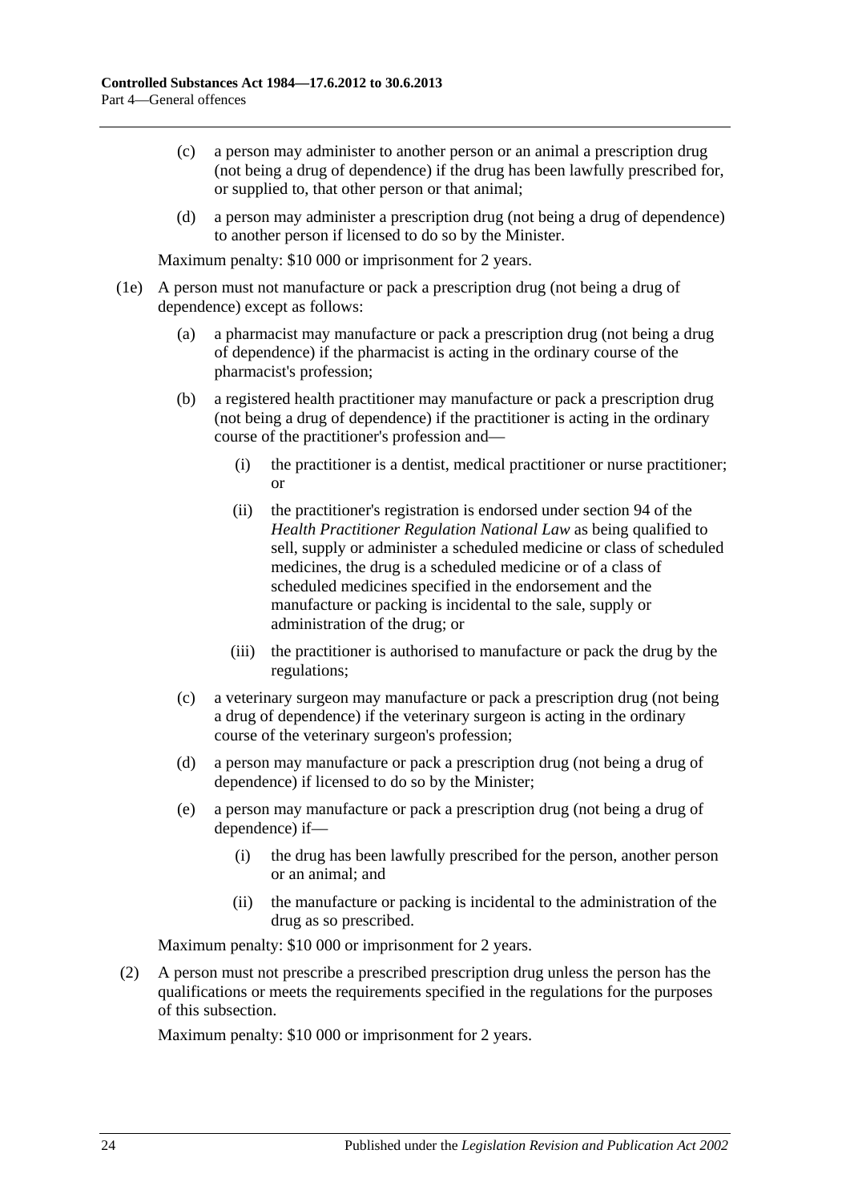(c) a person may administer to another person or an animal a prescription drug (not being a drug of dependence) if the drug has been lawfully prescribed for, or supplied to, that other person or that animal;

(d) a person may administer a prescription drug (not being a drug of dependence) to another person if licensed to do so by the Minister.

Maximum penalty: $10 000 or imprisonment for 2 years.

(1e) A person must not manufacture or pack a prescription drug (not being a drug of dependence) except as follows:

(a) a pharmacist may manufacture or pack a prescription drug (not being a drug of dependence) if the pharmacist is acting in the ordinary course of the pharmacist's profession;

(b) a registered health practitioner may manufacture or pack a prescription drug (not being a drug of dependence) if the practitioner is acting in the ordinary course of the practitioner's profession and—

(i) the practitioner is a dentist, medical practitioner or nurse practitioner; or

(ii) the practitioner's registration is endorsed under section 94 of the *Health Practitioner Regulation National Law* as being qualified to sell, supply or administer a scheduled medicine or class of scheduled medicines, the drug is a scheduled medicine or of a class of scheduled medicines specified in the endorsement and the manufacture or packing is incidental to the sale, supply or administration of the drug; or

(iii) the practitioner is authorised to manufacture or pack the drug by the regulations;

(c) a veterinary surgeon may manufacture or pack a prescription drug (not being a drug of dependence) if the veterinary surgeon is acting in the ordinary course of the veterinary surgeon's profession;

(d) a person may manufacture or pack a prescription drug (not being a drug of dependence) if licensed to do so by the Minister;

(e) a person may manufacture or pack a prescription drug (not being a drug of dependence) if—

(i) the drug has been lawfully prescribed for the person, another person or an animal; and

(ii) the manufacture or packing is incidental to the administration of the drug as so prescribed.

Maximum penalty: $10 000 or imprisonment for 2 years.

(2) A person must not prescribe a prescribed prescription drug unless the person has the qualifications or meets the requirements specified in the regulations for the purposes of this subsection.

Maximum penalty: $10 000 or imprisonment for 2 years.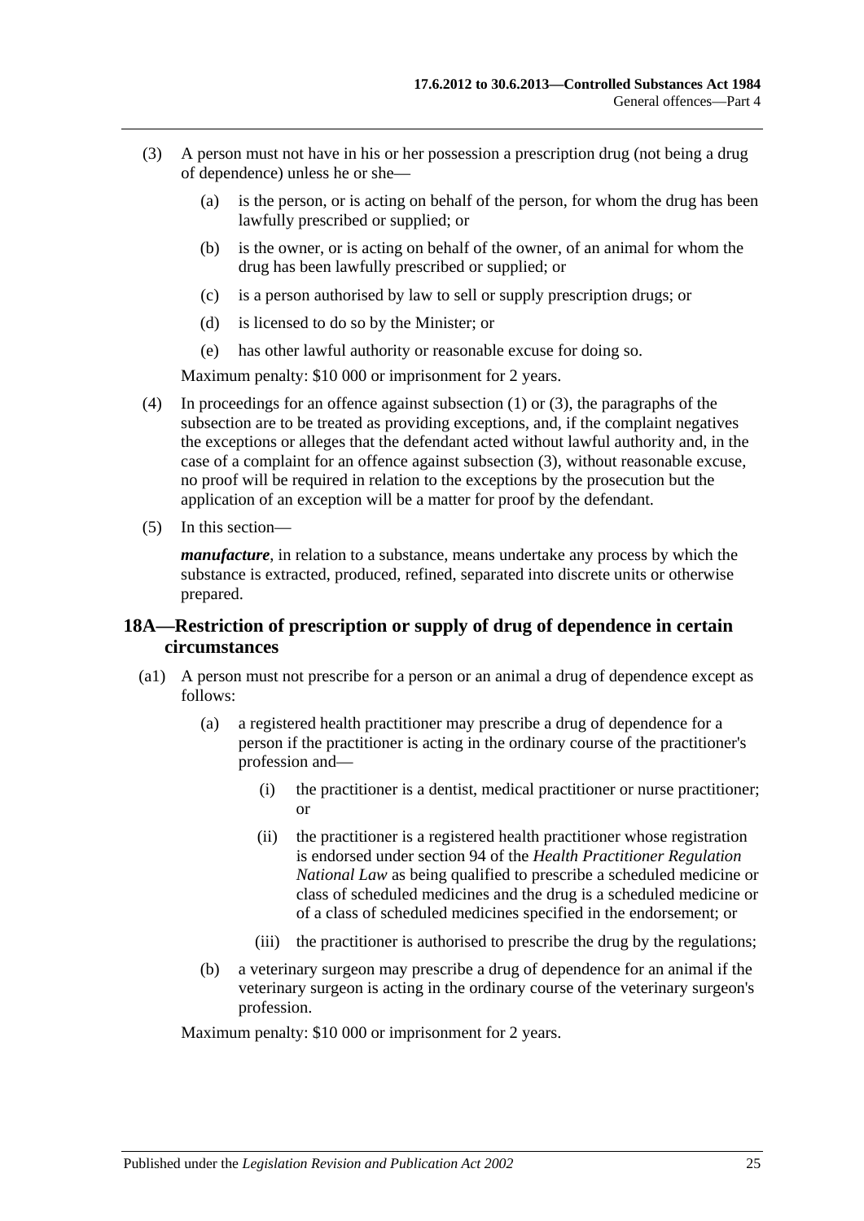(3) A person must not have in his or her possession a prescription drug (not being a drug of dependence) unless he or she—

(a) is the person, or is acting on behalf of the person, for whom the drug has been lawfully prescribed or supplied; or

(b) is the owner, or is acting on behalf of the owner, of an animal for whom the drug has been lawfully prescribed or supplied; or

(c) is a person authorised by law to sell or supply prescription drugs; or

(d) is licensed to do so by the Minister; or

(e) has other lawful authority or reasonable excuse for doing so.

Maximum penalty: $10 000 or imprisonment for 2 years.

(4) In proceedings for an offence against subsection (1) or (3), the paragraphs of the subsection are to be treated as providing exceptions, and, if the complaint negatives the exceptions or alleges that the defendant acted without lawful authority and, in the case of a complaint for an offence against subsection (3), without reasonable excuse, no proof will be required in relation to the exceptions by the prosecution but the application of an exception will be a matter for proof by the defendant.

(5) In this section—

***manufacture***, in relation to a substance, means undertake any process by which the substance is extracted, produced, refined, separated into discrete units or otherwise prepared.

## 18A—Restriction of prescription or supply of drug of dependence in certain circumstances

(a1) A person must not prescribe for a person or an animal a drug of dependence except as follows:

(a) a registered health practitioner may prescribe a drug of dependence for a person if the practitioner is acting in the ordinary course of the practitioner's profession and—

(i) the practitioner is a dentist, medical practitioner or nurse practitioner; or

(ii) the practitioner is a registered health practitioner whose registration is endorsed under section 94 of the *Health Practitioner Regulation National Law* as being qualified to prescribe a scheduled medicine or class of scheduled medicines and the drug is a scheduled medicine or of a class of scheduled medicines specified in the endorsement; or

(iii) the practitioner is authorised to prescribe the drug by the regulations;

(b) a veterinary surgeon may prescribe a drug of dependence for an animal if the veterinary surgeon is acting in the ordinary course of the veterinary surgeon's profession.

Maximum penalty: $10 000 or imprisonment for 2 years.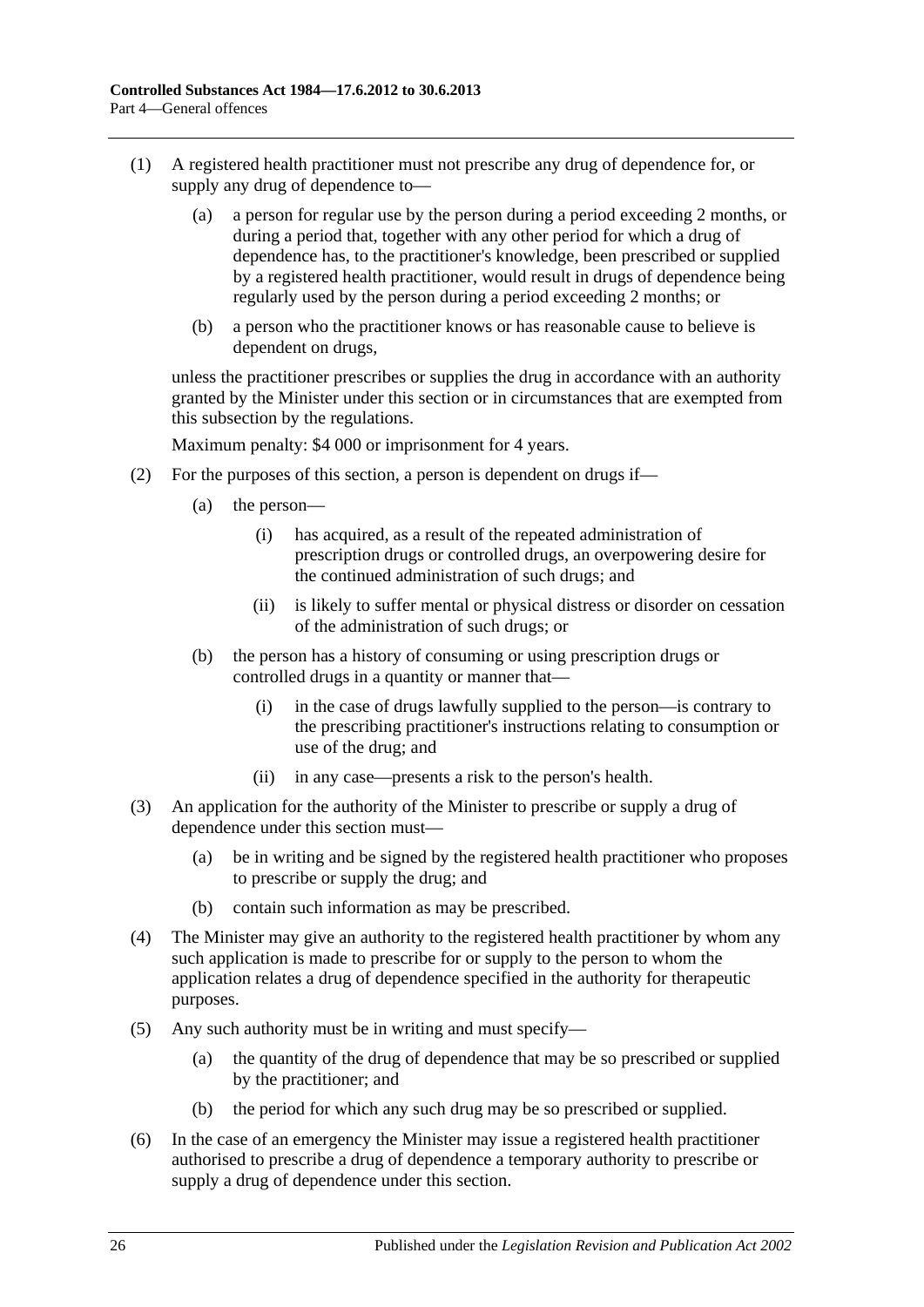(1) A registered health practitioner must not prescribe any drug of dependence for, or supply any drug of dependence to—

(a) a person for regular use by the person during a period exceeding 2 months, or during a period that, together with any other period for which a drug of dependence has, to the practitioner's knowledge, been prescribed or supplied by a registered health practitioner, would result in drugs of dependence being regularly used by the person during a period exceeding 2 months; or

(b) a person who the practitioner knows or has reasonable cause to believe is dependent on drugs,

unless the practitioner prescribes or supplies the drug in accordance with an authority granted by the Minister under this section or in circumstances that are exempted from this subsection by the regulations.

Maximum penalty: $4 000 or imprisonment for 4 years.

(2) For the purposes of this section, a person is dependent on drugs if—

(a) the person—

(i) has acquired, as a result of the repeated administration of prescription drugs or controlled drugs, an overpowering desire for the continued administration of such drugs; and

(ii) is likely to suffer mental or physical distress or disorder on cessation of the administration of such drugs; or

(b) the person has a history of consuming or using prescription drugs or controlled drugs in a quantity or manner that—

(i) in the case of drugs lawfully supplied to the person—is contrary to the prescribing practitioner's instructions relating to consumption or use of the drug; and

(ii) in any case—presents a risk to the person's health.

(3) An application for the authority of the Minister to prescribe or supply a drug of dependence under this section must—

(a) be in writing and be signed by the registered health practitioner who proposes to prescribe or supply the drug; and

(b) contain such information as may be prescribed.

(4) The Minister may give an authority to the registered health practitioner by whom any such application is made to prescribe for or supply to the person to whom the application relates a drug of dependence specified in the authority for therapeutic purposes.

(5) Any such authority must be in writing and must specify—

(a) the quantity of the drug of dependence that may be so prescribed or supplied by the practitioner; and

(b) the period for which any such drug may be so prescribed or supplied.

(6) In the case of an emergency the Minister may issue a registered health practitioner authorised to prescribe a drug of dependence a temporary authority to prescribe or supply a drug of dependence under this section.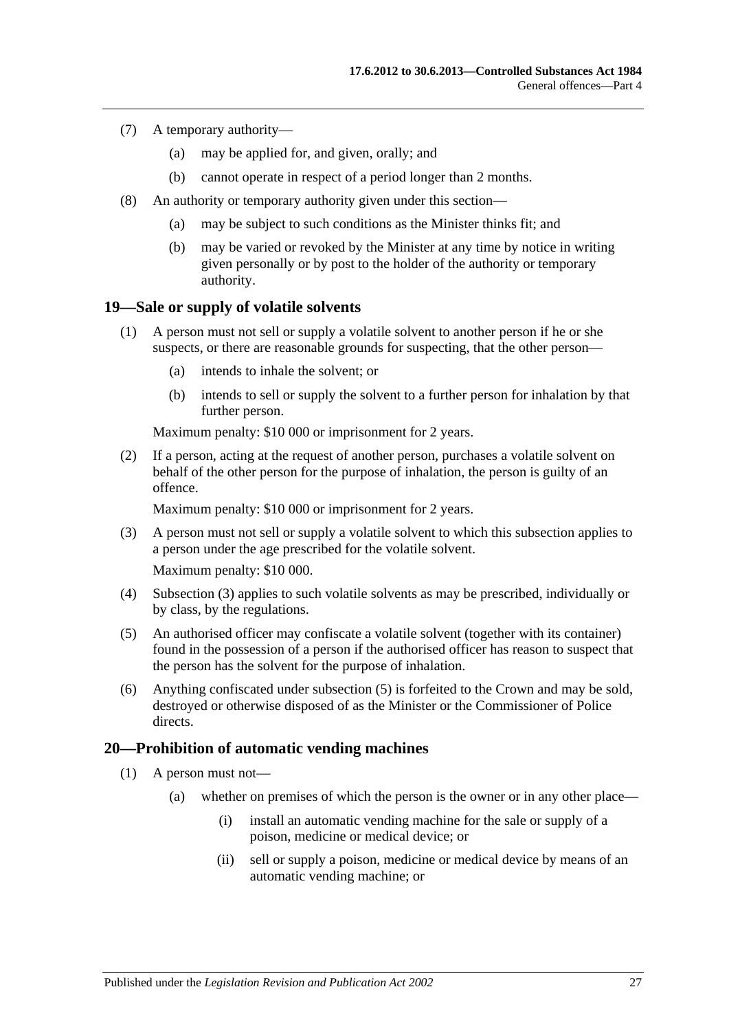(7) A temporary authority—

(a) may be applied for, and given, orally; and

(b) cannot operate in respect of a period longer than 2 months.

(8) An authority or temporary authority given under this section—

(a) may be subject to such conditions as the Minister thinks fit; and

(b) may be varied or revoked by the Minister at any time by notice in writing given personally or by post to the holder of the authority or temporary authority.

## 19—Sale or supply of volatile solvents

(1) A person must not sell or supply a volatile solvent to another person if he or she suspects, or there are reasonable grounds for suspecting, that the other person—

(a) intends to inhale the solvent; or

(b) intends to sell or supply the solvent to a further person for inhalation by that further person.

Maximum penalty: $10 000 or imprisonment for 2 years.

(2) If a person, acting at the request of another person, purchases a volatile solvent on behalf of the other person for the purpose of inhalation, the person is guilty of an offence.

Maximum penalty: $10 000 or imprisonment for 2 years.

(3) A person must not sell or supply a volatile solvent to which this subsection applies to a person under the age prescribed for the volatile solvent.

Maximum penalty: $10 000.

(4) Subsection (3) applies to such volatile solvents as may be prescribed, individually or by class, by the regulations.

(5) An authorised officer may confiscate a volatile solvent (together with its container) found in the possession of a person if the authorised officer has reason to suspect that the person has the solvent for the purpose of inhalation.

(6) Anything confiscated under subsection (5) is forfeited to the Crown and may be sold, destroyed or otherwise disposed of as the Minister or the Commissioner of Police directs.

## 20—Prohibition of automatic vending machines

(1) A person must not—

(a) whether on premises of which the person is the owner or in any other place—

(i) install an automatic vending machine for the sale or supply of a poison, medicine or medical device; or

(ii) sell or supply a poison, medicine or medical device by means of an automatic vending machine; or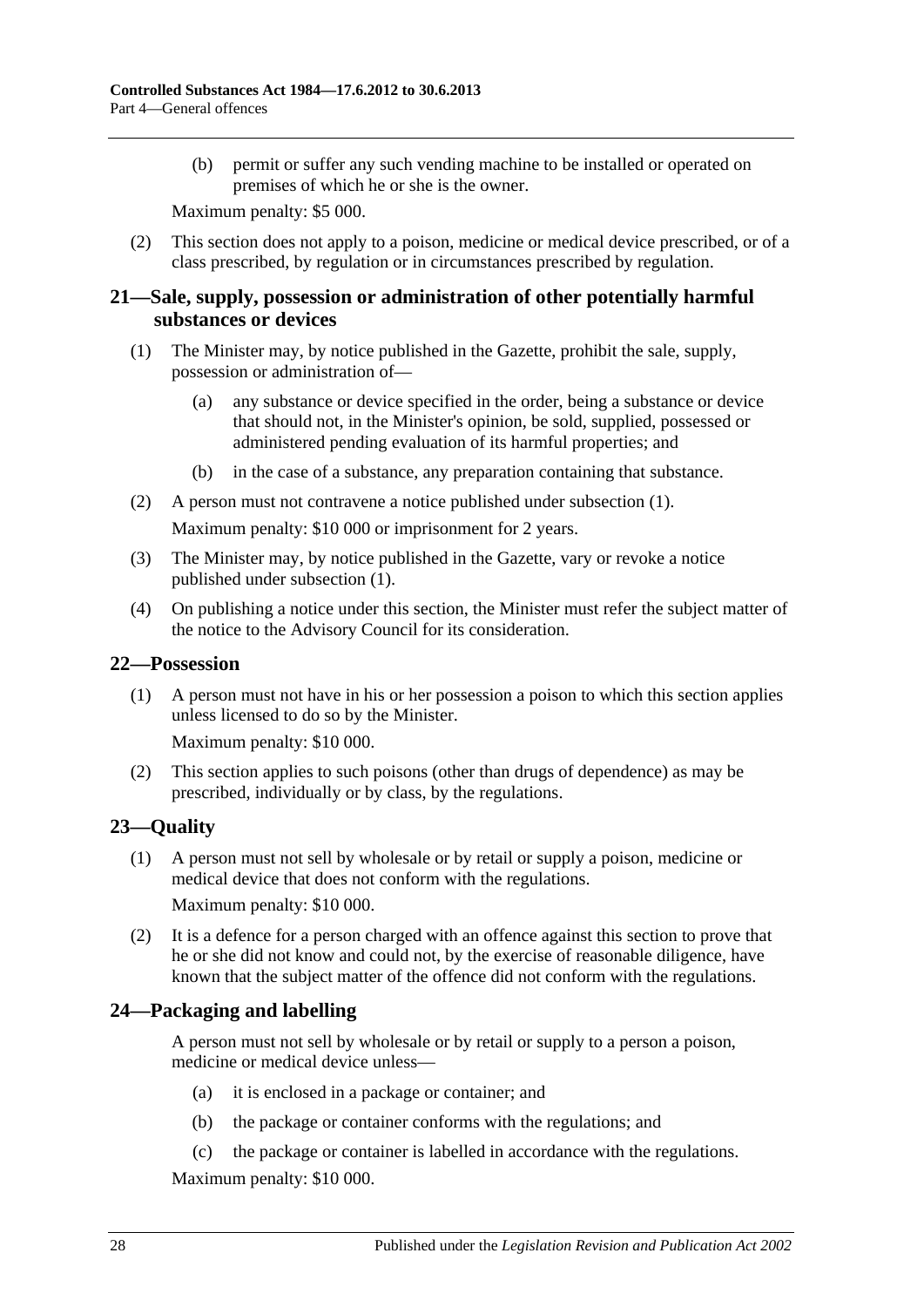(b) permit or suffer any such vending machine to be installed or operated on premises of which he or she is the owner.

Maximum penalty: $5 000.

(2) This section does not apply to a poison, medicine or medical device prescribed, or of a class prescribed, by regulation or in circumstances prescribed by regulation.

## 21—Sale, supply, possession or administration of other potentially harmful substances or devices

(1) The Minister may, by notice published in the Gazette, prohibit the sale, supply, possession or administration of—

(a) any substance or device specified in the order, being a substance or device that should not, in the Minister's opinion, be sold, supplied, possessed or administered pending evaluation of its harmful properties; and

(b) in the case of a substance, any preparation containing that substance.

(2) A person must not contravene a notice published under subsection (1).

Maximum penalty: $10 000 or imprisonment for 2 years.

(3) The Minister may, by notice published in the Gazette, vary or revoke a notice published under subsection (1).

(4) On publishing a notice under this section, the Minister must refer the subject matter of the notice to the Advisory Council for its consideration.

## 22—Possession

(1) A person must not have in his or her possession a poison to which this section applies unless licensed to do so by the Minister.

Maximum penalty: $10 000.

(2) This section applies to such poisons (other than drugs of dependence) as may be prescribed, individually or by class, by the regulations.

## 23—Quality

(1) A person must not sell by wholesale or by retail or supply a poison, medicine or medical device that does not conform with the regulations.

Maximum penalty: $10 000.

(2) It is a defence for a person charged with an offence against this section to prove that he or she did not know and could not, by the exercise of reasonable diligence, have known that the subject matter of the offence did not conform with the regulations.

## 24—Packaging and labelling

A person must not sell by wholesale or by retail or supply to a person a poison, medicine or medical device unless—

(a) it is enclosed in a package or container; and

(b) the package or container conforms with the regulations; and

(c) the package or container is labelled in accordance with the regulations.

Maximum penalty: $10 000.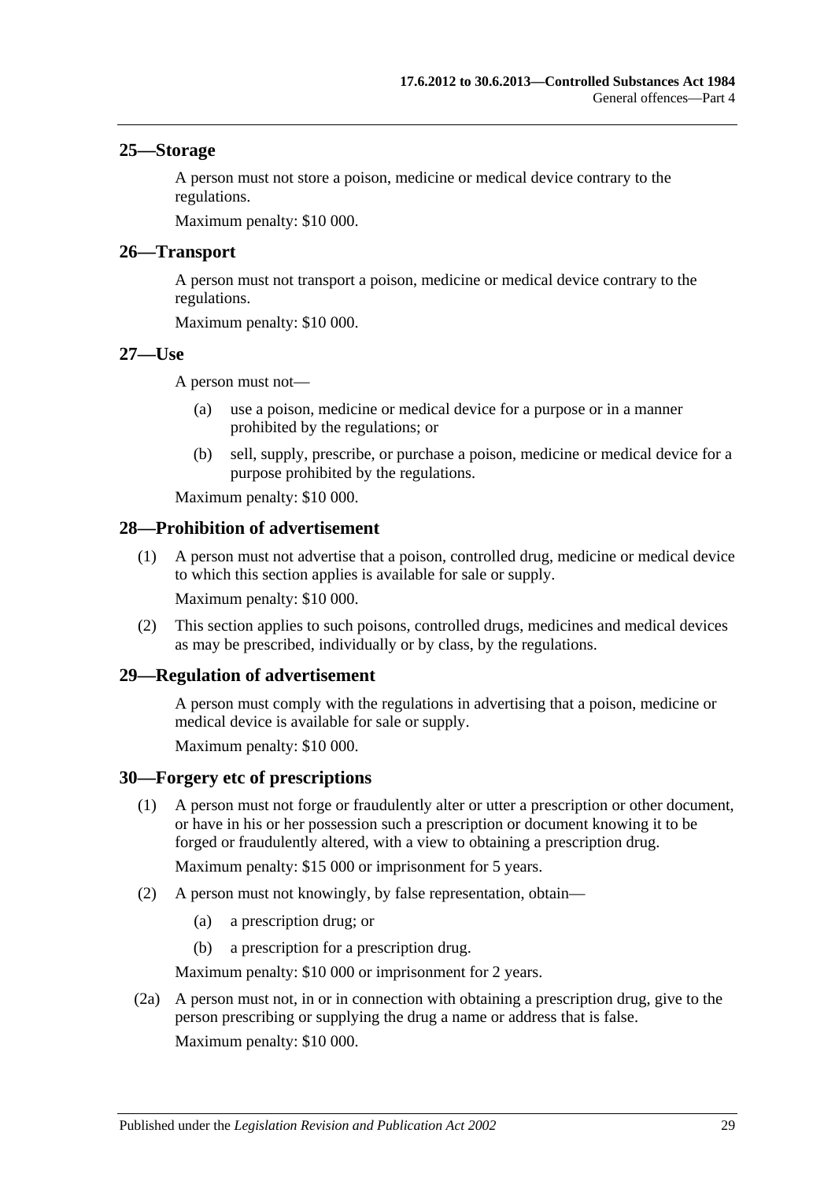## 25—Storage

A person must not store a poison, medicine or medical device contrary to the regulations.

Maximum penalty: $10 000.

## 26—Transport

A person must not transport a poison, medicine or medical device contrary to the regulations.

Maximum penalty: $10 000.

## 27—Use

A person must not—

(a) use a poison, medicine or medical device for a purpose or in a manner prohibited by the regulations; or

(b) sell, supply, prescribe, or purchase a poison, medicine or medical device for a purpose prohibited by the regulations.

Maximum penalty: $10 000.

## 28—Prohibition of advertisement

(1) A person must not advertise that a poison, controlled drug, medicine or medical device to which this section applies is available for sale or supply.

Maximum penalty: $10 000.

(2) This section applies to such poisons, controlled drugs, medicines and medical devices as may be prescribed, individually or by class, by the regulations.

## 29—Regulation of advertisement

A person must comply with the regulations in advertising that a poison, medicine or medical device is available for sale or supply.

Maximum penalty: $10 000.

## 30—Forgery etc of prescriptions

(1) A person must not forge or fraudulently alter or utter a prescription or other document, or have in his or her possession such a prescription or document knowing it to be forged or fraudulently altered, with a view to obtaining a prescription drug.

Maximum penalty: $15 000 or imprisonment for 5 years.

(2) A person must not knowingly, by false representation, obtain—

(a) a prescription drug; or

(b) a prescription for a prescription drug.

Maximum penalty: $10 000 or imprisonment for 2 years.

(2a) A person must not, in or in connection with obtaining a prescription drug, give to the person prescribing or supplying the drug a name or address that is false.

Maximum penalty: $10 000.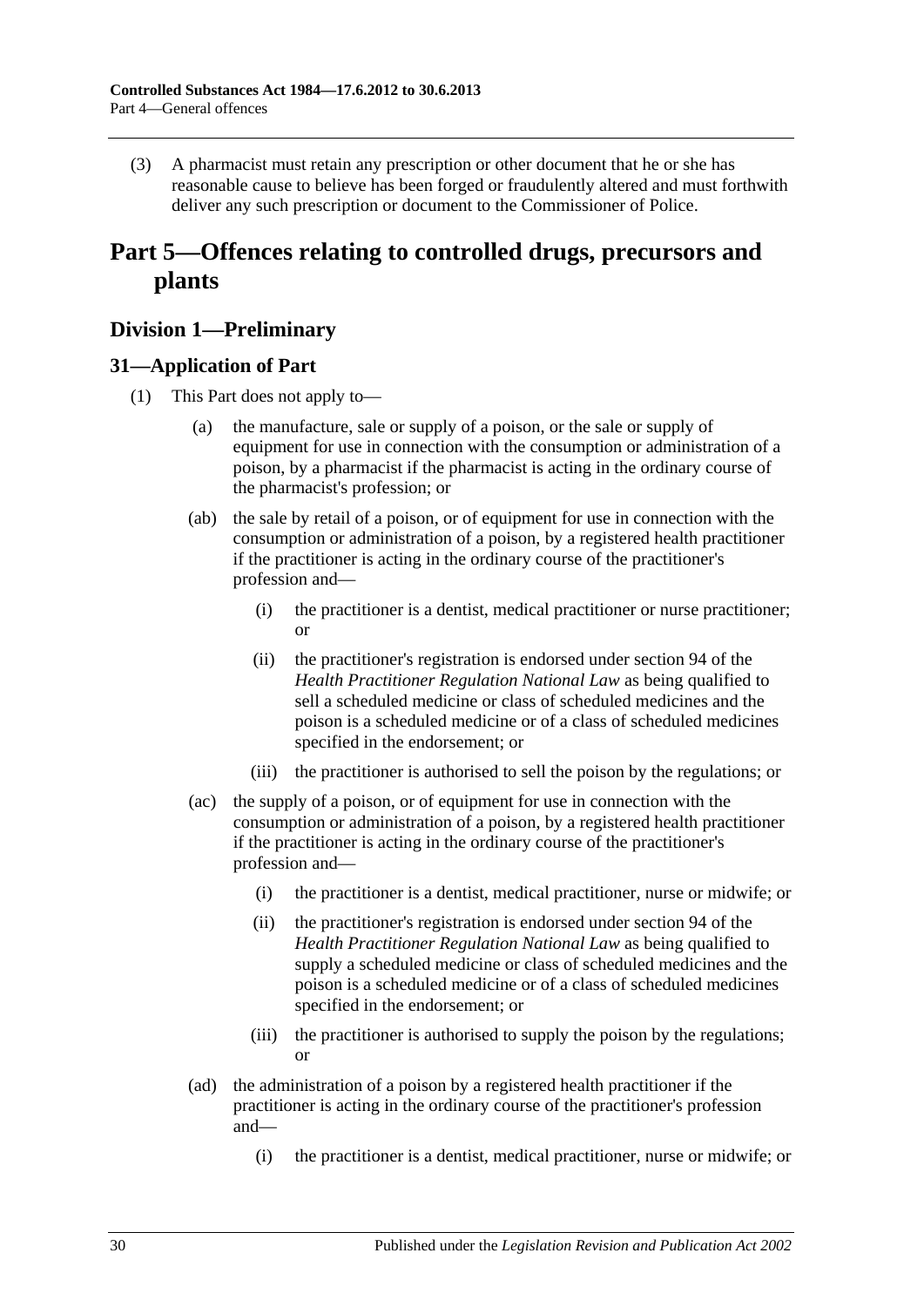(3) A pharmacist must retain any prescription or other document that he or she has reasonable cause to believe has been forged or fraudulently altered and must forthwith deliver any such prescription or document to the Commissioner of Police.

# Part 5—Offences relating to controlled drugs, precursors and plants

## Division 1—Preliminary

### 31—Application of Part

(1) This Part does not apply to—

(a) the manufacture, sale or supply of a poison, or the sale or supply of equipment for use in connection with the consumption or administration of a poison, by a pharmacist if the pharmacist is acting in the ordinary course of the pharmacist's profession; or

(ab) the sale by retail of a poison, or of equipment for use in connection with the consumption or administration of a poison, by a registered health practitioner if the practitioner is acting in the ordinary course of the practitioner's profession and—

(i) the practitioner is a dentist, medical practitioner or nurse practitioner; or

(ii) the practitioner's registration is endorsed under section 94 of the *Health Practitioner Regulation National Law* as being qualified to sell a scheduled medicine or class of scheduled medicines and the poison is a scheduled medicine or of a class of scheduled medicines specified in the endorsement; or

(iii) the practitioner is authorised to sell the poison by the regulations; or

(ac) the supply of a poison, or of equipment for use in connection with the consumption or administration of a poison, by a registered health practitioner if the practitioner is acting in the ordinary course of the practitioner's profession and—

(i) the practitioner is a dentist, medical practitioner, nurse or midwife; or

(ii) the practitioner's registration is endorsed under section 94 of the *Health Practitioner Regulation National Law* as being qualified to supply a scheduled medicine or class of scheduled medicines and the poison is a scheduled medicine or of a class of scheduled medicines specified in the endorsement; or

(iii) the practitioner is authorised to supply the poison by the regulations; or

(ad) the administration of a poison by a registered health practitioner if the practitioner is acting in the ordinary course of the practitioner's profession and—

(i) the practitioner is a dentist, medical practitioner, nurse or midwife; or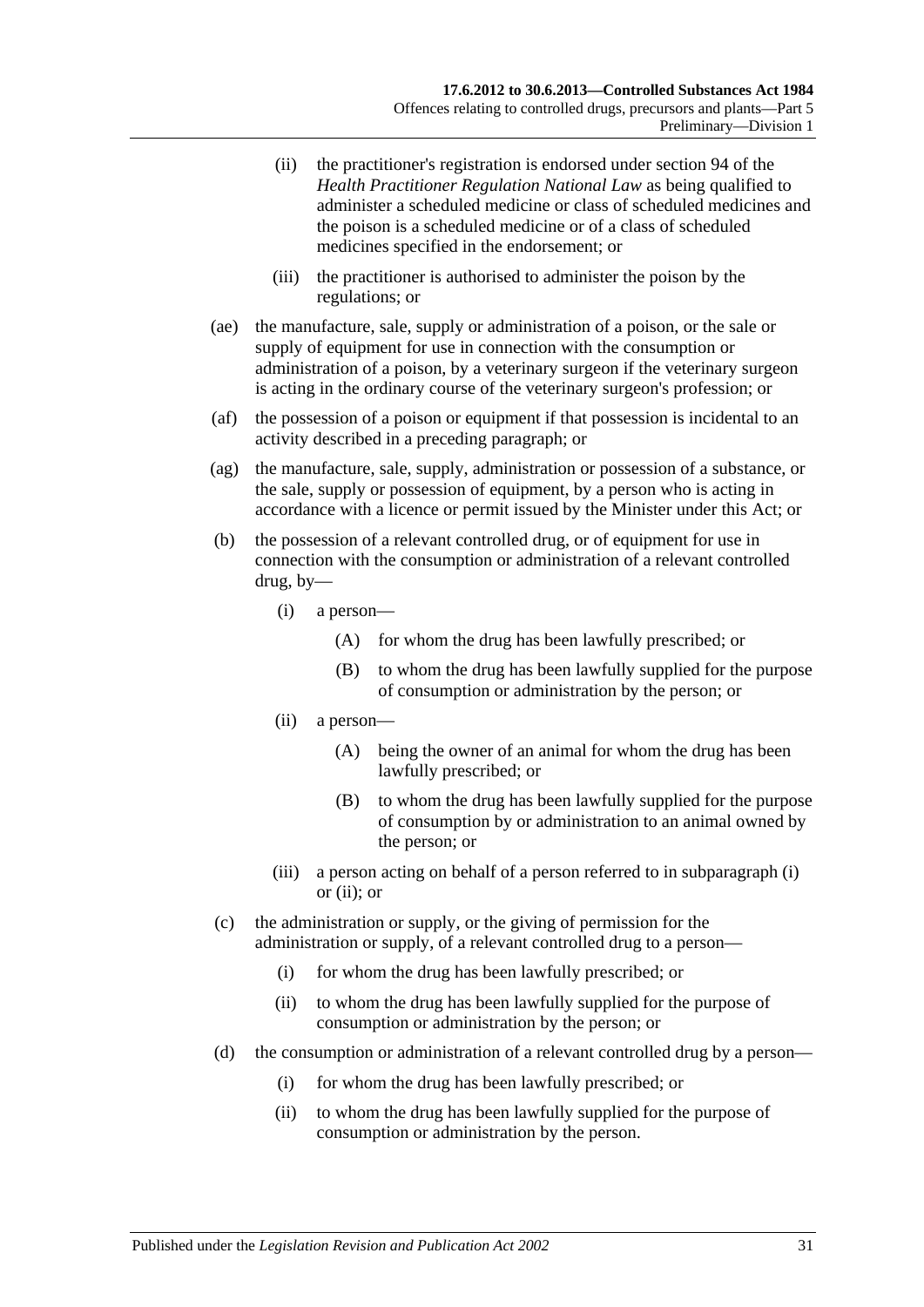(ii) the practitioner's registration is endorsed under section 94 of the *Health Practitioner Regulation National Law* as being qualified to administer a scheduled medicine or class of scheduled medicines and the poison is a scheduled medicine or of a class of scheduled medicines specified in the endorsement; or

(iii) the practitioner is authorised to administer the poison by the regulations; or

(ae) the manufacture, sale, supply or administration of a poison, or the sale or supply of equipment for use in connection with the consumption or administration of a poison, by a veterinary surgeon if the veterinary surgeon is acting in the ordinary course of the veterinary surgeon's profession; or

(af) the possession of a poison or equipment if that possession is incidental to an activity described in a preceding paragraph; or

(ag) the manufacture, sale, supply, administration or possession of a substance, or the sale, supply or possession of equipment, by a person who is acting in accordance with a licence or permit issued by the Minister under this Act; or

(b) the possession of a relevant controlled drug, or of equipment for use in connection with the consumption or administration of a relevant controlled drug, by—

(i) a person—

(A) for whom the drug has been lawfully prescribed; or

(B) to whom the drug has been lawfully supplied for the purpose of consumption or administration by the person; or

(ii) a person—

(A) being the owner of an animal for whom the drug has been lawfully prescribed; or

(B) to whom the drug has been lawfully supplied for the purpose of consumption by or administration to an animal owned by the person; or

(iii) a person acting on behalf of a person referred to in subparagraph (i) or (ii); or

(c) the administration or supply, or the giving of permission for the administration or supply, of a relevant controlled drug to a person—

(i) for whom the drug has been lawfully prescribed; or

(ii) to whom the drug has been lawfully supplied for the purpose of consumption or administration by the person; or

(d) the consumption or administration of a relevant controlled drug by a person—

(i) for whom the drug has been lawfully prescribed; or

(ii) to whom the drug has been lawfully supplied for the purpose of consumption or administration by the person.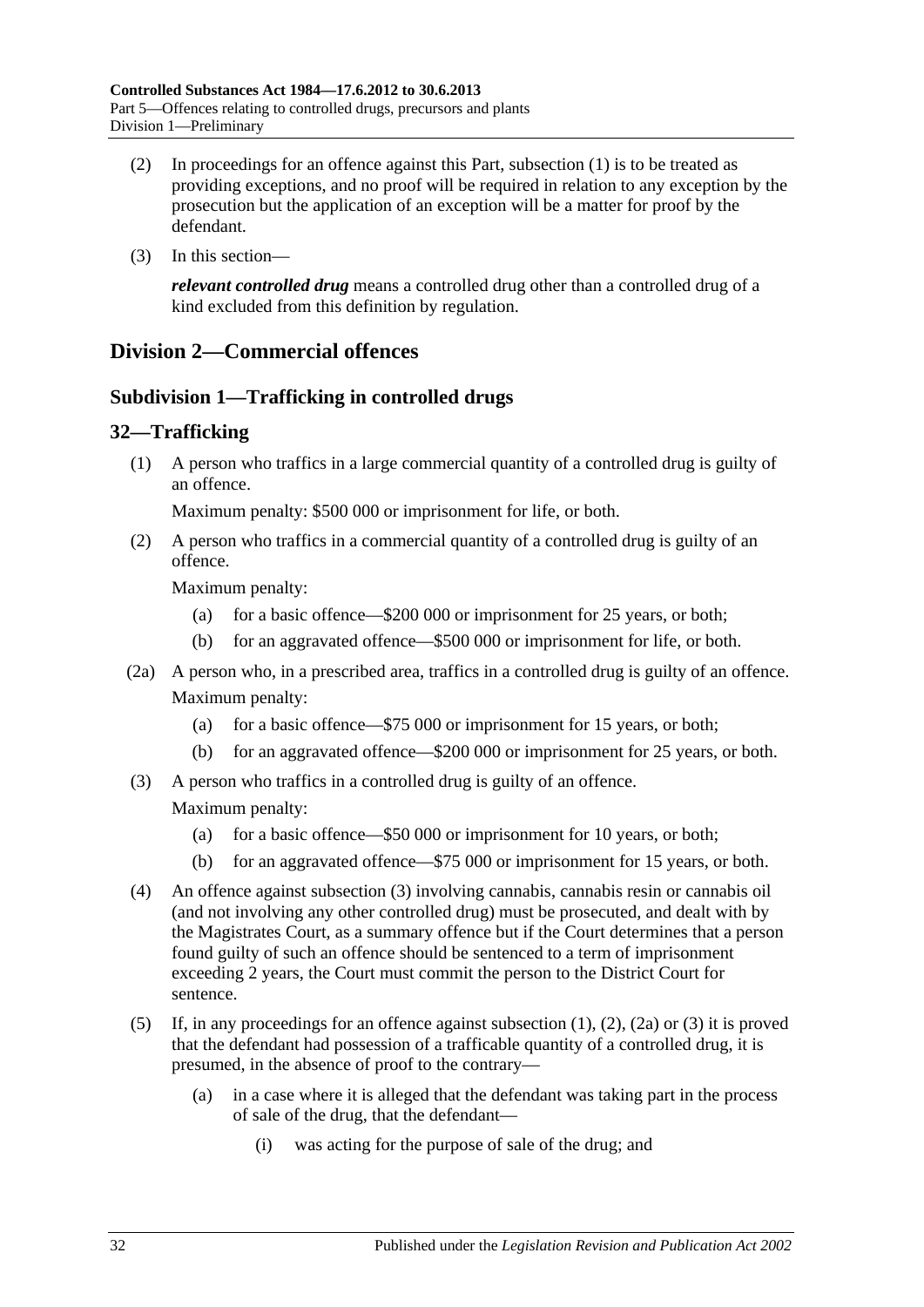(2) In proceedings for an offence against this Part, subsection (1) is to be treated as providing exceptions, and no proof will be required in relation to any exception by the prosecution but the application of an exception will be a matter for proof by the defendant.

(3) In this section—

***relevant controlled drug*** means a controlled drug other than a controlled drug of a kind excluded from this definition by regulation.

## Division 2—Commercial offences

### Subdivision 1—Trafficking in controlled drugs

### 32—Trafficking

(1) A person who traffics in a large commercial quantity of a controlled drug is guilty of an offence.

Maximum penalty: $500 000 or imprisonment for life, or both.

(2) A person who traffics in a commercial quantity of a controlled drug is guilty of an offence.

Maximum penalty:

(a) for a basic offence—$200 000 or imprisonment for 25 years, or both;

(b) for an aggravated offence—$500 000 or imprisonment for life, or both.

(2a) A person who, in a prescribed area, traffics in a controlled drug is guilty of an offence.

Maximum penalty:

(a) for a basic offence—$75 000 or imprisonment for 15 years, or both;

(b) for an aggravated offence—$200 000 or imprisonment for 25 years, or both.

(3) A person who traffics in a controlled drug is guilty of an offence.

Maximum penalty:

(a) for a basic offence—$50 000 or imprisonment for 10 years, or both;

(b) for an aggravated offence—$75 000 or imprisonment for 15 years, or both.

(4) An offence against subsection (3) involving cannabis, cannabis resin or cannabis oil (and not involving any other controlled drug) must be prosecuted, and dealt with by the Magistrates Court, as a summary offence but if the Court determines that a person found guilty of such an offence should be sentenced to a term of imprisonment exceeding 2 years, the Court must commit the person to the District Court for sentence.

(5) If, in any proceedings for an offence against subsection (1), (2), (2a) or (3) it is proved that the defendant had possession of a trafficable quantity of a controlled drug, it is presumed, in the absence of proof to the contrary—

(a) in a case where it is alleged that the defendant was taking part in the process of sale of the drug, that the defendant—

(i) was acting for the purpose of sale of the drug; and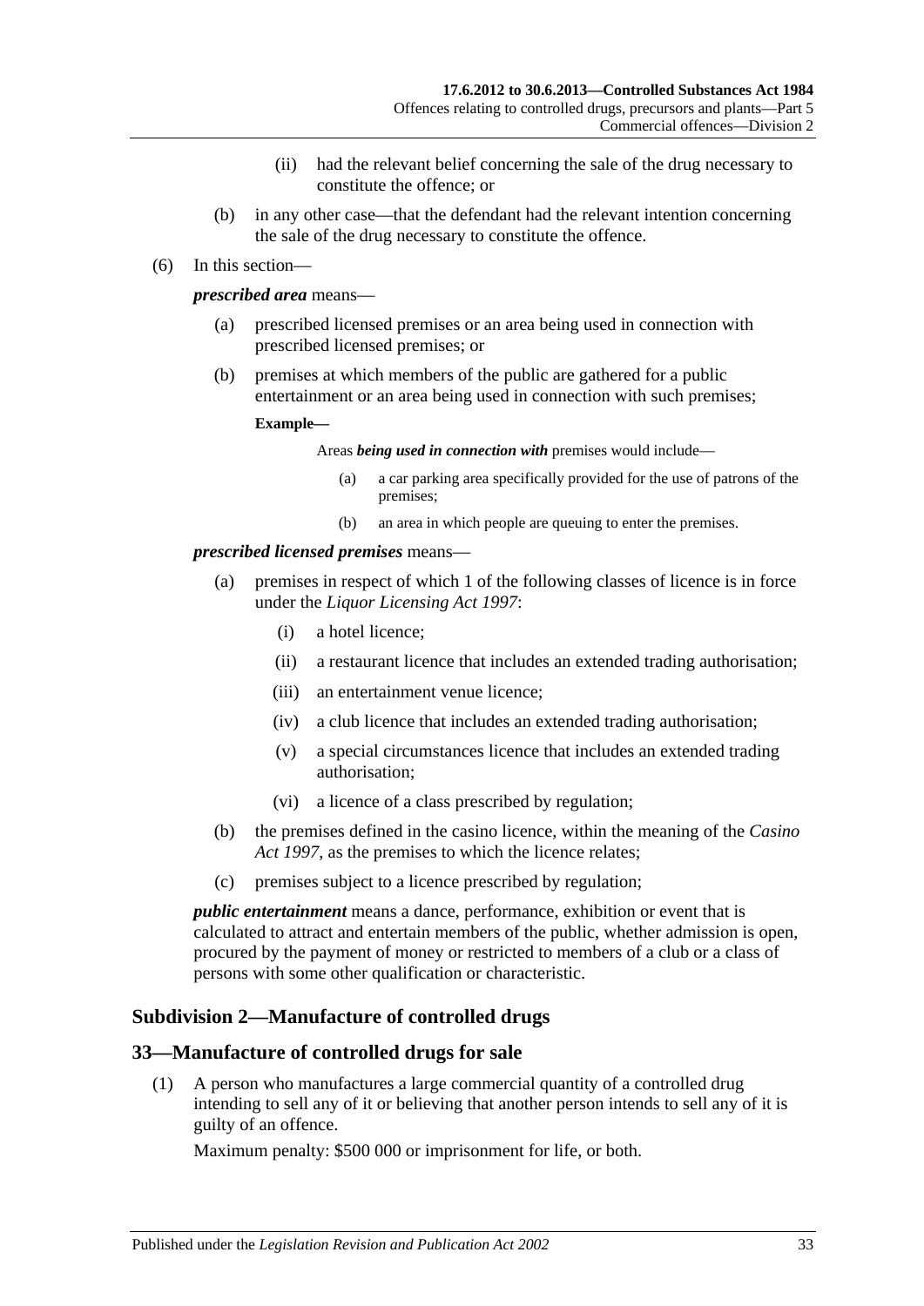(ii) had the relevant belief concerning the sale of the drug necessary to constitute the offence; or

(b) in any other case—that the defendant had the relevant intention concerning the sale of the drug necessary to constitute the offence.

(6) In this section—

***prescribed area*** means—

(a) prescribed licensed premises or an area being used in connection with prescribed licensed premises; or

(b) premises at which members of the public are gathered for a public entertainment or an area being used in connection with such premises;

**Example—**

Areas ***being used in connection with*** premises would include—

(a) a car parking area specifically provided for the use of patrons of the premises;

(b) an area in which people are queuing to enter the premises.

***prescribed licensed premises*** means—

(a) premises in respect of which 1 of the following classes of licence is in force under the *Liquor Licensing Act 1997*:

(i) a hotel licence;

(ii) a restaurant licence that includes an extended trading authorisation;

(iii) an entertainment venue licence;

(iv) a club licence that includes an extended trading authorisation;

(v) a special circumstances licence that includes an extended trading authorisation;

(vi) a licence of a class prescribed by regulation;

(b) the premises defined in the casino licence, within the meaning of the *Casino Act 1997*, as the premises to which the licence relates;

(c) premises subject to a licence prescribed by regulation;

***public entertainment*** means a dance, performance, exhibition or event that is calculated to attract and entertain members of the public, whether admission is open, procured by the payment of money or restricted to members of a club or a class of persons with some other qualification or characteristic.

### Subdivision 2—Manufacture of controlled drugs

## 33—Manufacture of controlled drugs for sale

(1) A person who manufactures a large commercial quantity of a controlled drug intending to sell any of it or believing that another person intends to sell any of it is guilty of an offence.

Maximum penalty: $500 000 or imprisonment for life, or both.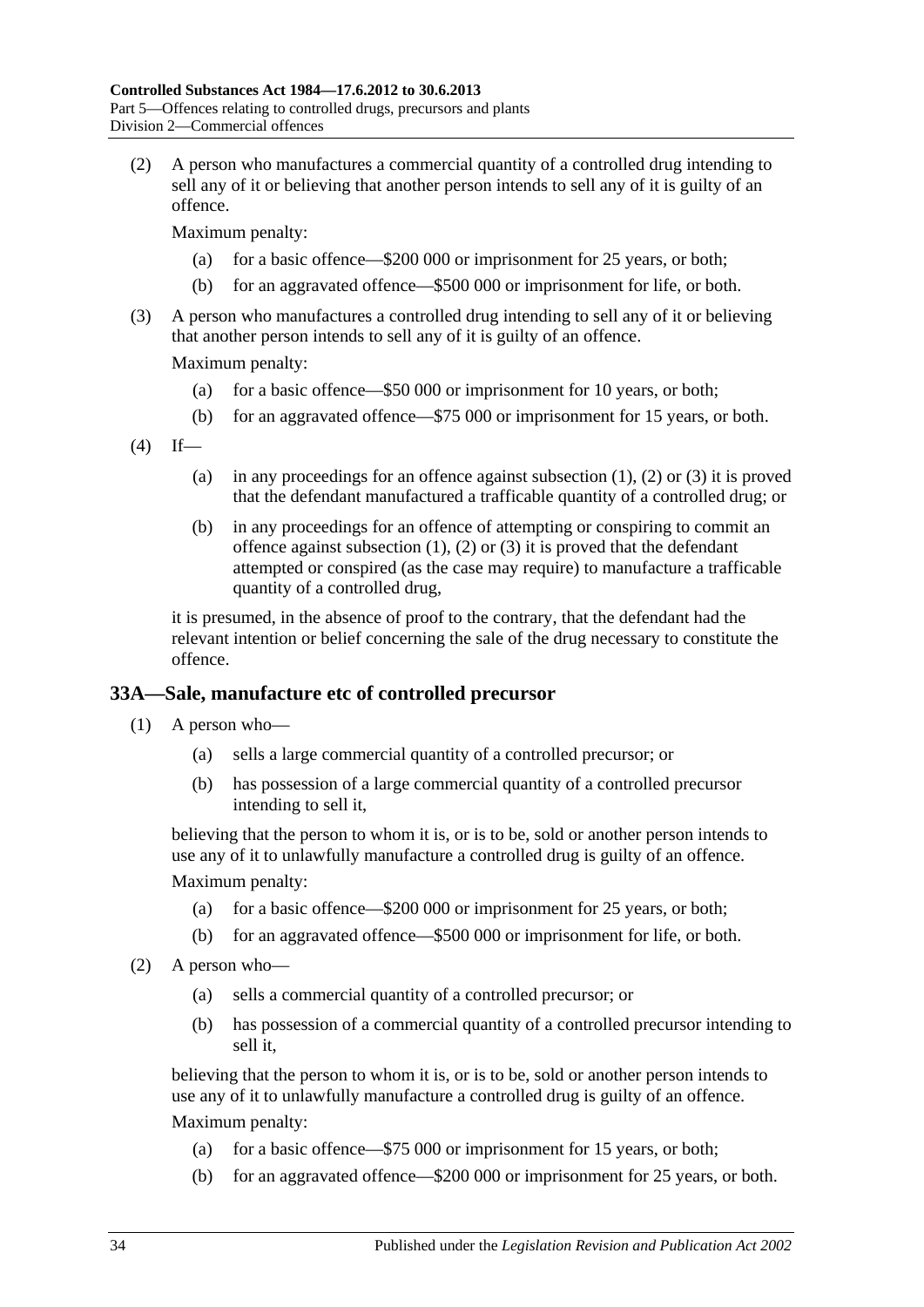(2) A person who manufactures a commercial quantity of a controlled drug intending to sell any of it or believing that another person intends to sell any of it is guilty of an offence.

Maximum penalty:

(a) for a basic offence—$200 000 or imprisonment for 25 years, or both;

(b) for an aggravated offence—$500 000 or imprisonment for life, or both.

(3) A person who manufactures a controlled drug intending to sell any of it or believing that another person intends to sell any of it is guilty of an offence.

Maximum penalty:

(a) for a basic offence—$50 000 or imprisonment for 10 years, or both;

(b) for an aggravated offence—$75 000 or imprisonment for 15 years, or both.

(4) If—

(a) in any proceedings for an offence against subsection (1), (2) or (3) it is proved that the defendant manufactured a trafficable quantity of a controlled drug; or

(b) in any proceedings for an offence of attempting or conspiring to commit an offence against subsection (1), (2) or (3) it is proved that the defendant attempted or conspired (as the case may require) to manufacture a trafficable quantity of a controlled drug,

it is presumed, in the absence of proof to the contrary, that the defendant had the relevant intention or belief concerning the sale of the drug necessary to constitute the offence.

## 33A—Sale, manufacture etc of controlled precursor

(1) A person who—

(a) sells a large commercial quantity of a controlled precursor; or

(b) has possession of a large commercial quantity of a controlled precursor intending to sell it,

believing that the person to whom it is, or is to be, sold or another person intends to use any of it to unlawfully manufacture a controlled drug is guilty of an offence.

Maximum penalty:

(a) for a basic offence—$200 000 or imprisonment for 25 years, or both;

(b) for an aggravated offence—$500 000 or imprisonment for life, or both.

(2) A person who—

(a) sells a commercial quantity of a controlled precursor; or

(b) has possession of a commercial quantity of a controlled precursor intending to sell it,

believing that the person to whom it is, or is to be, sold or another person intends to use any of it to unlawfully manufacture a controlled drug is guilty of an offence.

Maximum penalty:

(a) for a basic offence—$75 000 or imprisonment for 15 years, or both;

(b) for an aggravated offence—$200 000 or imprisonment for 25 years, or both.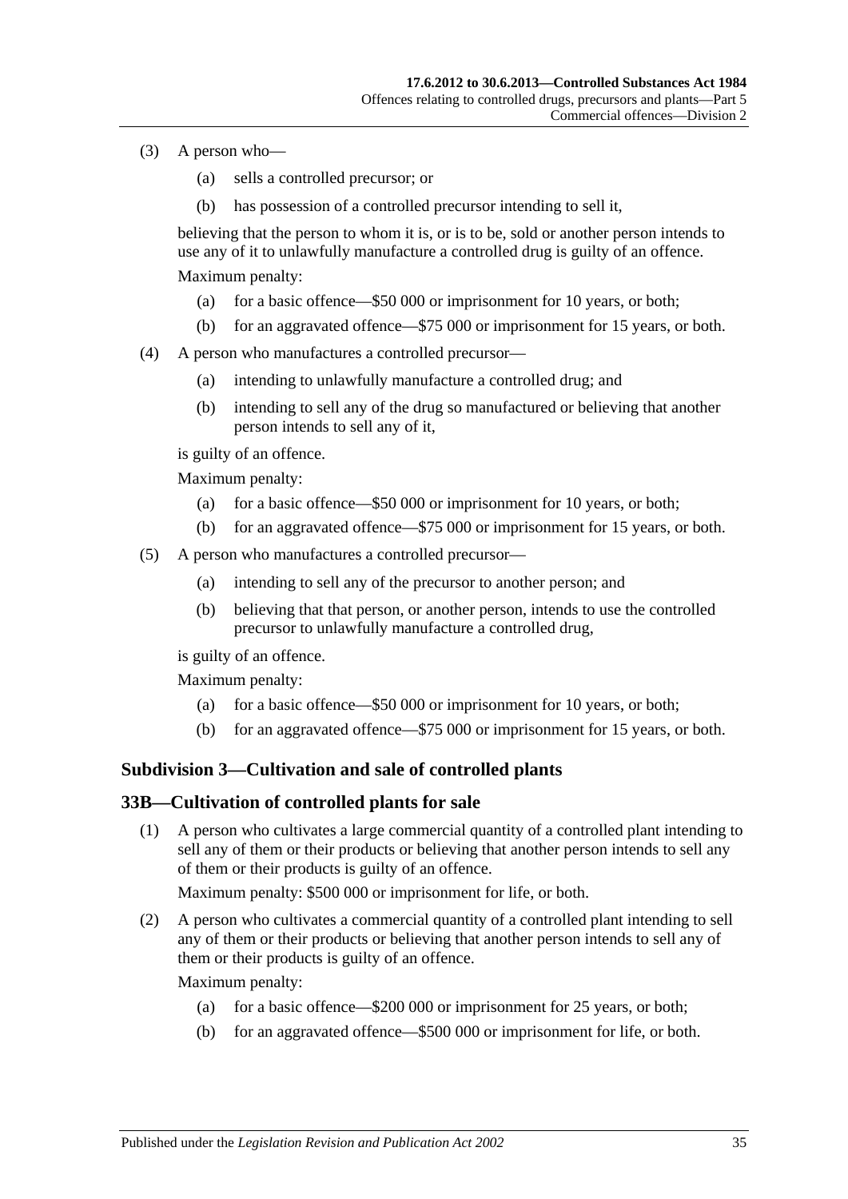(3) A person who—

  (a) sells a controlled precursor; or

  (b) has possession of a controlled precursor intending to sell it,

believing that the person to whom it is, or is to be, sold or another person intends to use any of it to unlawfully manufacture a controlled drug is guilty of an offence.

Maximum penalty:

  (a) for a basic offence—$50 000 or imprisonment for 10 years, or both;

  (b) for an aggravated offence—$75 000 or imprisonment for 15 years, or both.

(4) A person who manufactures a controlled precursor—

  (a) intending to unlawfully manufacture a controlled drug; and

  (b) intending to sell any of the drug so manufactured or believing that another person intends to sell any of it,

is guilty of an offence.

Maximum penalty:

  (a) for a basic offence—$50 000 or imprisonment for 10 years, or both;

  (b) for an aggravated offence—$75 000 or imprisonment for 15 years, or both.

(5) A person who manufactures a controlled precursor—

  (a) intending to sell any of the precursor to another person; and

  (b) believing that that person, or another person, intends to use the controlled precursor to unlawfully manufacture a controlled drug,

is guilty of an offence.

Maximum penalty:

  (a) for a basic offence—$50 000 or imprisonment for 10 years, or both;

  (b) for an aggravated offence—$75 000 or imprisonment for 15 years, or both.

### Subdivision 3—Cultivation and sale of controlled plants

### 33B—Cultivation of controlled plants for sale

(1) A person who cultivates a large commercial quantity of a controlled plant intending to sell any of them or their products or believing that another person intends to sell any of them or their products is guilty of an offence.

Maximum penalty: $500 000 or imprisonment for life, or both.

(2) A person who cultivates a commercial quantity of a controlled plant intending to sell any of them or their products or believing that another person intends to sell any of them or their products is guilty of an offence.

Maximum penalty:

  (a) for a basic offence—$200 000 or imprisonment for 25 years, or both;

  (b) for an aggravated offence—$500 000 or imprisonment for life, or both.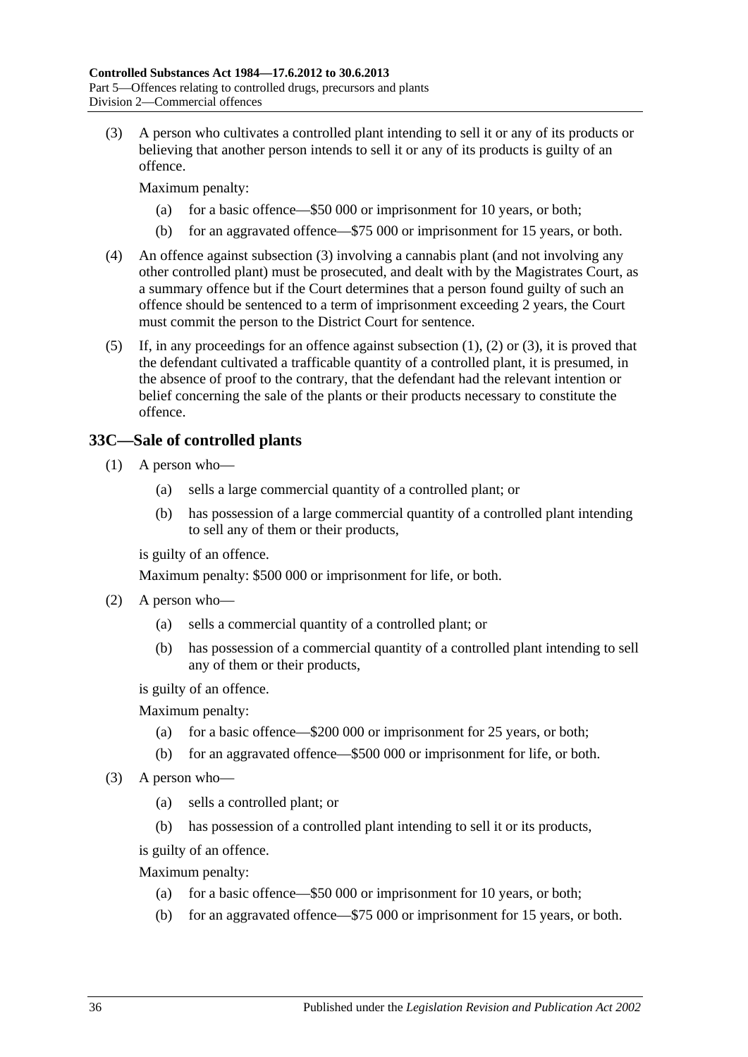(3) A person who cultivates a controlled plant intending to sell it or any of its products or believing that another person intends to sell it or any of its products is guilty of an offence.

Maximum penalty:

(a) for a basic offence—$50 000 or imprisonment for 10 years, or both;

(b) for an aggravated offence—$75 000 or imprisonment for 15 years, or both.

(4) An offence against subsection (3) involving a cannabis plant (and not involving any other controlled plant) must be prosecuted, and dealt with by the Magistrates Court, as a summary offence but if the Court determines that a person found guilty of such an offence should be sentenced to a term of imprisonment exceeding 2 years, the Court must commit the person to the District Court for sentence.

(5) If, in any proceedings for an offence against subsection (1), (2) or (3), it is proved that the defendant cultivated a trafficable quantity of a controlled plant, it is presumed, in the absence of proof to the contrary, that the defendant had the relevant intention or belief concerning the sale of the plants or their products necessary to constitute the offence.

## 33C—Sale of controlled plants

(1) A person who—

(a) sells a large commercial quantity of a controlled plant; or

(b) has possession of a large commercial quantity of a controlled plant intending to sell any of them or their products,

is guilty of an offence.

Maximum penalty: $500 000 or imprisonment for life, or both.

(2) A person who—

(a) sells a commercial quantity of a controlled plant; or

(b) has possession of a commercial quantity of a controlled plant intending to sell any of them or their products,

is guilty of an offence.

Maximum penalty:

(a) for a basic offence—$200 000 or imprisonment for 25 years, or both;

(b) for an aggravated offence—$500 000 or imprisonment for life, or both.

(3) A person who—

(a) sells a controlled plant; or

(b) has possession of a controlled plant intending to sell it or its products,

is guilty of an offence.

Maximum penalty:

(a) for a basic offence—$50 000 or imprisonment for 10 years, or both;

(b) for an aggravated offence—$75 000 or imprisonment for 15 years, or both.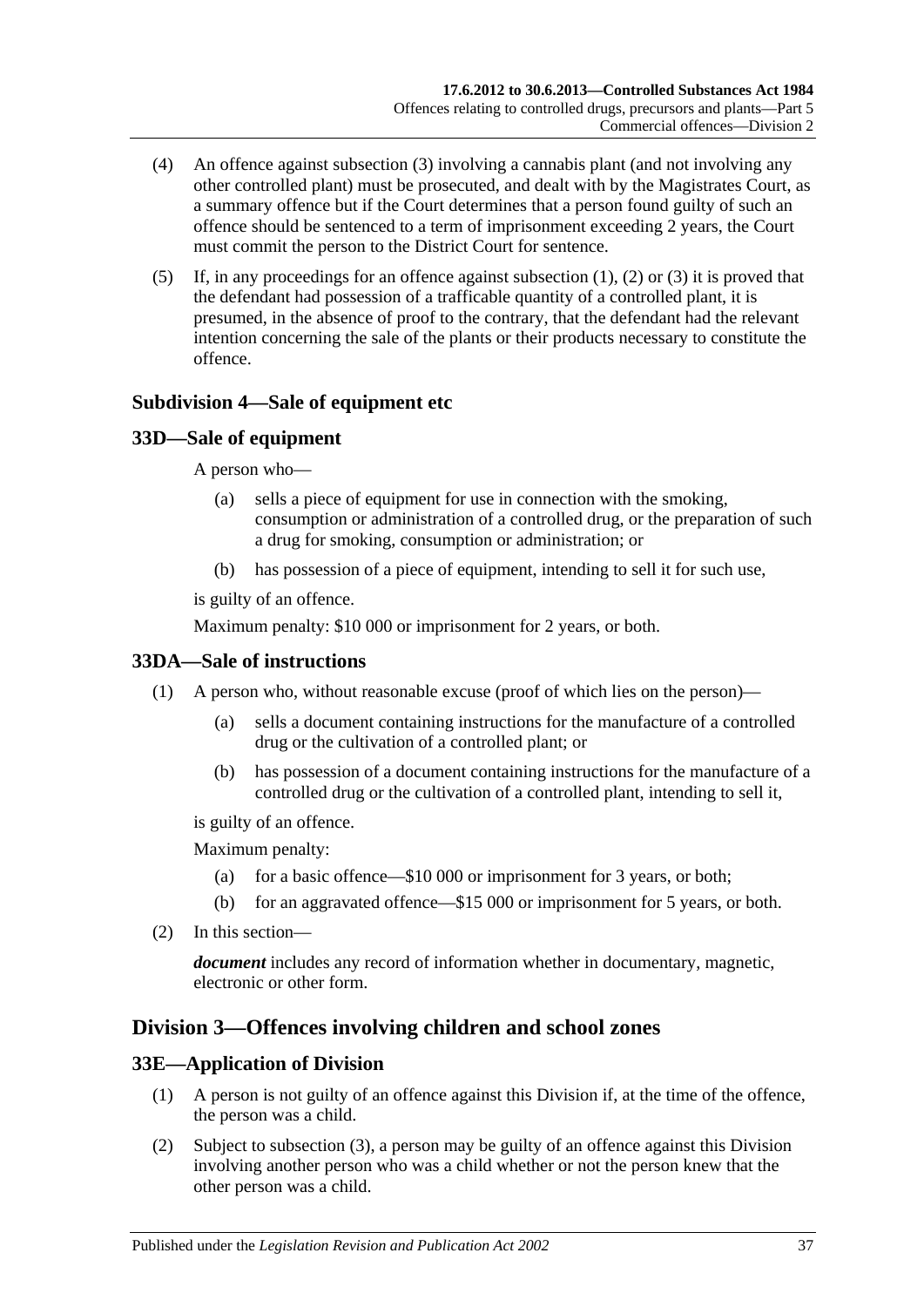(4) An offence against subsection (3) involving a cannabis plant (and not involving any other controlled plant) must be prosecuted, and dealt with by the Magistrates Court, as a summary offence but if the Court determines that a person found guilty of such an offence should be sentenced to a term of imprisonment exceeding 2 years, the Court must commit the person to the District Court for sentence.

(5) If, in any proceedings for an offence against subsection (1), (2) or (3) it is proved that the defendant had possession of a trafficable quantity of a controlled plant, it is presumed, in the absence of proof to the contrary, that the defendant had the relevant intention concerning the sale of the plants or their products necessary to constitute the offence.

### Subdivision 4—Sale of equipment etc

### 33D—Sale of equipment

A person who—

(a) sells a piece of equipment for use in connection with the smoking, consumption or administration of a controlled drug, or the preparation of such a drug for smoking, consumption or administration; or

(b) has possession of a piece of equipment, intending to sell it for such use,

is guilty of an offence.

Maximum penalty: $10 000 or imprisonment for 2 years, or both.

### 33DA—Sale of instructions

(1) A person who, without reasonable excuse (proof of which lies on the person)—

(a) sells a document containing instructions for the manufacture of a controlled drug or the cultivation of a controlled plant; or

(b) has possession of a document containing instructions for the manufacture of a controlled drug or the cultivation of a controlled plant, intending to sell it,

is guilty of an offence.

Maximum penalty:

(a) for a basic offence—$10 000 or imprisonment for 3 years, or both;

(b) for an aggravated offence—$15 000 or imprisonment for 5 years, or both.

(2) In this section—

***document*** includes any record of information whether in documentary, magnetic, electronic or other form.

## Division 3—Offences involving children and school zones

### 33E—Application of Division

(1) A person is not guilty of an offence against this Division if, at the time of the offence, the person was a child.

(2) Subject to subsection (3), a person may be guilty of an offence against this Division involving another person who was a child whether or not the person knew that the other person was a child.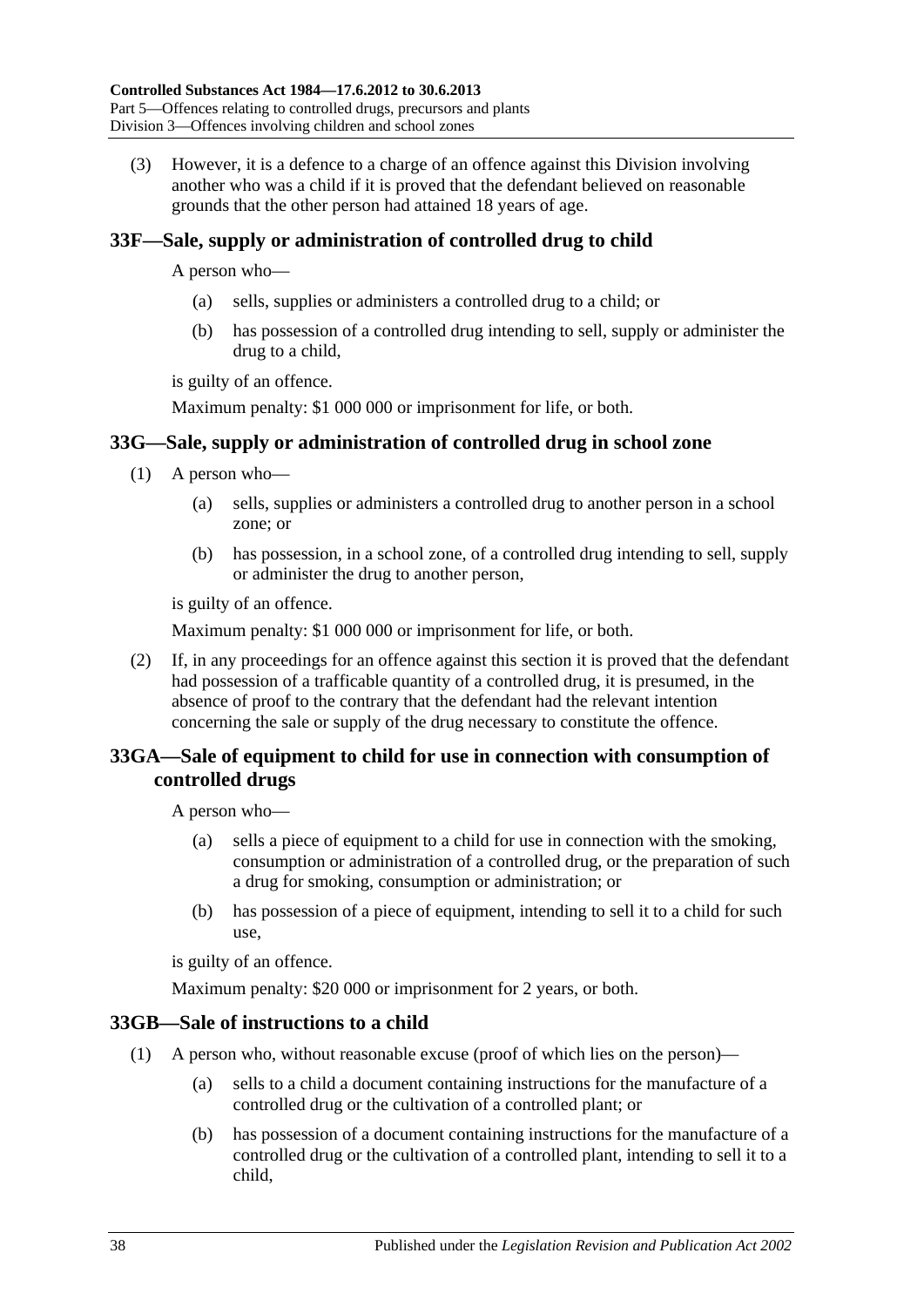(3) However, it is a defence to a charge of an offence against this Division involving another who was a child if it is proved that the defendant believed on reasonable grounds that the other person had attained 18 years of age.

## 33F—Sale, supply or administration of controlled drug to child

A person who—

(a) sells, supplies or administers a controlled drug to a child; or

(b) has possession of a controlled drug intending to sell, supply or administer the drug to a child,

is guilty of an offence.

Maximum penalty: $1 000 000 or imprisonment for life, or both.

## 33G—Sale, supply or administration of controlled drug in school zone

(1) A person who—

(a) sells, supplies or administers a controlled drug to another person in a school zone; or

(b) has possession, in a school zone, of a controlled drug intending to sell, supply or administer the drug to another person,

is guilty of an offence.

Maximum penalty: $1 000 000 or imprisonment for life, or both.

(2) If, in any proceedings for an offence against this section it is proved that the defendant had possession of a trafficable quantity of a controlled drug, it is presumed, in the absence of proof to the contrary that the defendant had the relevant intention concerning the sale or supply of the drug necessary to constitute the offence.

## 33GA—Sale of equipment to child for use in connection with consumption of controlled drugs

A person who—

(a) sells a piece of equipment to a child for use in connection with the smoking, consumption or administration of a controlled drug, or the preparation of such a drug for smoking, consumption or administration; or

(b) has possession of a piece of equipment, intending to sell it to a child for such use,

is guilty of an offence.

Maximum penalty: $20 000 or imprisonment for 2 years, or both.

## 33GB—Sale of instructions to a child

(1) A person who, without reasonable excuse (proof of which lies on the person)—

(a) sells to a child a document containing instructions for the manufacture of a controlled drug or the cultivation of a controlled plant; or

(b) has possession of a document containing instructions for the manufacture of a controlled drug or the cultivation of a controlled plant, intending to sell it to a child,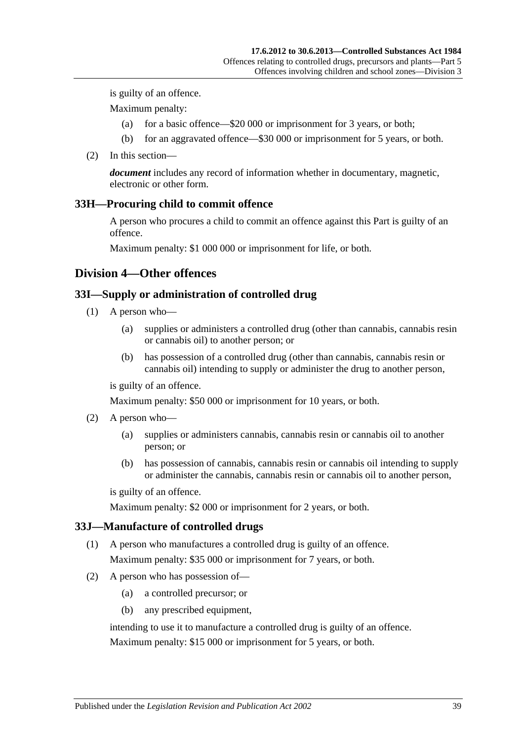is guilty of an offence.

Maximum penalty:

(a) for a basic offence—$20 000 or imprisonment for 3 years, or both;

(b) for an aggravated offence—$30 000 or imprisonment for 5 years, or both.

(2) In this section—

***document*** includes any record of information whether in documentary, magnetic, electronic or other form.

### 33H—Procuring child to commit offence

A person who procures a child to commit an offence against this Part is guilty of an offence.

Maximum penalty: $1 000 000 or imprisonment for life, or both.

## Division 4—Other offences

### 33I—Supply or administration of controlled drug

(1) A person who—

(a) supplies or administers a controlled drug (other than cannabis, cannabis resin or cannabis oil) to another person; or

(b) has possession of a controlled drug (other than cannabis, cannabis resin or cannabis oil) intending to supply or administer the drug to another person,

is guilty of an offence.

Maximum penalty: $50 000 or imprisonment for 10 years, or both.

(2) A person who—

(a) supplies or administers cannabis, cannabis resin or cannabis oil to another person; or

(b) has possession of cannabis, cannabis resin or cannabis oil intending to supply or administer the cannabis, cannabis resin or cannabis oil to another person,

is guilty of an offence.

Maximum penalty: $2 000 or imprisonment for 2 years, or both.

### 33J—Manufacture of controlled drugs

(1) A person who manufactures a controlled drug is guilty of an offence.

Maximum penalty: $35 000 or imprisonment for 7 years, or both.

(2) A person who has possession of—

(a) a controlled precursor; or

(b) any prescribed equipment,

intending to use it to manufacture a controlled drug is guilty of an offence.

Maximum penalty: $15 000 or imprisonment for 5 years, or both.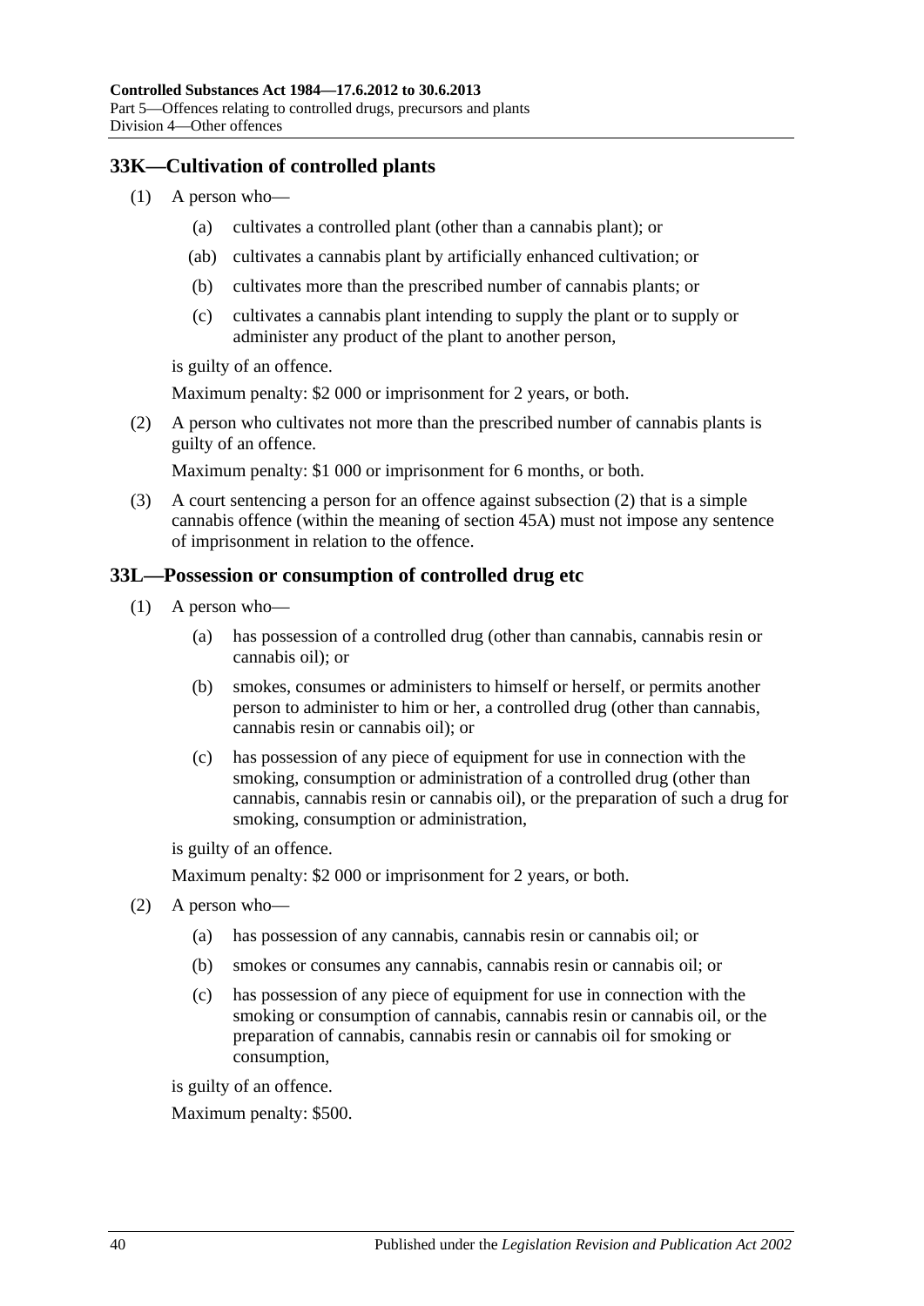## 33K—Cultivation of controlled plants

(1) A person who—

  (a) cultivates a controlled plant (other than a cannabis plant); or

  (ab) cultivates a cannabis plant by artificially enhanced cultivation; or

  (b) cultivates more than the prescribed number of cannabis plants; or

  (c) cultivates a cannabis plant intending to supply the plant or to supply or administer any product of the plant to another person,

is guilty of an offence.

Maximum penalty: $2 000 or imprisonment for 2 years, or both.

(2) A person who cultivates not more than the prescribed number of cannabis plants is guilty of an offence.

Maximum penalty: $1 000 or imprisonment for 6 months, or both.

(3) A court sentencing a person for an offence against subsection (2) that is a simple cannabis offence (within the meaning of section 45A) must not impose any sentence of imprisonment in relation to the offence.

## 33L—Possession or consumption of controlled drug etc

(1) A person who—

  (a) has possession of a controlled drug (other than cannabis, cannabis resin or cannabis oil); or

  (b) smokes, consumes or administers to himself or herself, or permits another person to administer to him or her, a controlled drug (other than cannabis, cannabis resin or cannabis oil); or

  (c) has possession of any piece of equipment for use in connection with the smoking, consumption or administration of a controlled drug (other than cannabis, cannabis resin or cannabis oil), or the preparation of such a drug for smoking, consumption or administration,

is guilty of an offence.

Maximum penalty: $2 000 or imprisonment for 2 years, or both.

(2) A person who—

  (a) has possession of any cannabis, cannabis resin or cannabis oil; or

  (b) smokes or consumes any cannabis, cannabis resin or cannabis oil; or

  (c) has possession of any piece of equipment for use in connection with the smoking or consumption of cannabis, cannabis resin or cannabis oil, or the preparation of cannabis, cannabis resin or cannabis oil for smoking or consumption,

is guilty of an offence.

Maximum penalty: $500.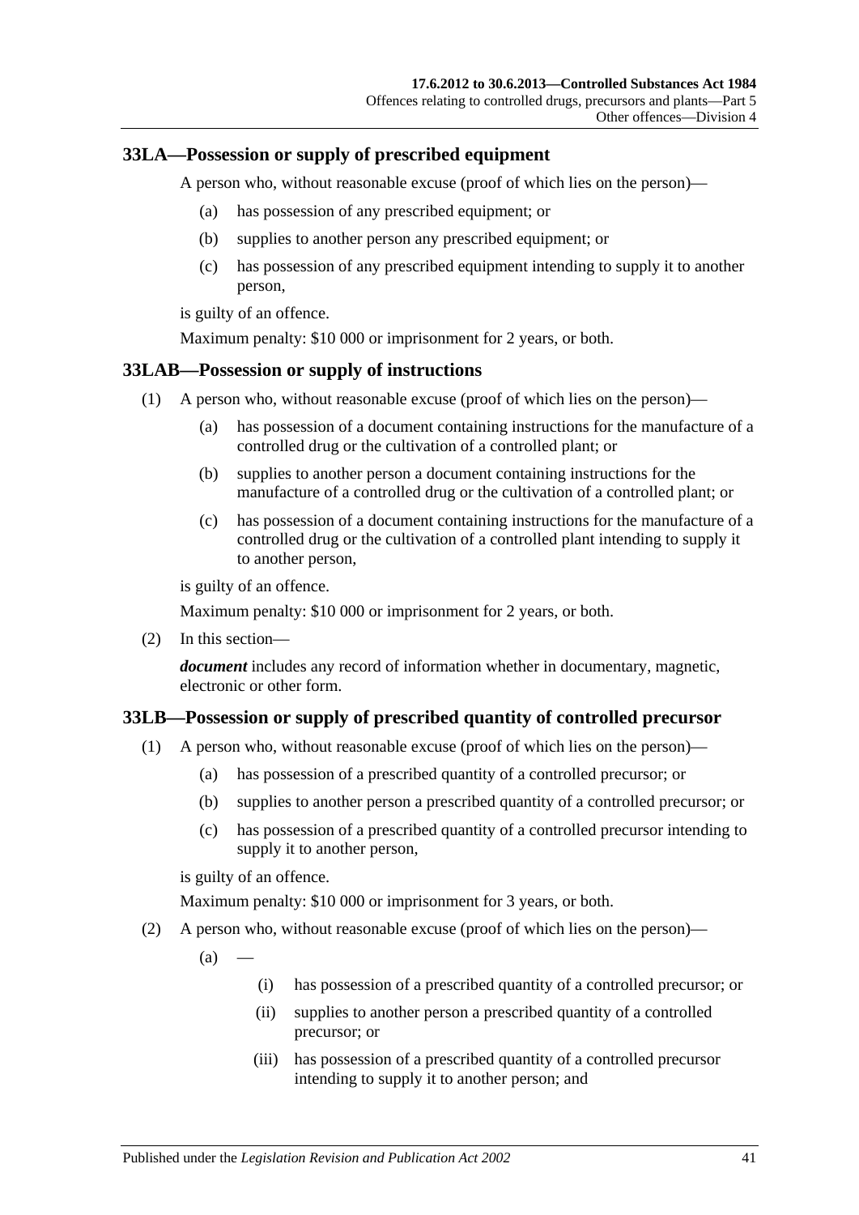## 33LA—Possession or supply of prescribed equipment

A person who, without reasonable excuse (proof of which lies on the person)—

- (a) has possession of any prescribed equipment; or
- (b) supplies to another person any prescribed equipment; or
- (c) has possession of any prescribed equipment intending to supply it to another person,

is guilty of an offence.

Maximum penalty: $10 000 or imprisonment for 2 years, or both.

## 33LAB—Possession or supply of instructions

(1) A person who, without reasonable excuse (proof of which lies on the person)—

- (a) has possession of a document containing instructions for the manufacture of a controlled drug or the cultivation of a controlled plant; or
- (b) supplies to another person a document containing instructions for the manufacture of a controlled drug or the cultivation of a controlled plant; or
- (c) has possession of a document containing instructions for the manufacture of a controlled drug or the cultivation of a controlled plant intending to supply it to another person,

is guilty of an offence.

Maximum penalty: $10 000 or imprisonment for 2 years, or both.

(2) In this section—

***document*** includes any record of information whether in documentary, magnetic, electronic or other form.

## 33LB—Possession or supply of prescribed quantity of controlled precursor

(1) A person who, without reasonable excuse (proof of which lies on the person)—

- (a) has possession of a prescribed quantity of a controlled precursor; or
- (b) supplies to another person a prescribed quantity of a controlled precursor; or
- (c) has possession of a prescribed quantity of a controlled precursor intending to supply it to another person,

is guilty of an offence.

Maximum penalty: $10 000 or imprisonment for 3 years, or both.

(2) A person who, without reasonable excuse (proof of which lies on the person)—

- (a) —
  - (i) has possession of a prescribed quantity of a controlled precursor; or
  - (ii) supplies to another person a prescribed quantity of a controlled precursor; or
  - (iii) has possession of a prescribed quantity of a controlled precursor intending to supply it to another person; and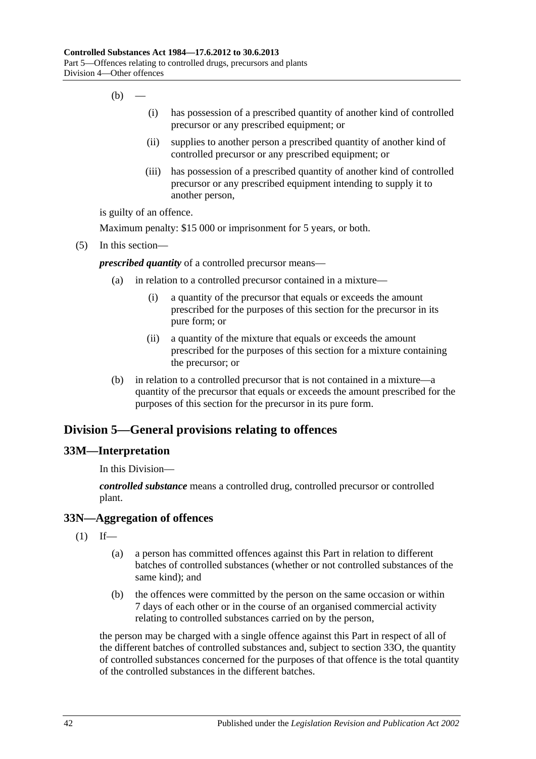(b) —

  (i) has possession of a prescribed quantity of another kind of controlled precursor or any prescribed equipment; or

  (ii) supplies to another person a prescribed quantity of another kind of controlled precursor or any prescribed equipment; or

  (iii) has possession of a prescribed quantity of another kind of controlled precursor or any prescribed equipment intending to supply it to another person,

is guilty of an offence.

Maximum penalty: $15 000 or imprisonment for 5 years, or both.

(5) In this section—

***prescribed quantity*** of a controlled precursor means—

(a) in relation to a controlled precursor contained in a mixture—

  (i) a quantity of the precursor that equals or exceeds the amount prescribed for the purposes of this section for the precursor in its pure form; or

  (ii) a quantity of the mixture that equals or exceeds the amount prescribed for the purposes of this section for a mixture containing the precursor; or

(b) in relation to a controlled precursor that is not contained in a mixture—a quantity of the precursor that equals or exceeds the amount prescribed for the purposes of this section for the precursor in its pure form.

## Division 5—General provisions relating to offences

### 33M—Interpretation

In this Division—

***controlled substance*** means a controlled drug, controlled precursor or controlled plant.

### 33N—Aggregation of offences

(1) If—

(a) a person has committed offences against this Part in relation to different batches of controlled substances (whether or not controlled substances of the same kind); and

(b) the offences were committed by the person on the same occasion or within 7 days of each other or in the course of an organised commercial activity relating to controlled substances carried on by the person,

the person may be charged with a single offence against this Part in respect of all of the different batches of controlled substances and, subject to section 33O, the quantity of controlled substances concerned for the purposes of that offence is the total quantity of the controlled substances in the different batches.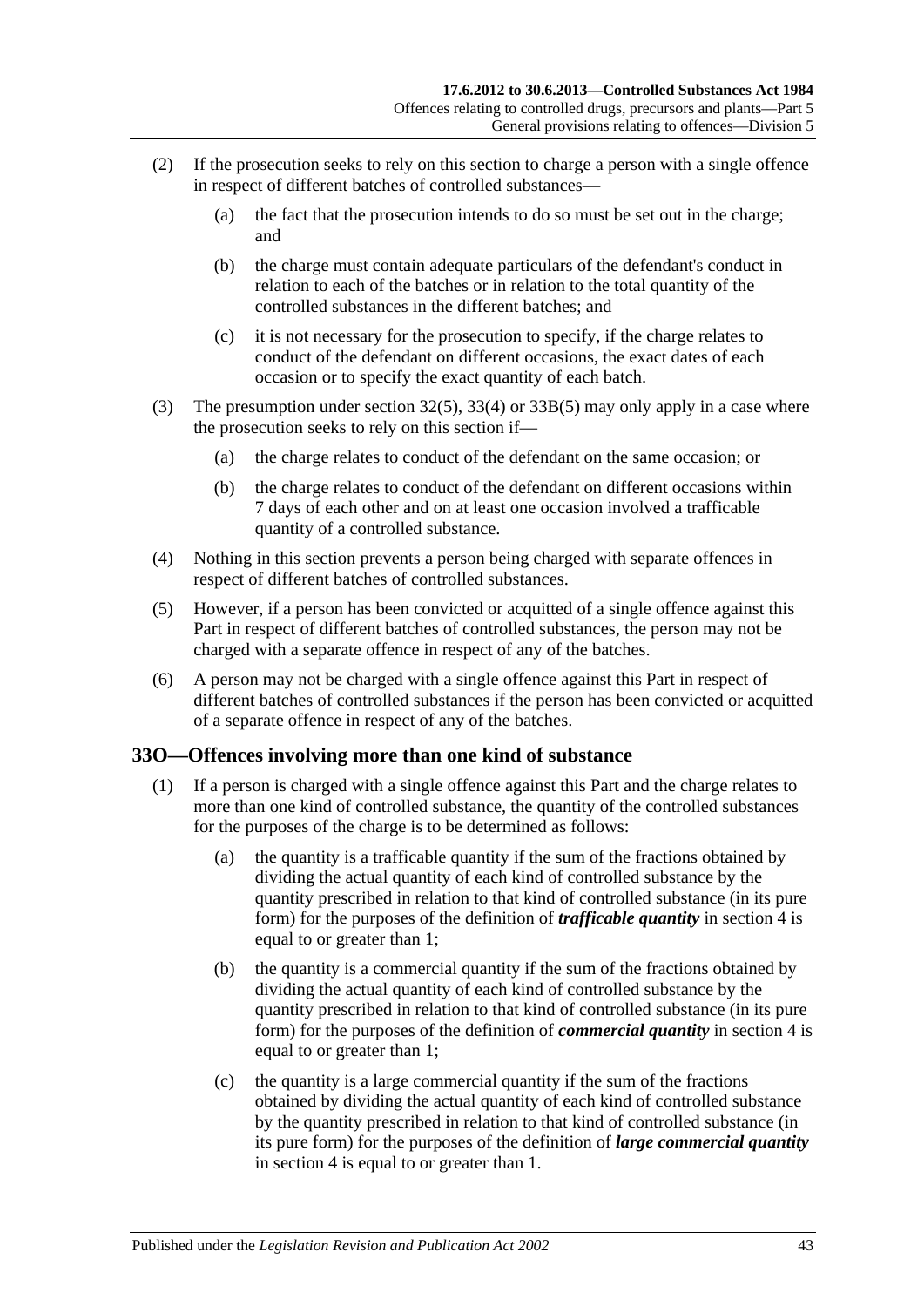(2) If the prosecution seeks to rely on this section to charge a person with a single offence in respect of different batches of controlled substances—

(a) the fact that the prosecution intends to do so must be set out in the charge; and

(b) the charge must contain adequate particulars of the defendant's conduct in relation to each of the batches or in relation to the total quantity of the controlled substances in the different batches; and

(c) it is not necessary for the prosecution to specify, if the charge relates to conduct of the defendant on different occasions, the exact dates of each occasion or to specify the exact quantity of each batch.

(3) The presumption under section 32(5), 33(4) or 33B(5) may only apply in a case where the prosecution seeks to rely on this section if—

(a) the charge relates to conduct of the defendant on the same occasion; or

(b) the charge relates to conduct of the defendant on different occasions within 7 days of each other and on at least one occasion involved a trafficable quantity of a controlled substance.

(4) Nothing in this section prevents a person being charged with separate offences in respect of different batches of controlled substances.

(5) However, if a person has been convicted or acquitted of a single offence against this Part in respect of different batches of controlled substances, the person may not be charged with a separate offence in respect of any of the batches.

(6) A person may not be charged with a single offence against this Part in respect of different batches of controlled substances if the person has been convicted or acquitted of a separate offence in respect of any of the batches.

## 33O—Offences involving more than one kind of substance

(1) If a person is charged with a single offence against this Part and the charge relates to more than one kind of controlled substance, the quantity of the controlled substances for the purposes of the charge is to be determined as follows:

(a) the quantity is a trafficable quantity if the sum of the fractions obtained by dividing the actual quantity of each kind of controlled substance by the quantity prescribed in relation to that kind of controlled substance (in its pure form) for the purposes of the definition of ***trafficable quantity*** in section 4 is equal to or greater than 1;

(b) the quantity is a commercial quantity if the sum of the fractions obtained by dividing the actual quantity of each kind of controlled substance by the quantity prescribed in relation to that kind of controlled substance (in its pure form) for the purposes of the definition of ***commercial quantity*** in section 4 is equal to or greater than 1;

(c) the quantity is a large commercial quantity if the sum of the fractions obtained by dividing the actual quantity of each kind of controlled substance by the quantity prescribed in relation to that kind of controlled substance (in its pure form) for the purposes of the definition of ***large commercial quantity*** in section 4 is equal to or greater than 1.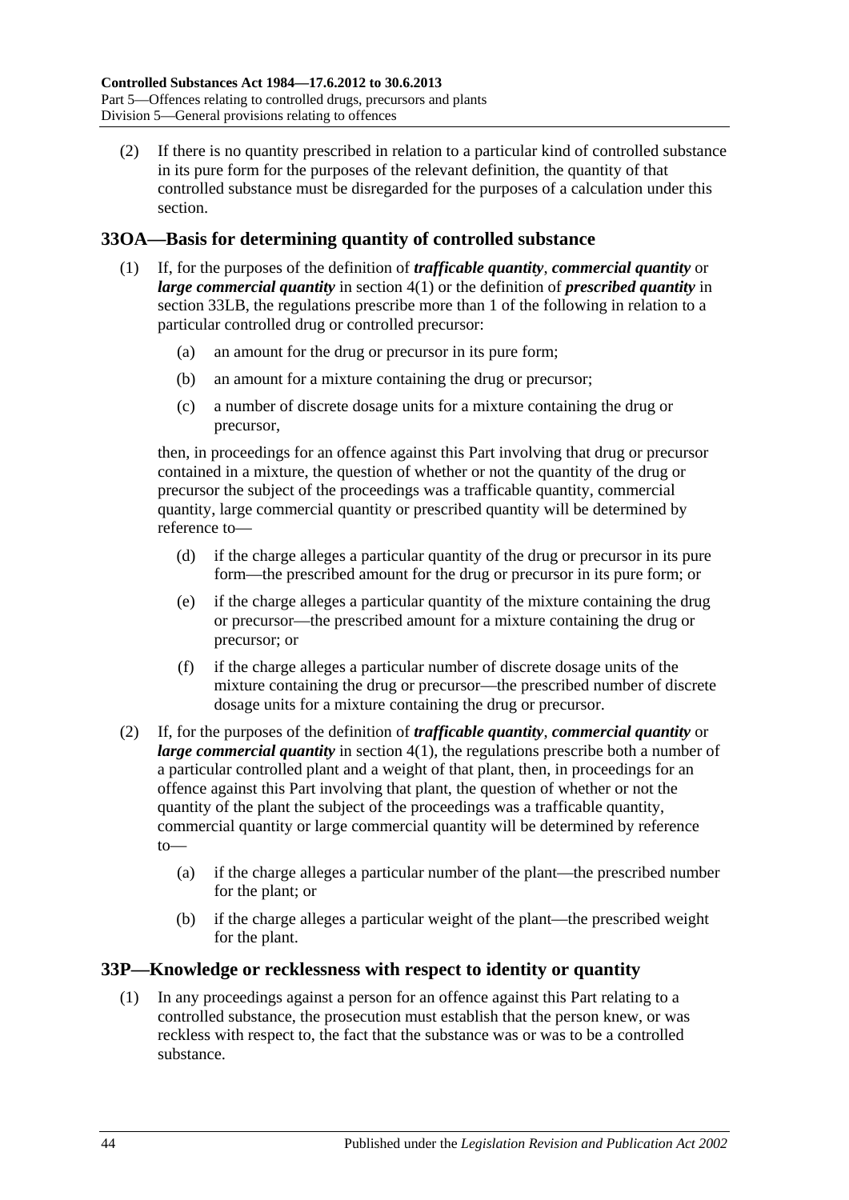(2) If there is no quantity prescribed in relation to a particular kind of controlled substance in its pure form for the purposes of the relevant definition, the quantity of that controlled substance must be disregarded for the purposes of a calculation under this section.

## 33OA—Basis for determining quantity of controlled substance

(1) If, for the purposes of the definition of ***trafficable quantity***, ***commercial quantity*** or ***large commercial quantity*** in section 4(1) or the definition of ***prescribed quantity*** in section 33LB, the regulations prescribe more than 1 of the following in relation to a particular controlled drug or controlled precursor:

(a) an amount for the drug or precursor in its pure form;

(b) an amount for a mixture containing the drug or precursor;

(c) a number of discrete dosage units for a mixture containing the drug or precursor,

then, in proceedings for an offence against this Part involving that drug or precursor contained in a mixture, the question of whether or not the quantity of the drug or precursor the subject of the proceedings was a trafficable quantity, commercial quantity, large commercial quantity or prescribed quantity will be determined by reference to—

(d) if the charge alleges a particular quantity of the drug or precursor in its pure form—the prescribed amount for the drug or precursor in its pure form; or

(e) if the charge alleges a particular quantity of the mixture containing the drug or precursor—the prescribed amount for a mixture containing the drug or precursor; or

(f) if the charge alleges a particular number of discrete dosage units of the mixture containing the drug or precursor—the prescribed number of discrete dosage units for a mixture containing the drug or precursor.

(2) If, for the purposes of the definition of ***trafficable quantity***, ***commercial quantity*** or ***large commercial quantity*** in section 4(1), the regulations prescribe both a number of a particular controlled plant and a weight of that plant, then, in proceedings for an offence against this Part involving that plant, the question of whether or not the quantity of the plant the subject of the proceedings was a trafficable quantity, commercial quantity or large commercial quantity will be determined by reference to—

(a) if the charge alleges a particular number of the plant—the prescribed number for the plant; or

(b) if the charge alleges a particular weight of the plant—the prescribed weight for the plant.

## 33P—Knowledge or recklessness with respect to identity or quantity

(1) In any proceedings against a person for an offence against this Part relating to a controlled substance, the prosecution must establish that the person knew, or was reckless with respect to, the fact that the substance was or was to be a controlled substance.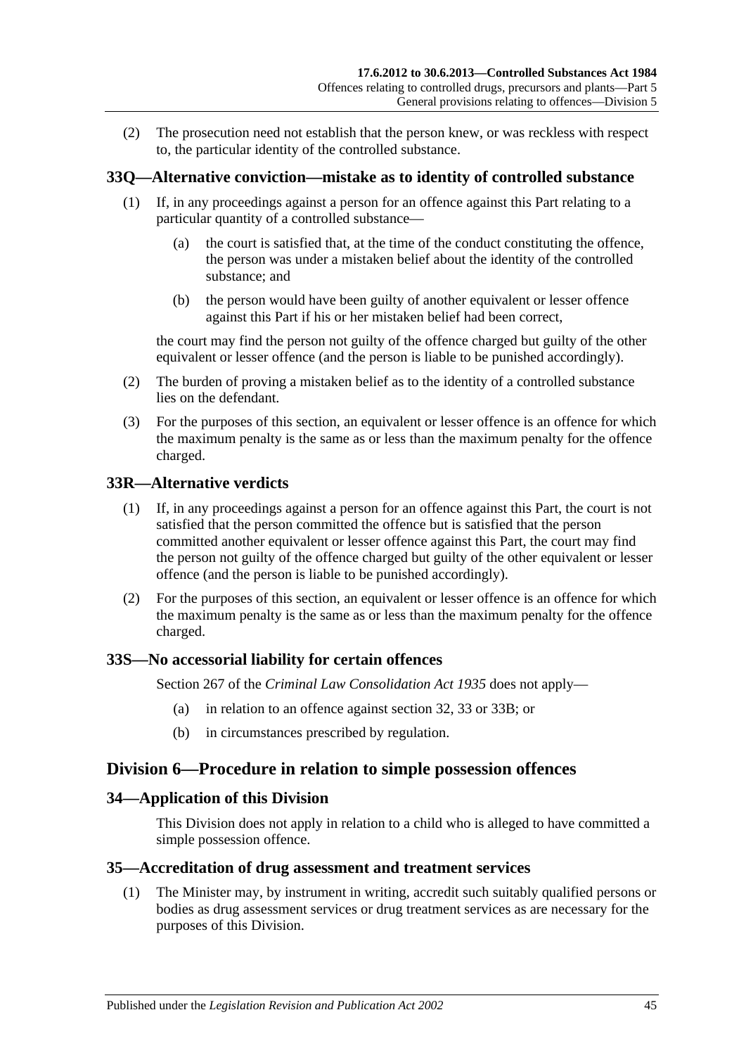(2) The prosecution need not establish that the person knew, or was reckless with respect to, the particular identity of the controlled substance.

## 33Q—Alternative conviction—mistake as to identity of controlled substance

(1) If, in any proceedings against a person for an offence against this Part relating to a particular quantity of a controlled substance—

(a) the court is satisfied that, at the time of the conduct constituting the offence, the person was under a mistaken belief about the identity of the controlled substance; and

(b) the person would have been guilty of another equivalent or lesser offence against this Part if his or her mistaken belief had been correct,

the court may find the person not guilty of the offence charged but guilty of the other equivalent or lesser offence (and the person is liable to be punished accordingly).

(2) The burden of proving a mistaken belief as to the identity of a controlled substance lies on the defendant.

(3) For the purposes of this section, an equivalent or lesser offence is an offence for which the maximum penalty is the same as or less than the maximum penalty for the offence charged.

## 33R—Alternative verdicts

(1) If, in any proceedings against a person for an offence against this Part, the court is not satisfied that the person committed the offence but is satisfied that the person committed another equivalent or lesser offence against this Part, the court may find the person not guilty of the offence charged but guilty of the other equivalent or lesser offence (and the person is liable to be punished accordingly).

(2) For the purposes of this section, an equivalent or lesser offence is an offence for which the maximum penalty is the same as or less than the maximum penalty for the offence charged.

## 33S—No accessorial liability for certain offences

Section 267 of the *Criminal Law Consolidation Act 1935* does not apply—

(a) in relation to an offence against section 32, 33 or 33B; or

(b) in circumstances prescribed by regulation.

# Division 6—Procedure in relation to simple possession offences

## 34—Application of this Division

This Division does not apply in relation to a child who is alleged to have committed a simple possession offence.

## 35—Accreditation of drug assessment and treatment services

(1) The Minister may, by instrument in writing, accredit such suitably qualified persons or bodies as drug assessment services or drug treatment services as are necessary for the purposes of this Division.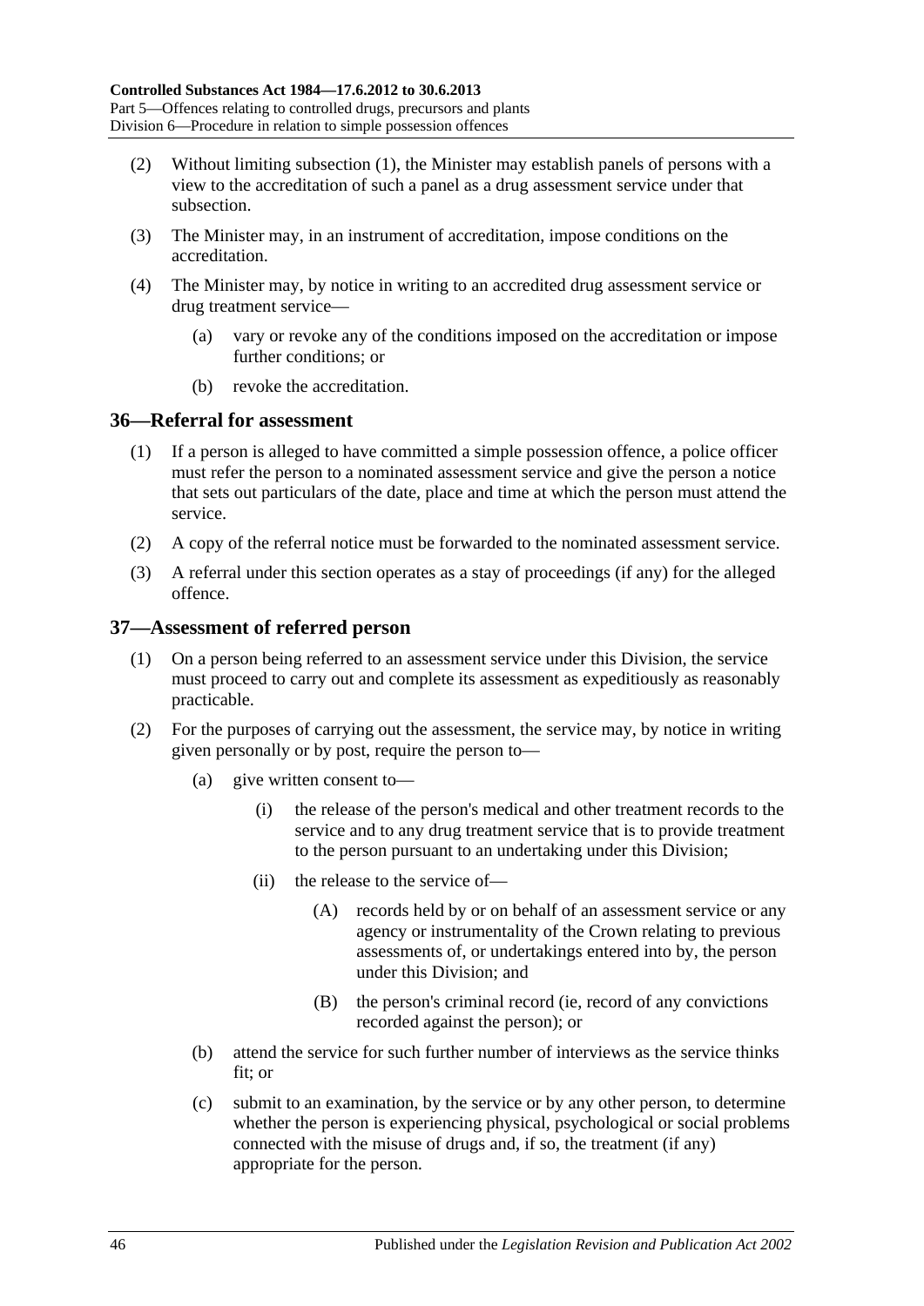(2) Without limiting subsection (1), the Minister may establish panels of persons with a view to the accreditation of such a panel as a drug assessment service under that subsection.

(3) The Minister may, in an instrument of accreditation, impose conditions on the accreditation.

(4) The Minister may, by notice in writing to an accredited drug assessment service or drug treatment service—

(a) vary or revoke any of the conditions imposed on the accreditation or impose further conditions; or

(b) revoke the accreditation.

## 36—Referral for assessment

(1) If a person is alleged to have committed a simple possession offence, a police officer must refer the person to a nominated assessment service and give the person a notice that sets out particulars of the date, place and time at which the person must attend the service.

(2) A copy of the referral notice must be forwarded to the nominated assessment service.

(3) A referral under this section operates as a stay of proceedings (if any) for the alleged offence.

## 37—Assessment of referred person

(1) On a person being referred to an assessment service under this Division, the service must proceed to carry out and complete its assessment as expeditiously as reasonably practicable.

(2) For the purposes of carrying out the assessment, the service may, by notice in writing given personally or by post, require the person to—

(a) give written consent to—

(i) the release of the person's medical and other treatment records to the service and to any drug treatment service that is to provide treatment to the person pursuant to an undertaking under this Division;

(ii) the release to the service of—

(A) records held by or on behalf of an assessment service or any agency or instrumentality of the Crown relating to previous assessments of, or undertakings entered into by, the person under this Division; and

(B) the person's criminal record (ie, record of any convictions recorded against the person); or

(b) attend the service for such further number of interviews as the service thinks fit; or

(c) submit to an examination, by the service or by any other person, to determine whether the person is experiencing physical, psychological or social problems connected with the misuse of drugs and, if so, the treatment (if any) appropriate for the person.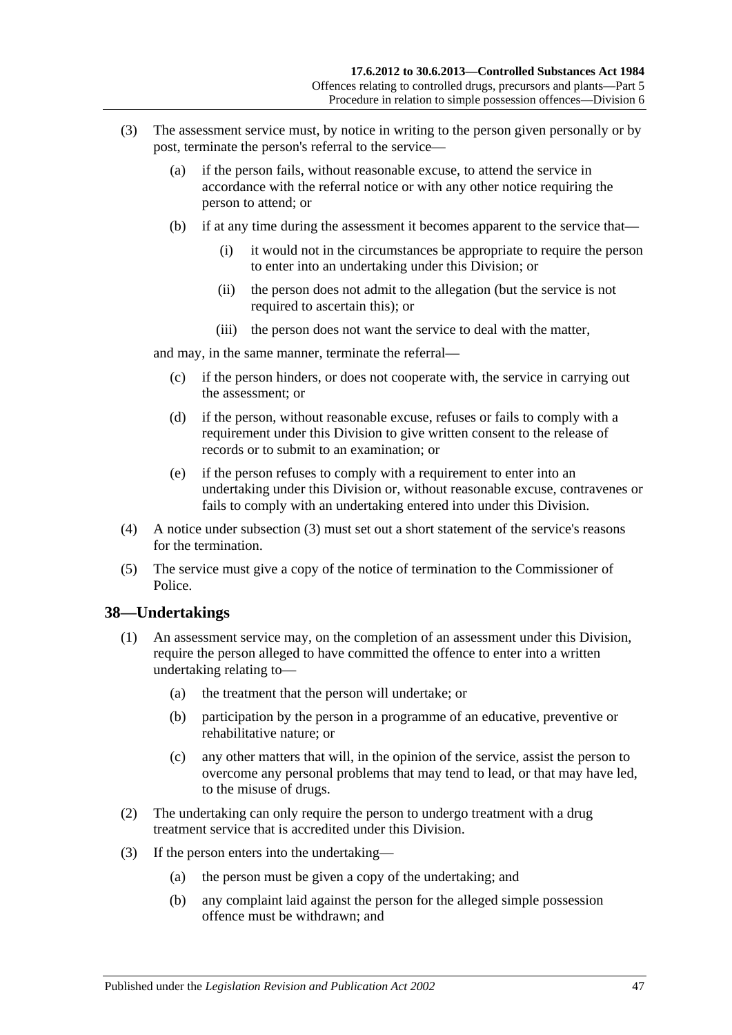(3) The assessment service must, by notice in writing to the person given personally or by post, terminate the person's referral to the service—

(a) if the person fails, without reasonable excuse, to attend the service in accordance with the referral notice or with any other notice requiring the person to attend; or

(b) if at any time during the assessment it becomes apparent to the service that—

(i) it would not in the circumstances be appropriate to require the person to enter into an undertaking under this Division; or

(ii) the person does not admit to the allegation (but the service is not required to ascertain this); or

(iii) the person does not want the service to deal with the matter,

and may, in the same manner, terminate the referral—

(c) if the person hinders, or does not cooperate with, the service in carrying out the assessment; or

(d) if the person, without reasonable excuse, refuses or fails to comply with a requirement under this Division to give written consent to the release of records or to submit to an examination; or

(e) if the person refuses to comply with a requirement to enter into an undertaking under this Division or, without reasonable excuse, contravenes or fails to comply with an undertaking entered into under this Division.

(4) A notice under subsection (3) must set out a short statement of the service's reasons for the termination.

(5) The service must give a copy of the notice of termination to the Commissioner of Police.

## 38—Undertakings

(1) An assessment service may, on the completion of an assessment under this Division, require the person alleged to have committed the offence to enter into a written undertaking relating to—

(a) the treatment that the person will undertake; or

(b) participation by the person in a programme of an educative, preventive or rehabilitative nature; or

(c) any other matters that will, in the opinion of the service, assist the person to overcome any personal problems that may tend to lead, or that may have led, to the misuse of drugs.

(2) The undertaking can only require the person to undergo treatment with a drug treatment service that is accredited under this Division.

(3) If the person enters into the undertaking—

(a) the person must be given a copy of the undertaking; and

(b) any complaint laid against the person for the alleged simple possession offence must be withdrawn; and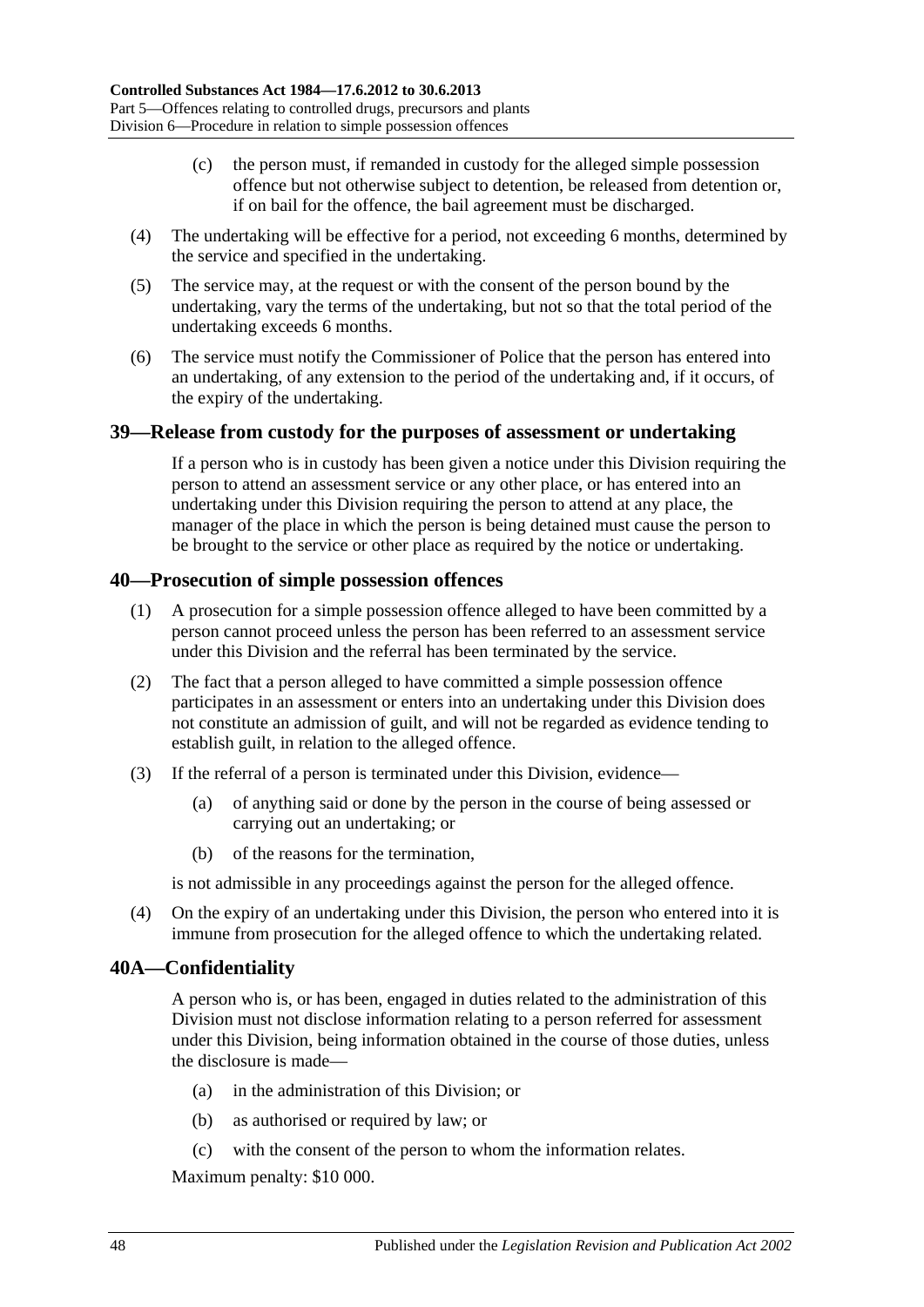(c) the person must, if remanded in custody for the alleged simple possession offence but not otherwise subject to detention, be released from detention or, if on bail for the offence, the bail agreement must be discharged.

(4) The undertaking will be effective for a period, not exceeding 6 months, determined by the service and specified in the undertaking.

(5) The service may, at the request or with the consent of the person bound by the undertaking, vary the terms of the undertaking, but not so that the total period of the undertaking exceeds 6 months.

(6) The service must notify the Commissioner of Police that the person has entered into an undertaking, of any extension to the period of the undertaking and, if it occurs, of the expiry of the undertaking.

## 39—Release from custody for the purposes of assessment or undertaking

If a person who is in custody has been given a notice under this Division requiring the person to attend an assessment service or any other place, or has entered into an undertaking under this Division requiring the person to attend at any place, the manager of the place in which the person is being detained must cause the person to be brought to the service or other place as required by the notice or undertaking.

## 40—Prosecution of simple possession offences

(1) A prosecution for a simple possession offence alleged to have been committed by a person cannot proceed unless the person has been referred to an assessment service under this Division and the referral has been terminated by the service.

(2) The fact that a person alleged to have committed a simple possession offence participates in an assessment or enters into an undertaking under this Division does not constitute an admission of guilt, and will not be regarded as evidence tending to establish guilt, in relation to the alleged offence.

(3) If the referral of a person is terminated under this Division, evidence—

(a) of anything said or done by the person in the course of being assessed or carrying out an undertaking; or

(b) of the reasons for the termination,

is not admissible in any proceedings against the person for the alleged offence.

(4) On the expiry of an undertaking under this Division, the person who entered into it is immune from prosecution for the alleged offence to which the undertaking related.

## 40A—Confidentiality

A person who is, or has been, engaged in duties related to the administration of this Division must not disclose information relating to a person referred for assessment under this Division, being information obtained in the course of those duties, unless the disclosure is made—

(a) in the administration of this Division; or

(b) as authorised or required by law; or

(c) with the consent of the person to whom the information relates.

Maximum penalty: $10 000.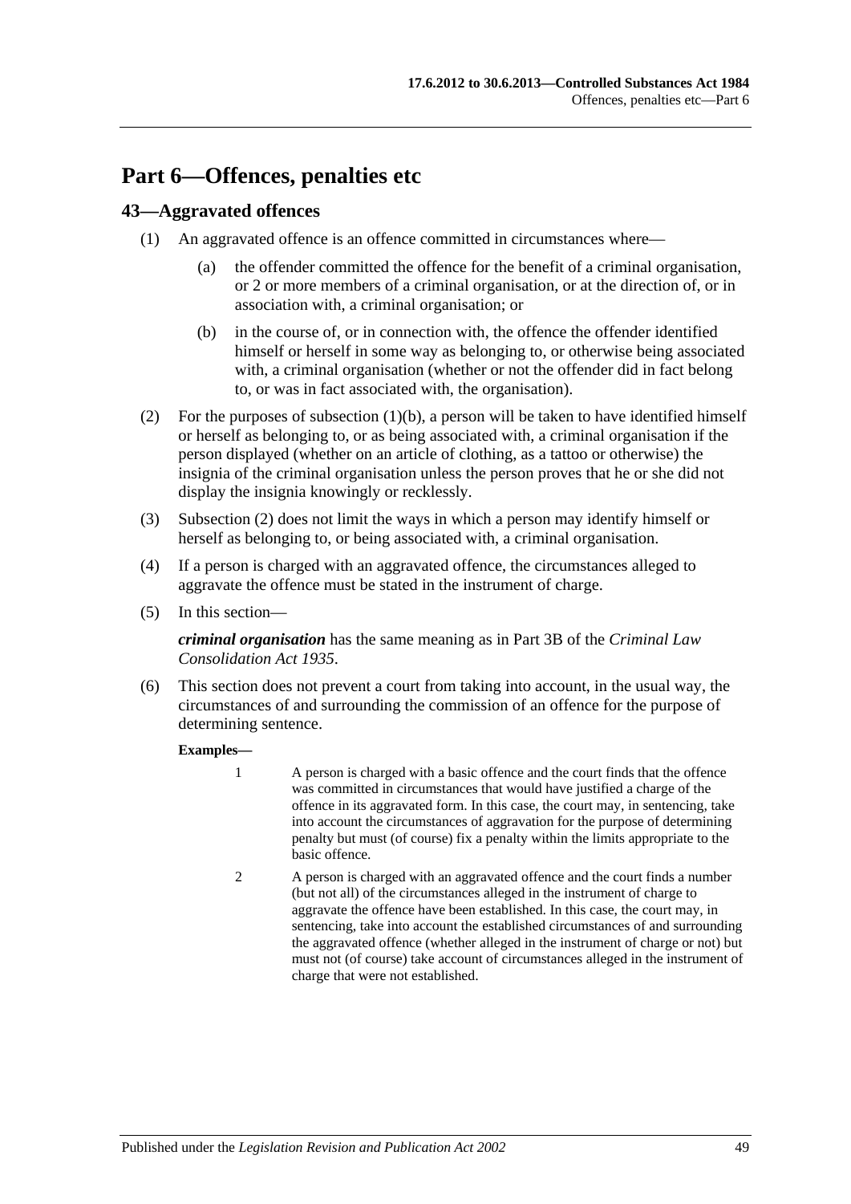# Part 6—Offences, penalties etc

## 43—Aggravated offences

(1) An aggravated offence is an offence committed in circumstances where—

(a) the offender committed the offence for the benefit of a criminal organisation, or 2 or more members of a criminal organisation, or at the direction of, or in association with, a criminal organisation; or

(b) in the course of, or in connection with, the offence the offender identified himself or herself in some way as belonging to, or otherwise being associated with, a criminal organisation (whether or not the offender did in fact belong to, or was in fact associated with, the organisation).

(2) For the purposes of subsection (1)(b), a person will be taken to have identified himself or herself as belonging to, or as being associated with, a criminal organisation if the person displayed (whether on an article of clothing, as a tattoo or otherwise) the insignia of the criminal organisation unless the person proves that he or she did not display the insignia knowingly or recklessly.

(3) Subsection (2) does not limit the ways in which a person may identify himself or herself as belonging to, or being associated with, a criminal organisation.

(4) If a person is charged with an aggravated offence, the circumstances alleged to aggravate the offence must be stated in the instrument of charge.

(5) In this section—

***criminal organisation*** has the same meaning as in Part 3B of the *Criminal Law Consolidation Act 1935*.

(6) This section does not prevent a court from taking into account, in the usual way, the circumstances of and surrounding the commission of an offence for the purpose of determining sentence.

**Examples—**

1 A person is charged with a basic offence and the court finds that the offence was committed in circumstances that would have justified a charge of the offence in its aggravated form. In this case, the court may, in sentencing, take into account the circumstances of aggravation for the purpose of determining penalty but must (of course) fix a penalty within the limits appropriate to the basic offence.

2 A person is charged with an aggravated offence and the court finds a number (but not all) of the circumstances alleged in the instrument of charge to aggravate the offence have been established. In this case, the court may, in sentencing, take into account the established circumstances of and surrounding the aggravated offence (whether alleged in the instrument of charge or not) but must not (of course) take account of circumstances alleged in the instrument of charge that were not established.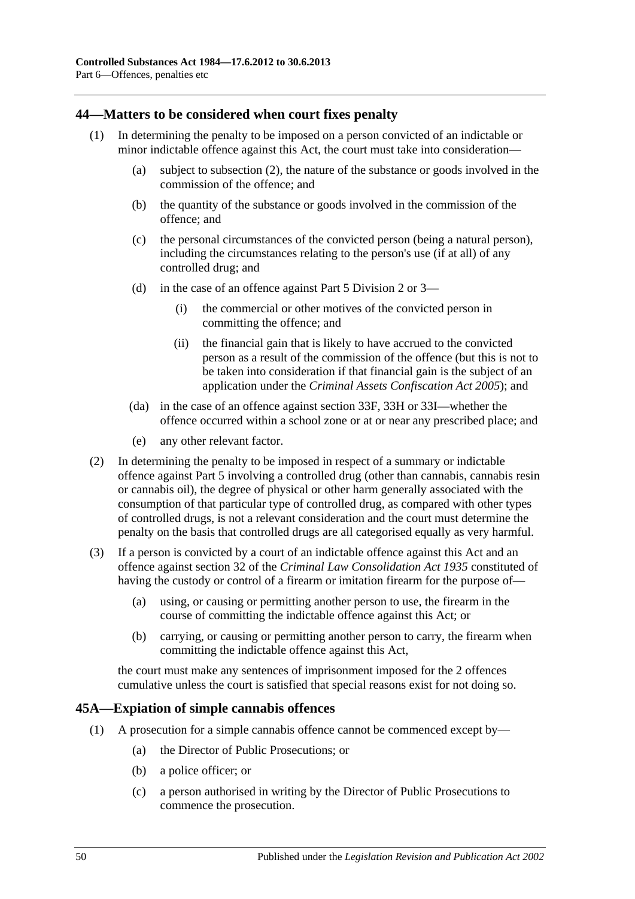## 44—Matters to be considered when court fixes penalty

(1) In determining the penalty to be imposed on a person convicted of an indictable or minor indictable offence against this Act, the court must take into consideration—

(a) subject to subsection (2), the nature of the substance or goods involved in the commission of the offence; and

(b) the quantity of the substance or goods involved in the commission of the offence; and

(c) the personal circumstances of the convicted person (being a natural person), including the circumstances relating to the person's use (if at all) of any controlled drug; and

(d) in the case of an offence against Part 5 Division 2 or 3—

(i) the commercial or other motives of the convicted person in committing the offence; and

(ii) the financial gain that is likely to have accrued to the convicted person as a result of the commission of the offence (but this is not to be taken into consideration if that financial gain is the subject of an application under the *Criminal Assets Confiscation Act 2005*); and

(da) in the case of an offence against section 33F, 33H or 33I—whether the offence occurred within a school zone or at or near any prescribed place; and

(e) any other relevant factor.

(2) In determining the penalty to be imposed in respect of a summary or indictable offence against Part 5 involving a controlled drug (other than cannabis, cannabis resin or cannabis oil), the degree of physical or other harm generally associated with the consumption of that particular type of controlled drug, as compared with other types of controlled drugs, is not a relevant consideration and the court must determine the penalty on the basis that controlled drugs are all categorised equally as very harmful.

(3) If a person is convicted by a court of an indictable offence against this Act and an offence against section 32 of the *Criminal Law Consolidation Act 1935* constituted of having the custody or control of a firearm or imitation firearm for the purpose of—

(a) using, or causing or permitting another person to use, the firearm in the course of committing the indictable offence against this Act; or

(b) carrying, or causing or permitting another person to carry, the firearm when committing the indictable offence against this Act,

the court must make any sentences of imprisonment imposed for the 2 offences cumulative unless the court is satisfied that special reasons exist for not doing so.

## 45A—Expiation of simple cannabis offences

(1) A prosecution for a simple cannabis offence cannot be commenced except by—

(a) the Director of Public Prosecutions; or

(b) a police officer; or

(c) a person authorised in writing by the Director of Public Prosecutions to commence the prosecution.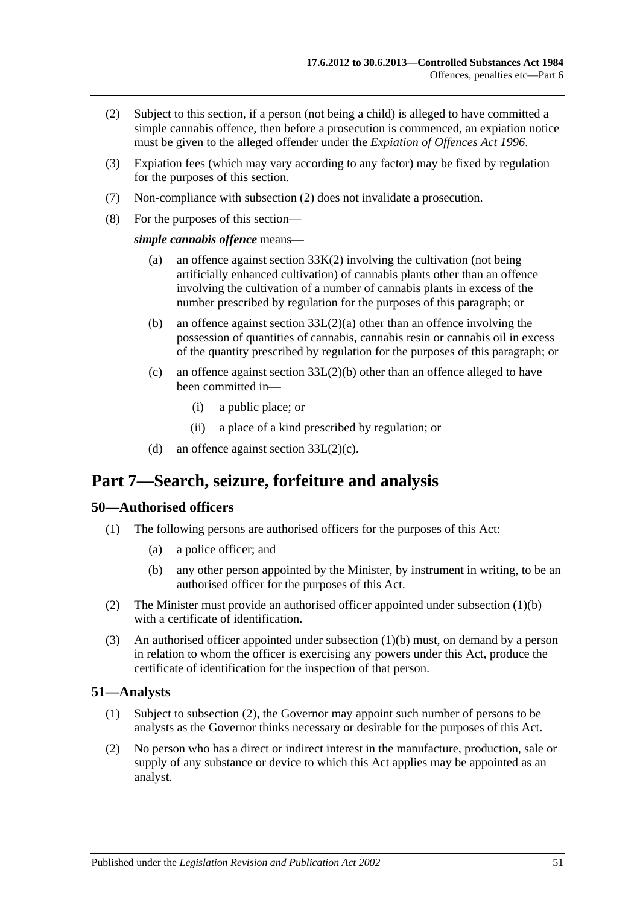(2) Subject to this section, if a person (not being a child) is alleged to have committed a simple cannabis offence, then before a prosecution is commenced, an expiation notice must be given to the alleged offender under the *Expiation of Offences Act 1996*.

(3) Expiation fees (which may vary according to any factor) may be fixed by regulation for the purposes of this section.

(7) Non-compliance with subsection (2) does not invalidate a prosecution.

(8) For the purposes of this section—

***simple cannabis offence*** means—

(a) an offence against section 33K(2) involving the cultivation (not being artificially enhanced cultivation) of cannabis plants other than an offence involving the cultivation of a number of cannabis plants in excess of the number prescribed by regulation for the purposes of this paragraph; or

(b) an offence against section 33L(2)(a) other than an offence involving the possession of quantities of cannabis, cannabis resin or cannabis oil in excess of the quantity prescribed by regulation for the purposes of this paragraph; or

(c) an offence against section 33L(2)(b) other than an offence alleged to have been committed in—

(i) a public place; or

(ii) a place of a kind prescribed by regulation; or

(d) an offence against section 33L(2)(c).

# Part 7—Search, seizure, forfeiture and analysis

## 50—Authorised officers

(1) The following persons are authorised officers for the purposes of this Act:

(a) a police officer; and

(b) any other person appointed by the Minister, by instrument in writing, to be an authorised officer for the purposes of this Act.

(2) The Minister must provide an authorised officer appointed under subsection (1)(b) with a certificate of identification.

(3) An authorised officer appointed under subsection (1)(b) must, on demand by a person in relation to whom the officer is exercising any powers under this Act, produce the certificate of identification for the inspection of that person.

## 51—Analysts

(1) Subject to subsection (2), the Governor may appoint such number of persons to be analysts as the Governor thinks necessary or desirable for the purposes of this Act.

(2) No person who has a direct or indirect interest in the manufacture, production, sale or supply of any substance or device to which this Act applies may be appointed as an analyst.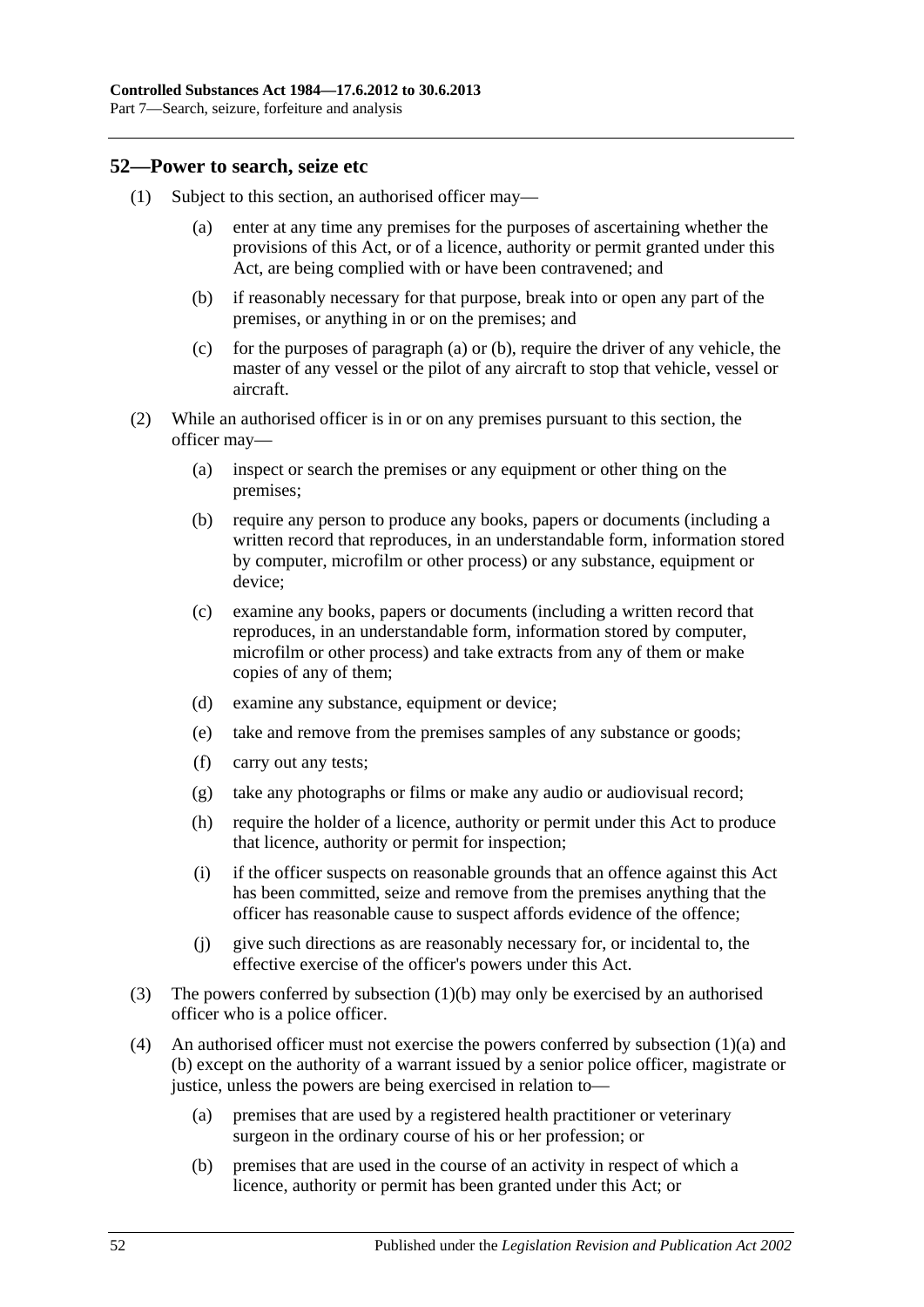## 52—Power to search, seize etc

(1) Subject to this section, an authorised officer may—

(a) enter at any time any premises for the purposes of ascertaining whether the provisions of this Act, or of a licence, authority or permit granted under this Act, are being complied with or have been contravened; and

(b) if reasonably necessary for that purpose, break into or open any part of the premises, or anything in or on the premises; and

(c) for the purposes of paragraph (a) or (b), require the driver of any vehicle, the master of any vessel or the pilot of any aircraft to stop that vehicle, vessel or aircraft.

(2) While an authorised officer is in or on any premises pursuant to this section, the officer may—

(a) inspect or search the premises or any equipment or other thing on the premises;

(b) require any person to produce any books, papers or documents (including a written record that reproduces, in an understandable form, information stored by computer, microfilm or other process) or any substance, equipment or device;

(c) examine any books, papers or documents (including a written record that reproduces, in an understandable form, information stored by computer, microfilm or other process) and take extracts from any of them or make copies of any of them;

(d) examine any substance, equipment or device;

(e) take and remove from the premises samples of any substance or goods;

(f) carry out any tests;

(g) take any photographs or films or make any audio or audiovisual record;

(h) require the holder of a licence, authority or permit under this Act to produce that licence, authority or permit for inspection;

(i) if the officer suspects on reasonable grounds that an offence against this Act has been committed, seize and remove from the premises anything that the officer has reasonable cause to suspect affords evidence of the offence;

(j) give such directions as are reasonably necessary for, or incidental to, the effective exercise of the officer's powers under this Act.

(3) The powers conferred by subsection (1)(b) may only be exercised by an authorised officer who is a police officer.

(4) An authorised officer must not exercise the powers conferred by subsection (1)(a) and (b) except on the authority of a warrant issued by a senior police officer, magistrate or justice, unless the powers are being exercised in relation to—

(a) premises that are used by a registered health practitioner or veterinary surgeon in the ordinary course of his or her profession; or

(b) premises that are used in the course of an activity in respect of which a licence, authority or permit has been granted under this Act; or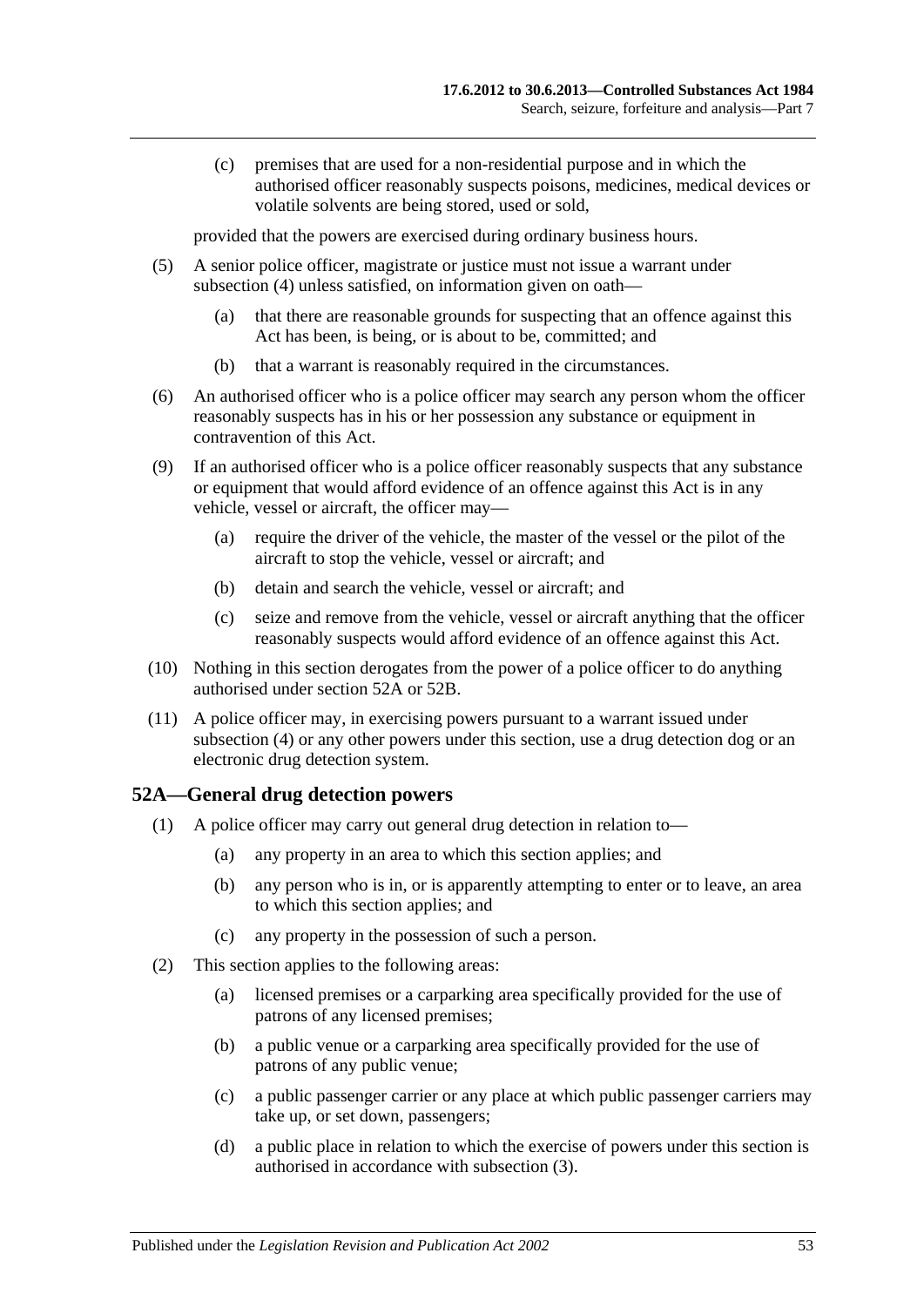(c) premises that are used for a non-residential purpose and in which the authorised officer reasonably suspects poisons, medicines, medical devices or volatile solvents are being stored, used or sold,

provided that the powers are exercised during ordinary business hours.

(5) A senior police officer, magistrate or justice must not issue a warrant under subsection (4) unless satisfied, on information given on oath—

(a) that there are reasonable grounds for suspecting that an offence against this Act has been, is being, or is about to be, committed; and

(b) that a warrant is reasonably required in the circumstances.

(6) An authorised officer who is a police officer may search any person whom the officer reasonably suspects has in his or her possession any substance or equipment in contravention of this Act.

(9) If an authorised officer who is a police officer reasonably suspects that any substance or equipment that would afford evidence of an offence against this Act is in any vehicle, vessel or aircraft, the officer may—

(a) require the driver of the vehicle, the master of the vessel or the pilot of the aircraft to stop the vehicle, vessel or aircraft; and

(b) detain and search the vehicle, vessel or aircraft; and

(c) seize and remove from the vehicle, vessel or aircraft anything that the officer reasonably suspects would afford evidence of an offence against this Act.

(10) Nothing in this section derogates from the power of a police officer to do anything authorised under section 52A or 52B.

(11) A police officer may, in exercising powers pursuant to a warrant issued under subsection (4) or any other powers under this section, use a drug detection dog or an electronic drug detection system.

## 52A—General drug detection powers

(1) A police officer may carry out general drug detection in relation to—

(a) any property in an area to which this section applies; and

(b) any person who is in, or is apparently attempting to enter or to leave, an area to which this section applies; and

(c) any property in the possession of such a person.

(2) This section applies to the following areas:

(a) licensed premises or a carparking area specifically provided for the use of patrons of any licensed premises;

(b) a public venue or a carparking area specifically provided for the use of patrons of any public venue;

(c) a public passenger carrier or any place at which public passenger carriers may take up, or set down, passengers;

(d) a public place in relation to which the exercise of powers under this section is authorised in accordance with subsection (3).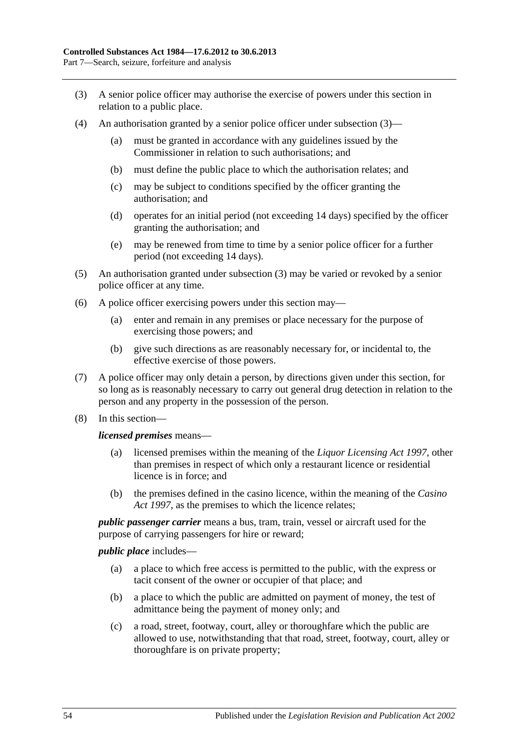(3) A senior police officer may authorise the exercise of powers under this section in relation to a public place.

(4) An authorisation granted by a senior police officer under subsection (3)—

  (a) must be granted in accordance with any guidelines issued by the Commissioner in relation to such authorisations; and

  (b) must define the public place to which the authorisation relates; and

  (c) may be subject to conditions specified by the officer granting the authorisation; and

  (d) operates for an initial period (not exceeding 14 days) specified by the officer granting the authorisation; and

  (e) may be renewed from time to time by a senior police officer for a further period (not exceeding 14 days).

(5) An authorisation granted under subsection (3) may be varied or revoked by a senior police officer at any time.

(6) A police officer exercising powers under this section may—

  (a) enter and remain in any premises or place necessary for the purpose of exercising those powers; and

  (b) give such directions as are reasonably necessary for, or incidental to, the effective exercise of those powers.

(7) A police officer may only detain a person, by directions given under this section, for so long as is reasonably necessary to carry out general drug detection in relation to the person and any property in the possession of the person.

(8) In this section—

***licensed premises*** means—

  (a) licensed premises within the meaning of the *Liquor Licensing Act 1997*, other than premises in respect of which only a restaurant licence or residential licence is in force; and

  (b) the premises defined in the casino licence, within the meaning of the *Casino Act 1997*, as the premises to which the licence relates;

***public passenger carrier*** means a bus, tram, train, vessel or aircraft used for the purpose of carrying passengers for hire or reward;

***public place*** includes—

  (a) a place to which free access is permitted to the public, with the express or tacit consent of the owner or occupier of that place; and

  (b) a place to which the public are admitted on payment of money, the test of admittance being the payment of money only; and

  (c) a road, street, footway, court, alley or thoroughfare which the public are allowed to use, notwithstanding that that road, street, footway, court, alley or thoroughfare is on private property;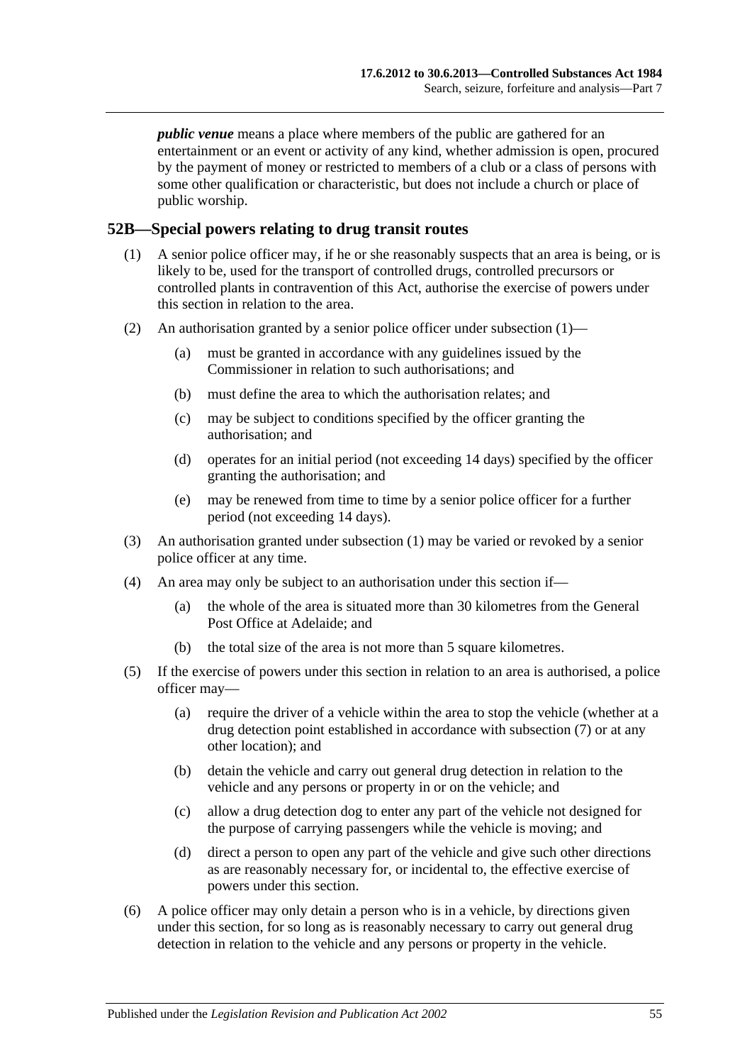***public venue*** means a place where members of the public are gathered for an entertainment or an event or activity of any kind, whether admission is open, procured by the payment of money or restricted to members of a club or a class of persons with some other qualification or characteristic, but does not include a church or place of public worship.

## 52B—Special powers relating to drug transit routes

(1) A senior police officer may, if he or she reasonably suspects that an area is being, or is likely to be, used for the transport of controlled drugs, controlled precursors or controlled plants in contravention of this Act, authorise the exercise of powers under this section in relation to the area.

(2) An authorisation granted by a senior police officer under subsection (1)—

- (a) must be granted in accordance with any guidelines issued by the Commissioner in relation to such authorisations; and
- (b) must define the area to which the authorisation relates; and
- (c) may be subject to conditions specified by the officer granting the authorisation; and
- (d) operates for an initial period (not exceeding 14 days) specified by the officer granting the authorisation; and
- (e) may be renewed from time to time by a senior police officer for a further period (not exceeding 14 days).

(3) An authorisation granted under subsection (1) may be varied or revoked by a senior police officer at any time.

(4) An area may only be subject to an authorisation under this section if—

- (a) the whole of the area is situated more than 30 kilometres from the General Post Office at Adelaide; and
- (b) the total size of the area is not more than 5 square kilometres.

(5) If the exercise of powers under this section in relation to an area is authorised, a police officer may—

- (a) require the driver of a vehicle within the area to stop the vehicle (whether at a drug detection point established in accordance with subsection (7) or at any other location); and
- (b) detain the vehicle and carry out general drug detection in relation to the vehicle and any persons or property in or on the vehicle; and
- (c) allow a drug detection dog to enter any part of the vehicle not designed for the purpose of carrying passengers while the vehicle is moving; and
- (d) direct a person to open any part of the vehicle and give such other directions as are reasonably necessary for, or incidental to, the effective exercise of powers under this section.

(6) A police officer may only detain a person who is in a vehicle, by directions given under this section, for so long as is reasonably necessary to carry out general drug detection in relation to the vehicle and any persons or property in the vehicle.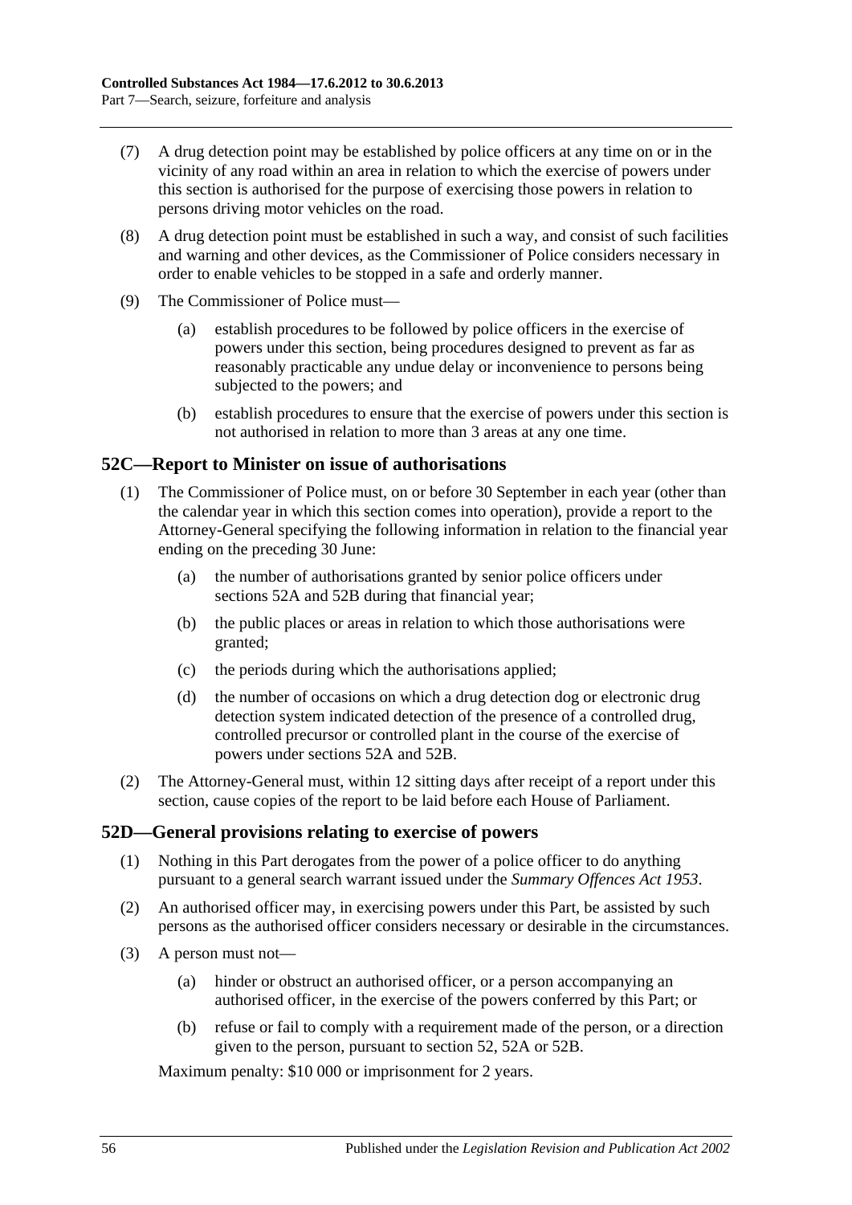(7) A drug detection point may be established by police officers at any time on or in the vicinity of any road within an area in relation to which the exercise of powers under this section is authorised for the purpose of exercising those powers in relation to persons driving motor vehicles on the road.

(8) A drug detection point must be established in such a way, and consist of such facilities and warning and other devices, as the Commissioner of Police considers necessary in order to enable vehicles to be stopped in a safe and orderly manner.

(9) The Commissioner of Police must—

(a) establish procedures to be followed by police officers in the exercise of powers under this section, being procedures designed to prevent as far as reasonably practicable any undue delay or inconvenience to persons being subjected to the powers; and

(b) establish procedures to ensure that the exercise of powers under this section is not authorised in relation to more than 3 areas at any one time.

## 52C—Report to Minister on issue of authorisations

(1) The Commissioner of Police must, on or before 30 September in each year (other than the calendar year in which this section comes into operation), provide a report to the Attorney-General specifying the following information in relation to the financial year ending on the preceding 30 June:

(a) the number of authorisations granted by senior police officers under sections 52A and 52B during that financial year;

(b) the public places or areas in relation to which those authorisations were granted;

(c) the periods during which the authorisations applied;

(d) the number of occasions on which a drug detection dog or electronic drug detection system indicated detection of the presence of a controlled drug, controlled precursor or controlled plant in the course of the exercise of powers under sections 52A and 52B.

(2) The Attorney-General must, within 12 sitting days after receipt of a report under this section, cause copies of the report to be laid before each House of Parliament.

## 52D—General provisions relating to exercise of powers

(1) Nothing in this Part derogates from the power of a police officer to do anything pursuant to a general search warrant issued under the *Summary Offences Act 1953*.

(2) An authorised officer may, in exercising powers under this Part, be assisted by such persons as the authorised officer considers necessary or desirable in the circumstances.

(3) A person must not—

(a) hinder or obstruct an authorised officer, or a person accompanying an authorised officer, in the exercise of the powers conferred by this Part; or

(b) refuse or fail to comply with a requirement made of the person, or a direction given to the person, pursuant to section 52, 52A or 52B.

Maximum penalty: $10 000 or imprisonment for 2 years.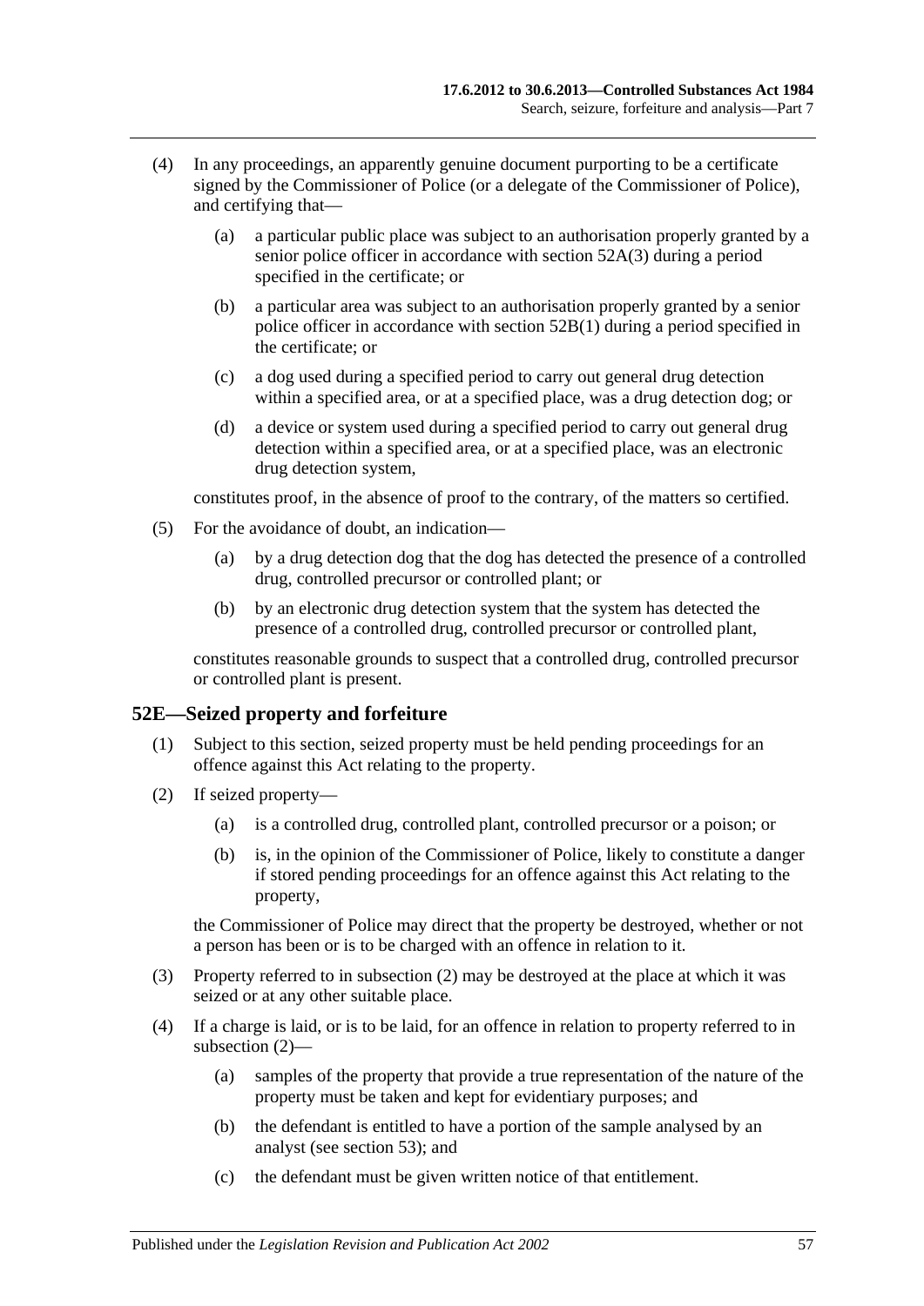(4) In any proceedings, an apparently genuine document purporting to be a certificate signed by the Commissioner of Police (or a delegate of the Commissioner of Police), and certifying that—

(a) a particular public place was subject to an authorisation properly granted by a senior police officer in accordance with section 52A(3) during a period specified in the certificate; or

(b) a particular area was subject to an authorisation properly granted by a senior police officer in accordance with section 52B(1) during a period specified in the certificate; or

(c) a dog used during a specified period to carry out general drug detection within a specified area, or at a specified place, was a drug detection dog; or

(d) a device or system used during a specified period to carry out general drug detection within a specified area, or at a specified place, was an electronic drug detection system,

constitutes proof, in the absence of proof to the contrary, of the matters so certified.

(5) For the avoidance of doubt, an indication—

(a) by a drug detection dog that the dog has detected the presence of a controlled drug, controlled precursor or controlled plant; or

(b) by an electronic drug detection system that the system has detected the presence of a controlled drug, controlled precursor or controlled plant,

constitutes reasonable grounds to suspect that a controlled drug, controlled precursor or controlled plant is present.

## 52E—Seized property and forfeiture

(1) Subject to this section, seized property must be held pending proceedings for an offence against this Act relating to the property.

(2) If seized property—

(a) is a controlled drug, controlled plant, controlled precursor or a poison; or

(b) is, in the opinion of the Commissioner of Police, likely to constitute a danger if stored pending proceedings for an offence against this Act relating to the property,

the Commissioner of Police may direct that the property be destroyed, whether or not a person has been or is to be charged with an offence in relation to it.

(3) Property referred to in subsection (2) may be destroyed at the place at which it was seized or at any other suitable place.

(4) If a charge is laid, or is to be laid, for an offence in relation to property referred to in subsection (2)—

(a) samples of the property that provide a true representation of the nature of the property must be taken and kept for evidentiary purposes; and

(b) the defendant is entitled to have a portion of the sample analysed by an analyst (see section 53); and

(c) the defendant must be given written notice of that entitlement.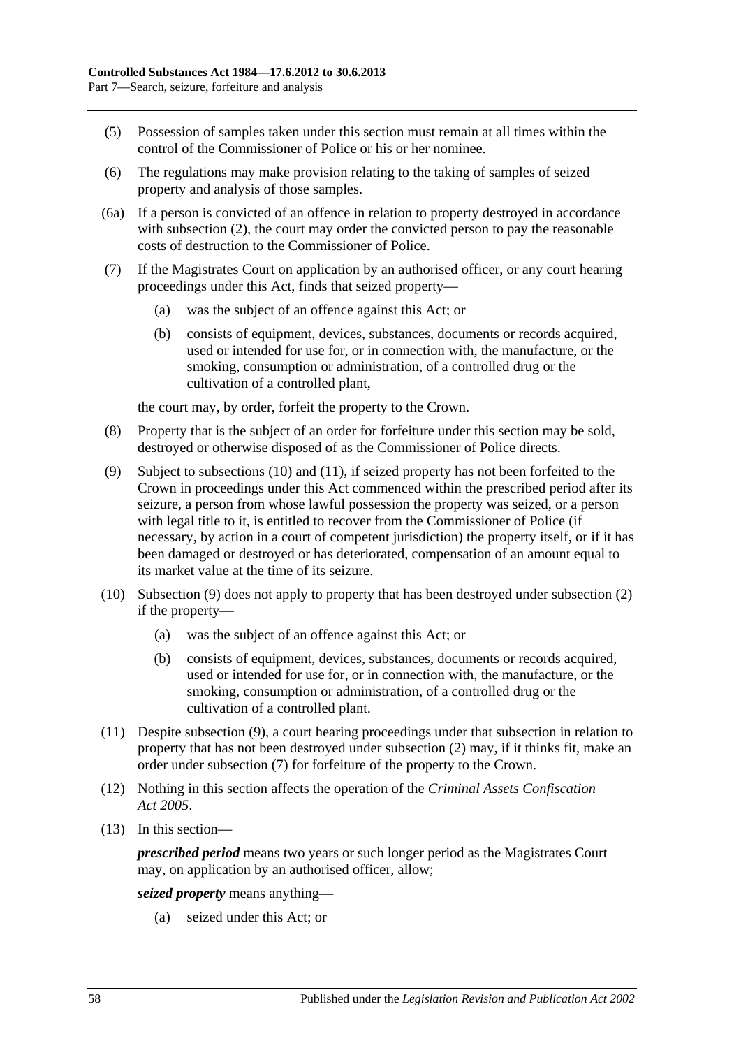(5) Possession of samples taken under this section must remain at all times within the control of the Commissioner of Police or his or her nominee.

(6) The regulations may make provision relating to the taking of samples of seized property and analysis of those samples.

(6a) If a person is convicted of an offence in relation to property destroyed in accordance with subsection (2), the court may order the convicted person to pay the reasonable costs of destruction to the Commissioner of Police.

(7) If the Magistrates Court on application by an authorised officer, or any court hearing proceedings under this Act, finds that seized property—

(a) was the subject of an offence against this Act; or

(b) consists of equipment, devices, substances, documents or records acquired, used or intended for use for, or in connection with, the manufacture, or the smoking, consumption or administration, of a controlled drug or the cultivation of a controlled plant,

the court may, by order, forfeit the property to the Crown.

(8) Property that is the subject of an order for forfeiture under this section may be sold, destroyed or otherwise disposed of as the Commissioner of Police directs.

(9) Subject to subsections (10) and (11), if seized property has not been forfeited to the Crown in proceedings under this Act commenced within the prescribed period after its seizure, a person from whose lawful possession the property was seized, or a person with legal title to it, is entitled to recover from the Commissioner of Police (if necessary, by action in a court of competent jurisdiction) the property itself, or if it has been damaged or destroyed or has deteriorated, compensation of an amount equal to its market value at the time of its seizure.

(10) Subsection (9) does not apply to property that has been destroyed under subsection (2) if the property—

(a) was the subject of an offence against this Act; or

(b) consists of equipment, devices, substances, documents or records acquired, used or intended for use for, or in connection with, the manufacture, or the smoking, consumption or administration, of a controlled drug or the cultivation of a controlled plant.

(11) Despite subsection (9), a court hearing proceedings under that subsection in relation to property that has not been destroyed under subsection (2) may, if it thinks fit, make an order under subsection (7) for forfeiture of the property to the Crown.

(12) Nothing in this section affects the operation of the *Criminal Assets Confiscation Act 2005*.

(13) In this section—

***prescribed period*** means two years or such longer period as the Magistrates Court may, on application by an authorised officer, allow;

***seized property*** means anything—

(a) seized under this Act; or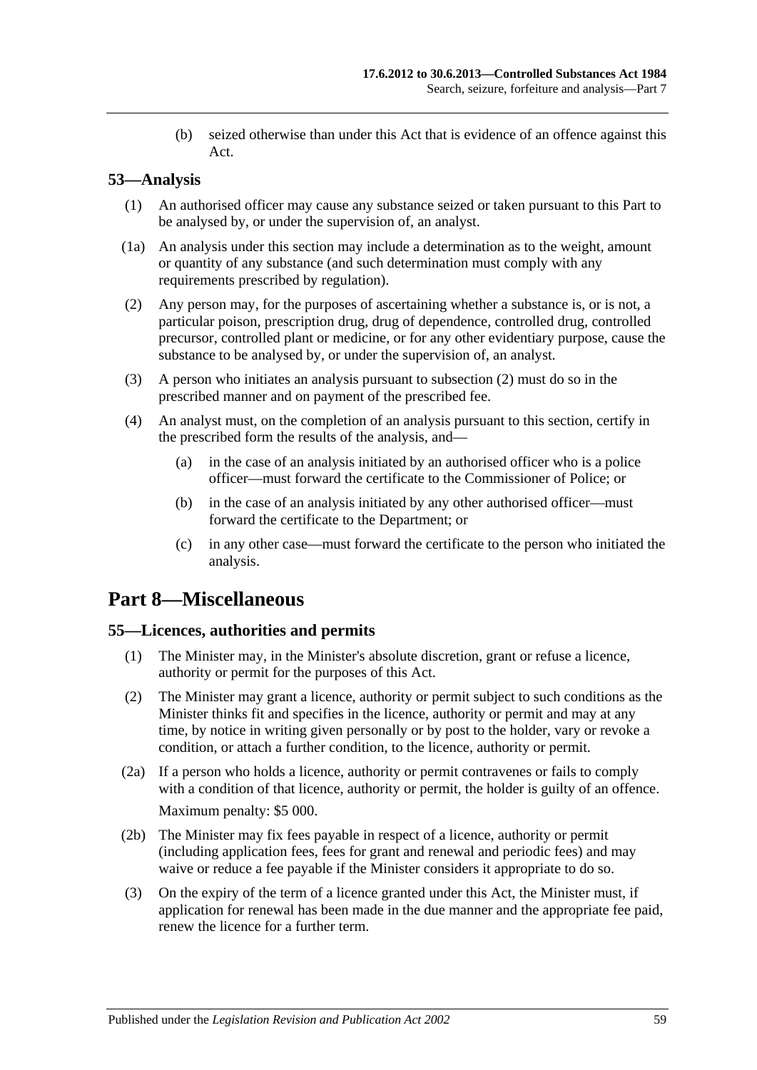(b) seized otherwise than under this Act that is evidence of an offence against this Act.

### 53—Analysis

(1) An authorised officer may cause any substance seized or taken pursuant to this Part to be analysed by, or under the supervision of, an analyst.

(1a) An analysis under this section may include a determination as to the weight, amount or quantity of any substance (and such determination must comply with any requirements prescribed by regulation).

(2) Any person may, for the purposes of ascertaining whether a substance is, or is not, a particular poison, prescription drug, drug of dependence, controlled drug, controlled precursor, controlled plant or medicine, or for any other evidentiary purpose, cause the substance to be analysed by, or under the supervision of, an analyst.

(3) A person who initiates an analysis pursuant to subsection (2) must do so in the prescribed manner and on payment of the prescribed fee.

(4) An analyst must, on the completion of an analysis pursuant to this section, certify in the prescribed form the results of the analysis, and—

(a) in the case of an analysis initiated by an authorised officer who is a police officer—must forward the certificate to the Commissioner of Police; or

(b) in the case of an analysis initiated by any other authorised officer—must forward the certificate to the Department; or

(c) in any other case—must forward the certificate to the person who initiated the analysis.

## Part 8—Miscellaneous

### 55—Licences, authorities and permits

(1) The Minister may, in the Minister's absolute discretion, grant or refuse a licence, authority or permit for the purposes of this Act.

(2) The Minister may grant a licence, authority or permit subject to such conditions as the Minister thinks fit and specifies in the licence, authority or permit and may at any time, by notice in writing given personally or by post to the holder, vary or revoke a condition, or attach a further condition, to the licence, authority or permit.

(2a) If a person who holds a licence, authority or permit contravenes or fails to comply with a condition of that licence, authority or permit, the holder is guilty of an offence.

Maximum penalty: $5 000.

(2b) The Minister may fix fees payable in respect of a licence, authority or permit (including application fees, fees for grant and renewal and periodic fees) and may waive or reduce a fee payable if the Minister considers it appropriate to do so.

(3) On the expiry of the term of a licence granted under this Act, the Minister must, if application for renewal has been made in the due manner and the appropriate fee paid, renew the licence for a further term.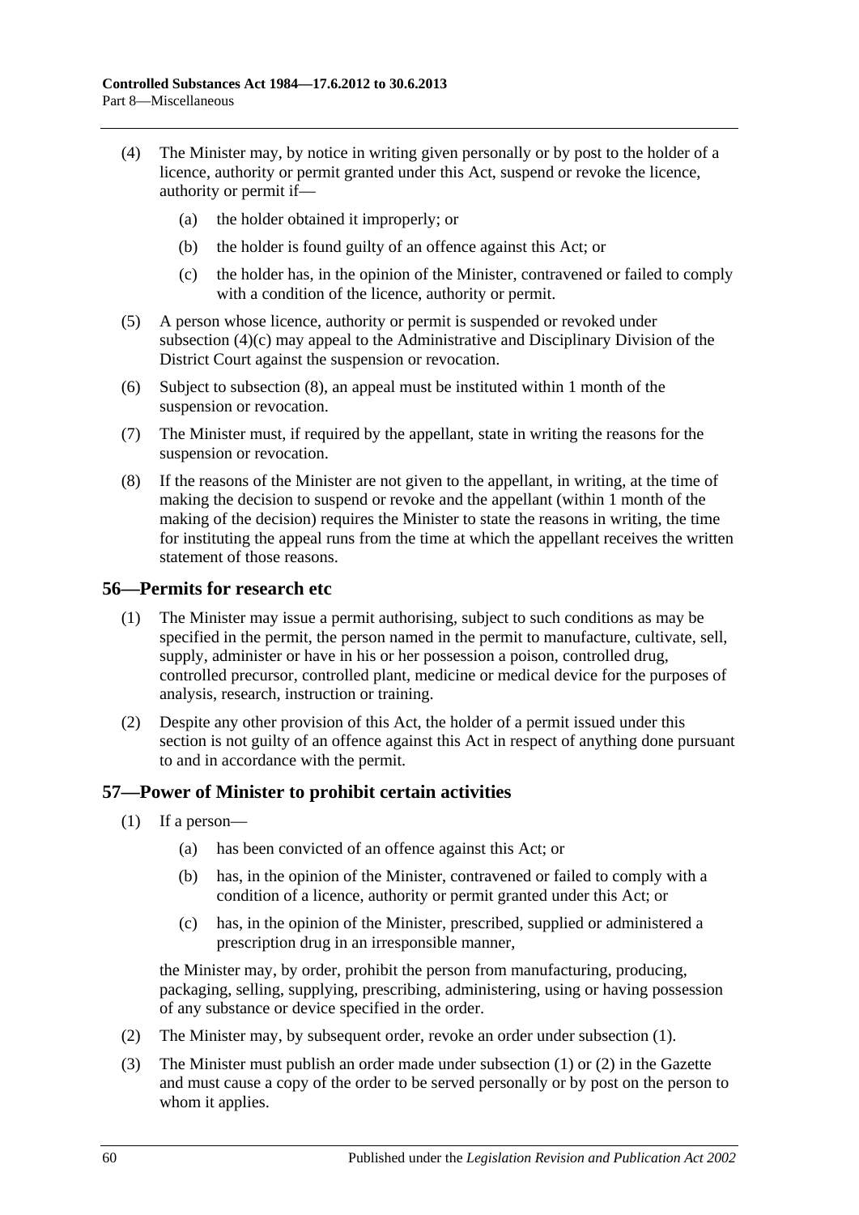(4) The Minister may, by notice in writing given personally or by post to the holder of a licence, authority or permit granted under this Act, suspend or revoke the licence, authority or permit if—

(a) the holder obtained it improperly; or

(b) the holder is found guilty of an offence against this Act; or

(c) the holder has, in the opinion of the Minister, contravened or failed to comply with a condition of the licence, authority or permit.

(5) A person whose licence, authority or permit is suspended or revoked under subsection (4)(c) may appeal to the Administrative and Disciplinary Division of the District Court against the suspension or revocation.

(6) Subject to subsection (8), an appeal must be instituted within 1 month of the suspension or revocation.

(7) The Minister must, if required by the appellant, state in writing the reasons for the suspension or revocation.

(8) If the reasons of the Minister are not given to the appellant, in writing, at the time of making the decision to suspend or revoke and the appellant (within 1 month of the making of the decision) requires the Minister to state the reasons in writing, the time for instituting the appeal runs from the time at which the appellant receives the written statement of those reasons.

## 56—Permits for research etc

(1) The Minister may issue a permit authorising, subject to such conditions as may be specified in the permit, the person named in the permit to manufacture, cultivate, sell, supply, administer or have in his or her possession a poison, controlled drug, controlled precursor, controlled plant, medicine or medical device for the purposes of analysis, research, instruction or training.

(2) Despite any other provision of this Act, the holder of a permit issued under this section is not guilty of an offence against this Act in respect of anything done pursuant to and in accordance with the permit.

## 57—Power of Minister to prohibit certain activities

(1) If a person—

(a) has been convicted of an offence against this Act; or

(b) has, in the opinion of the Minister, contravened or failed to comply with a condition of a licence, authority or permit granted under this Act; or

(c) has, in the opinion of the Minister, prescribed, supplied or administered a prescription drug in an irresponsible manner,

the Minister may, by order, prohibit the person from manufacturing, producing, packaging, selling, supplying, prescribing, administering, using or having possession of any substance or device specified in the order.

(2) The Minister may, by subsequent order, revoke an order under subsection (1).

(3) The Minister must publish an order made under subsection (1) or (2) in the Gazette and must cause a copy of the order to be served personally or by post on the person to whom it applies.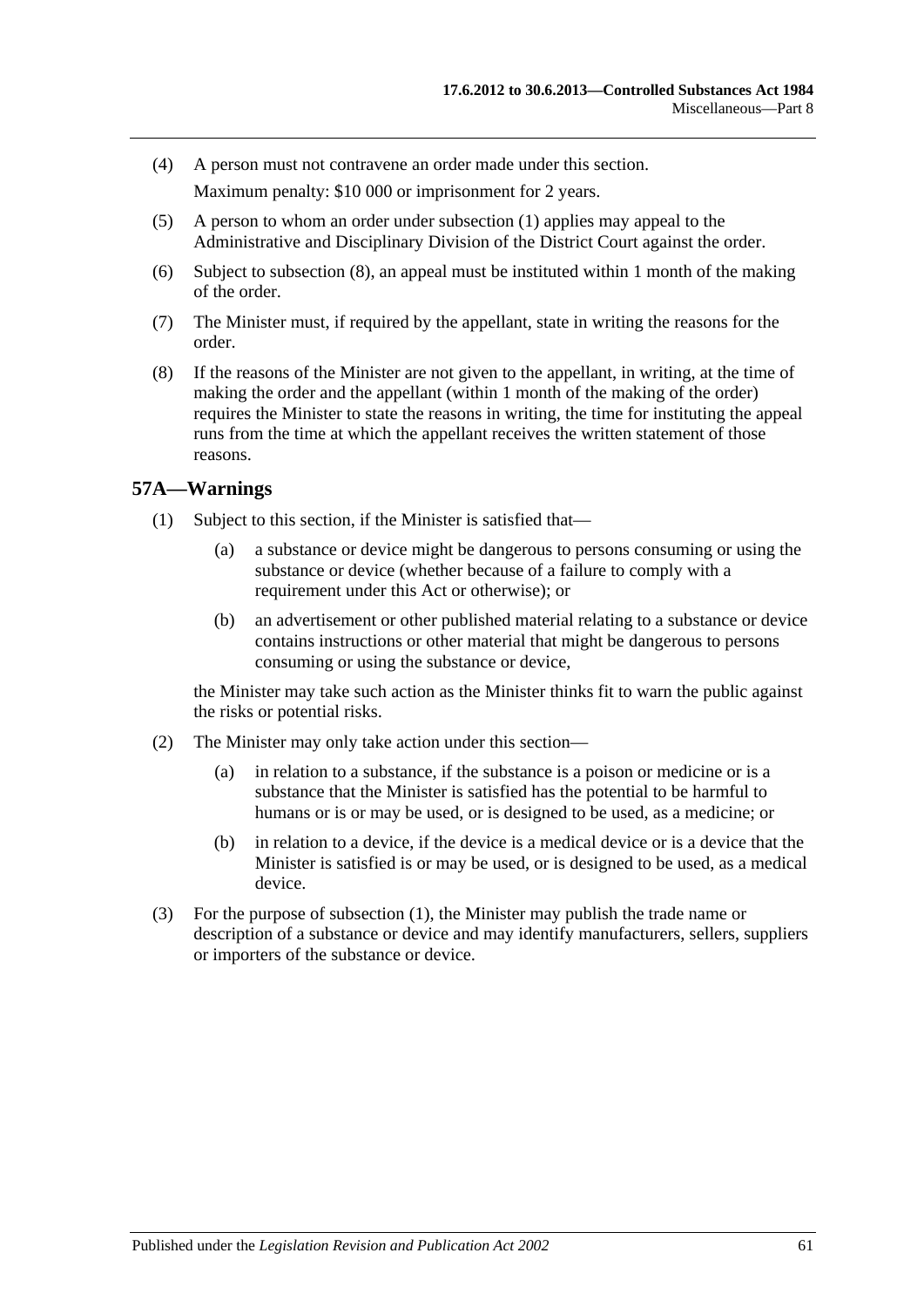(4) A person must not contravene an order made under this section.

Maximum penalty: $10 000 or imprisonment for 2 years.

(5) A person to whom an order under subsection (1) applies may appeal to the Administrative and Disciplinary Division of the District Court against the order.

(6) Subject to subsection (8), an appeal must be instituted within 1 month of the making of the order.

(7) The Minister must, if required by the appellant, state in writing the reasons for the order.

(8) If the reasons of the Minister are not given to the appellant, in writing, at the time of making the order and the appellant (within 1 month of the making of the order) requires the Minister to state the reasons in writing, the time for instituting the appeal runs from the time at which the appellant receives the written statement of those reasons.

## 57A—Warnings

(1) Subject to this section, if the Minister is satisfied that—

(a) a substance or device might be dangerous to persons consuming or using the substance or device (whether because of a failure to comply with a requirement under this Act or otherwise); or

(b) an advertisement or other published material relating to a substance or device contains instructions or other material that might be dangerous to persons consuming or using the substance or device,

the Minister may take such action as the Minister thinks fit to warn the public against the risks or potential risks.

(2) The Minister may only take action under this section—

(a) in relation to a substance, if the substance is a poison or medicine or is a substance that the Minister is satisfied has the potential to be harmful to humans or is or may be used, or is designed to be used, as a medicine; or

(b) in relation to a device, if the device is a medical device or is a device that the Minister is satisfied is or may be used, or is designed to be used, as a medical device.

(3) For the purpose of subsection (1), the Minister may publish the trade name or description of a substance or device and may identify manufacturers, sellers, suppliers or importers of the substance or device.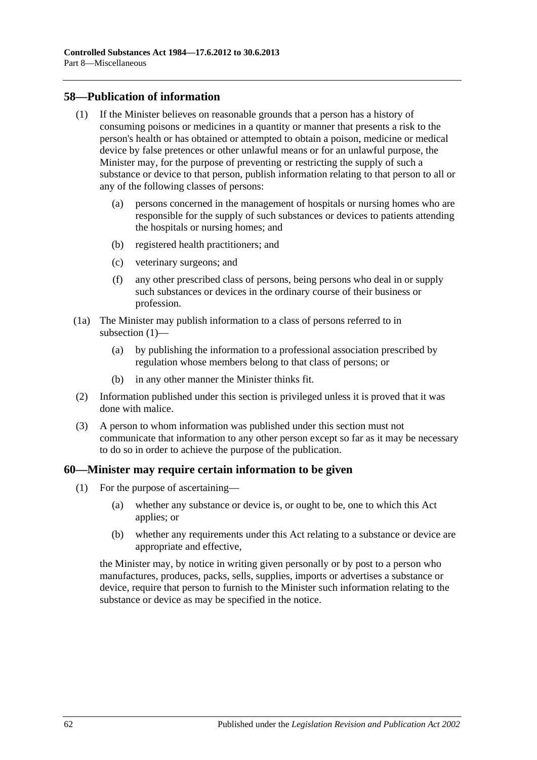## 58—Publication of information

(1) If the Minister believes on reasonable grounds that a person has a history of consuming poisons or medicines in a quantity or manner that presents a risk to the person's health or has obtained or attempted to obtain a poison, medicine or medical device by false pretences or other unlawful means or for an unlawful purpose, the Minister may, for the purpose of preventing or restricting the supply of such a substance or device to that person, publish information relating to that person to all or any of the following classes of persons:

(a) persons concerned in the management of hospitals or nursing homes who are responsible for the supply of such substances or devices to patients attending the hospitals or nursing homes; and

(b) registered health practitioners; and

(c) veterinary surgeons; and

(f) any other prescribed class of persons, being persons who deal in or supply such substances or devices in the ordinary course of their business or profession.

(1a) The Minister may publish information to a class of persons referred to in subsection (1)—

(a) by publishing the information to a professional association prescribed by regulation whose members belong to that class of persons; or

(b) in any other manner the Minister thinks fit.

(2) Information published under this section is privileged unless it is proved that it was done with malice.

(3) A person to whom information was published under this section must not communicate that information to any other person except so far as it may be necessary to do so in order to achieve the purpose of the publication.

## 60—Minister may require certain information to be given

(1) For the purpose of ascertaining—

(a) whether any substance or device is, or ought to be, one to which this Act applies; or

(b) whether any requirements under this Act relating to a substance or device are appropriate and effective,

the Minister may, by notice in writing given personally or by post to a person who manufactures, produces, packs, sells, supplies, imports or advertises a substance or device, require that person to furnish to the Minister such information relating to the substance or device as may be specified in the notice.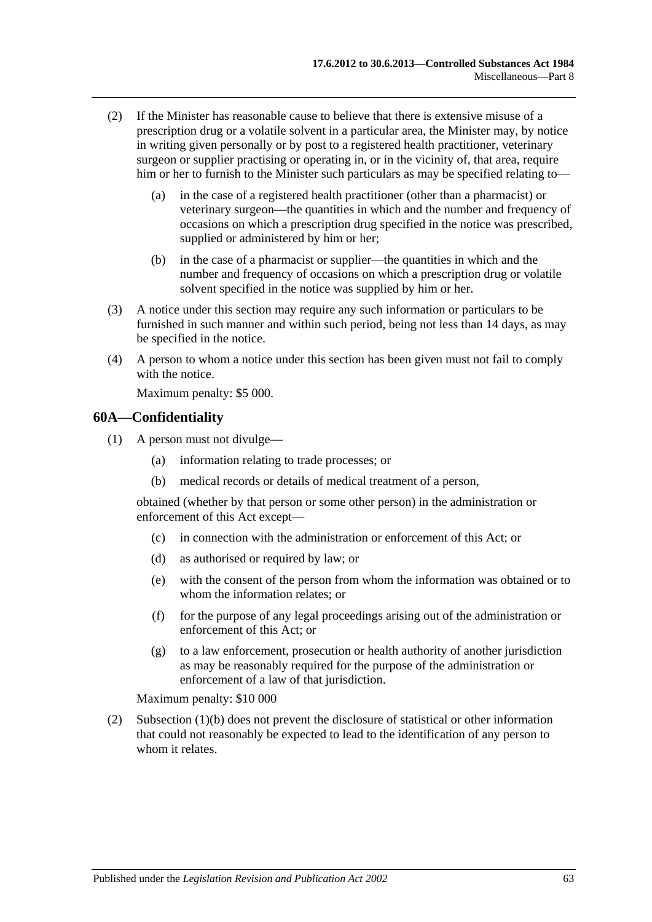(2) If the Minister has reasonable cause to believe that there is extensive misuse of a prescription drug or a volatile solvent in a particular area, the Minister may, by notice in writing given personally or by post to a registered health practitioner, veterinary surgeon or supplier practising or operating in, or in the vicinity of, that area, require him or her to furnish to the Minister such particulars as may be specified relating to—

(a) in the case of a registered health practitioner (other than a pharmacist) or veterinary surgeon—the quantities in which and the number and frequency of occasions on which a prescription drug specified in the notice was prescribed, supplied or administered by him or her;

(b) in the case of a pharmacist or supplier—the quantities in which and the number and frequency of occasions on which a prescription drug or volatile solvent specified in the notice was supplied by him or her.

(3) A notice under this section may require any such information or particulars to be furnished in such manner and within such period, being not less than 14 days, as may be specified in the notice.

(4) A person to whom a notice under this section has been given must not fail to comply with the notice.

Maximum penalty: $5 000.

## 60A—Confidentiality

(1) A person must not divulge—

(a) information relating to trade processes; or

(b) medical records or details of medical treatment of a person,

obtained (whether by that person or some other person) in the administration or enforcement of this Act except—

(c) in connection with the administration or enforcement of this Act; or

(d) as authorised or required by law; or

(e) with the consent of the person from whom the information was obtained or to whom the information relates; or

(f) for the purpose of any legal proceedings arising out of the administration or enforcement of this Act; or

(g) to a law enforcement, prosecution or health authority of another jurisdiction as may be reasonably required for the purpose of the administration or enforcement of a law of that jurisdiction.

Maximum penalty: $10 000

(2) Subsection (1)(b) does not prevent the disclosure of statistical or other information that could not reasonably be expected to lead to the identification of any person to whom it relates.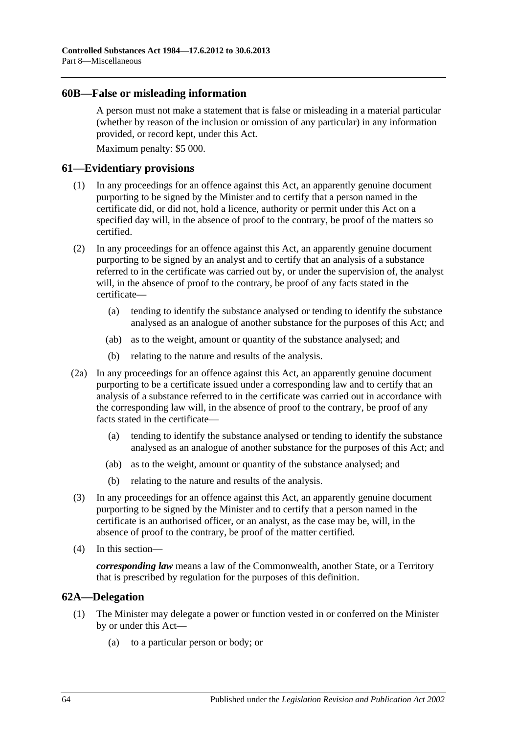## 60B—False or misleading information

A person must not make a statement that is false or misleading in a material particular (whether by reason of the inclusion or omission of any particular) in any information provided, or record kept, under this Act.

Maximum penalty: $5 000.

## 61—Evidentiary provisions

(1) In any proceedings for an offence against this Act, an apparently genuine document purporting to be signed by the Minister and to certify that a person named in the certificate did, or did not, hold a licence, authority or permit under this Act on a specified day will, in the absence of proof to the contrary, be proof of the matters so certified.

(2) In any proceedings for an offence against this Act, an apparently genuine document purporting to be signed by an analyst and to certify that an analysis of a substance referred to in the certificate was carried out by, or under the supervision of, the analyst will, in the absence of proof to the contrary, be proof of any facts stated in the certificate—

(a) tending to identify the substance analysed or tending to identify the substance analysed as an analogue of another substance for the purposes of this Act; and

(ab) as to the weight, amount or quantity of the substance analysed; and

(b) relating to the nature and results of the analysis.

(2a) In any proceedings for an offence against this Act, an apparently genuine document purporting to be a certificate issued under a corresponding law and to certify that an analysis of a substance referred to in the certificate was carried out in accordance with the corresponding law will, in the absence of proof to the contrary, be proof of any facts stated in the certificate—

(a) tending to identify the substance analysed or tending to identify the substance analysed as an analogue of another substance for the purposes of this Act; and

(ab) as to the weight, amount or quantity of the substance analysed; and

(b) relating to the nature and results of the analysis.

(3) In any proceedings for an offence against this Act, an apparently genuine document purporting to be signed by the Minister and to certify that a person named in the certificate is an authorised officer, or an analyst, as the case may be, will, in the absence of proof to the contrary, be proof of the matter certified.

(4) In this section—

***corresponding law*** means a law of the Commonwealth, another State, or a Territory that is prescribed by regulation for the purposes of this definition.

## 62A—Delegation

(1) The Minister may delegate a power or function vested in or conferred on the Minister by or under this Act—

(a) to a particular person or body; or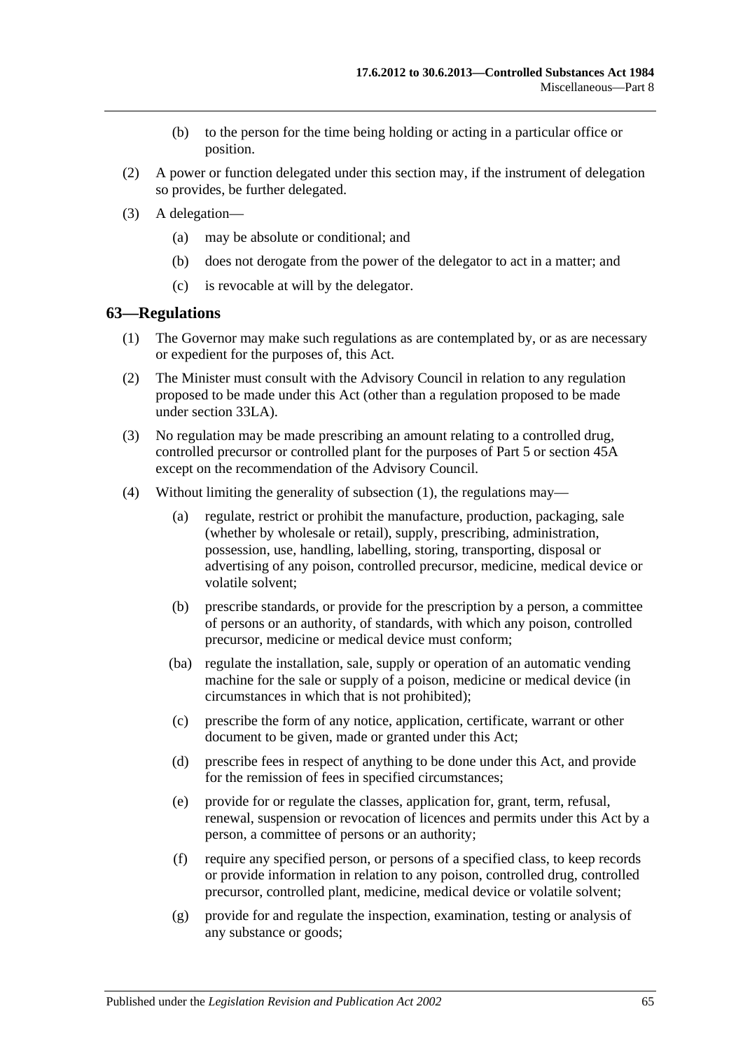(b) to the person for the time being holding or acting in a particular office or position.

(2) A power or function delegated under this section may, if the instrument of delegation so provides, be further delegated.

(3) A delegation—

(a) may be absolute or conditional; and

(b) does not derogate from the power of the delegator to act in a matter; and

(c) is revocable at will by the delegator.

## 63—Regulations

(1) The Governor may make such regulations as are contemplated by, or as are necessary or expedient for the purposes of, this Act.

(2) The Minister must consult with the Advisory Council in relation to any regulation proposed to be made under this Act (other than a regulation proposed to be made under section 33LA).

(3) No regulation may be made prescribing an amount relating to a controlled drug, controlled precursor or controlled plant for the purposes of Part 5 or section 45A except on the recommendation of the Advisory Council.

(4) Without limiting the generality of subsection (1), the regulations may—

(a) regulate, restrict or prohibit the manufacture, production, packaging, sale (whether by wholesale or retail), supply, prescribing, administration, possession, use, handling, labelling, storing, transporting, disposal or advertising of any poison, controlled precursor, medicine, medical device or volatile solvent;

(b) prescribe standards, or provide for the prescription by a person, a committee of persons or an authority, of standards, with which any poison, controlled precursor, medicine or medical device must conform;

(ba) regulate the installation, sale, supply or operation of an automatic vending machine for the sale or supply of a poison, medicine or medical device (in circumstances in which that is not prohibited);

(c) prescribe the form of any notice, application, certificate, warrant or other document to be given, made or granted under this Act;

(d) prescribe fees in respect of anything to be done under this Act, and provide for the remission of fees in specified circumstances;

(e) provide for or regulate the classes, application for, grant, term, refusal, renewal, suspension or revocation of licences and permits under this Act by a person, a committee of persons or an authority;

(f) require any specified person, or persons of a specified class, to keep records or provide information in relation to any poison, controlled drug, controlled precursor, controlled plant, medicine, medical device or volatile solvent;

(g) provide for and regulate the inspection, examination, testing or analysis of any substance or goods;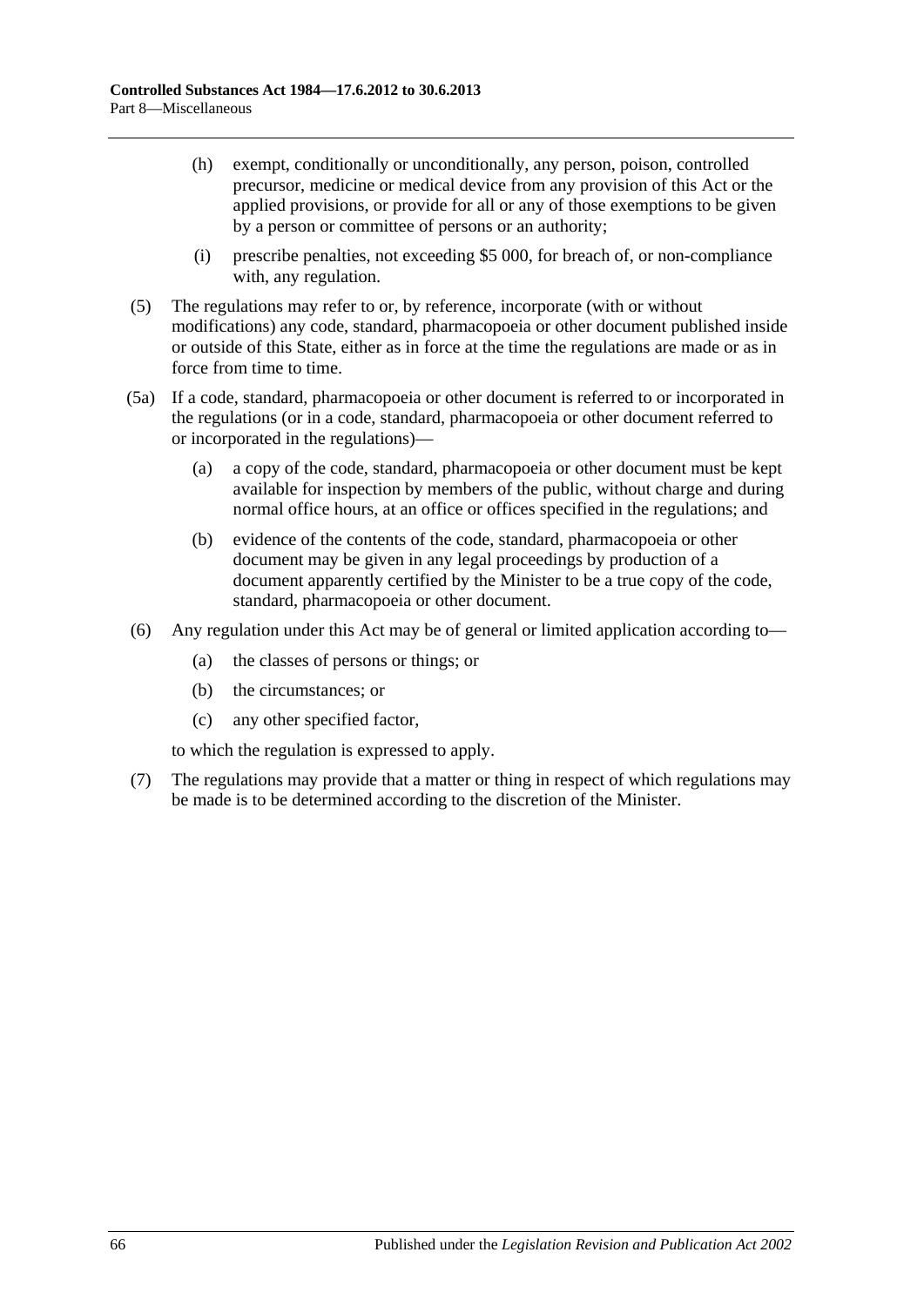(h) exempt, conditionally or unconditionally, any person, poison, controlled precursor, medicine or medical device from any provision of this Act or the applied provisions, or provide for all or any of those exemptions to be given by a person or committee of persons or an authority;

(i) prescribe penalties, not exceeding $5 000, for breach of, or non-compliance with, any regulation.

(5) The regulations may refer to or, by reference, incorporate (with or without modifications) any code, standard, pharmacopoeia or other document published inside or outside of this State, either as in force at the time the regulations are made or as in force from time to time.

(5a) If a code, standard, pharmacopoeia or other document is referred to or incorporated in the regulations (or in a code, standard, pharmacopoeia or other document referred to or incorporated in the regulations)—

(a) a copy of the code, standard, pharmacopoeia or other document must be kept available for inspection by members of the public, without charge and during normal office hours, at an office or offices specified in the regulations; and

(b) evidence of the contents of the code, standard, pharmacopoeia or other document may be given in any legal proceedings by production of a document apparently certified by the Minister to be a true copy of the code, standard, pharmacopoeia or other document.

(6) Any regulation under this Act may be of general or limited application according to—

(a) the classes of persons or things; or

(b) the circumstances; or

(c) any other specified factor,

to which the regulation is expressed to apply.

(7) The regulations may provide that a matter or thing in respect of which regulations may be made is to be determined according to the discretion of the Minister.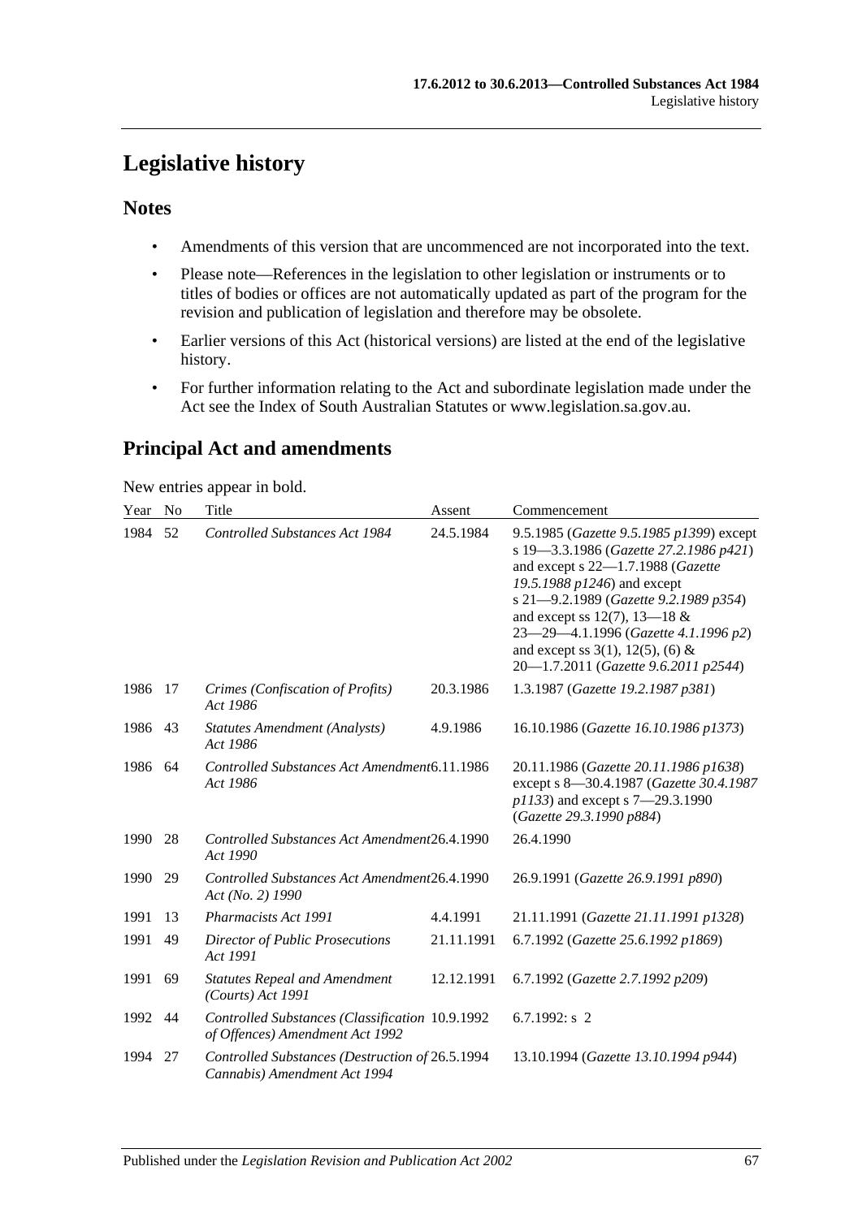# Legislative history

## Notes

- Amendments of this version that are uncommenced are not incorporated into the text.
- Please note—References in the legislation to other legislation or instruments or to titles of bodies or offices are not automatically updated as part of the program for the revision and publication of legislation and therefore may be obsolete.
- Earlier versions of this Act (historical versions) are listed at the end of the legislative history.
- For further information relating to the Act and subordinate legislation made under the Act see the Index of South Australian Statutes or www.legislation.sa.gov.au.

## Principal Act and amendments

New entries appear in bold.

| Year | No | Title | Assent | Commencement |
|---|---|---|---|---|
| 1984 | 52 | *Controlled Substances Act 1984* | 24.5.1984 | 9.5.1985 (*Gazette 9.5.1985 p1399*) except s 19—3.3.1986 (*Gazette 27.2.1986 p421*) and except s 22—1.7.1988 (*Gazette 19.5.1988 p1246*) and except s 21—9.2.1989 (*Gazette 9.2.1989 p354*) and except ss 12(7), 13—18 & 23—29—4.1.1996 (*Gazette 4.1.1996 p2*) and except ss 3(1), 12(5), (6) & 20—1.7.2011 (*Gazette 9.6.2011 p2544*) |
| 1986 | 17 | *Crimes (Confiscation of Profits) Act 1986* | 20.3.1986 | 1.3.1987 (*Gazette 19.2.1987 p381*) |
| 1986 | 43 | *Statutes Amendment (Analysts) Act 1986* | 4.9.1986 | 16.10.1986 (*Gazette 16.10.1986 p1373*) |
| 1986 | 64 | *Controlled Substances Act Amendment Act 1986* | 6.11.1986 | 20.11.1986 (*Gazette 20.11.1986 p1638*) except s 8—30.4.1987 (*Gazette 30.4.1987 p1133*) and except s 7—29.3.1990 (*Gazette 29.3.1990 p884*) |
| 1990 | 28 | *Controlled Substances Act Amendment Act 1990* | 26.4.1990 | 26.4.1990 |
| 1990 | 29 | *Controlled Substances Act Amendment Act (No. 2) 1990* | 26.4.1990 | 26.9.1991 (*Gazette 26.9.1991 p890*) |
| 1991 | 13 | *Pharmacists Act 1991* | 4.4.1991 | 21.11.1991 (*Gazette 21.11.1991 p1328*) |
| 1991 | 49 | *Director of Public Prosecutions Act 1991* | 21.11.1991 | 6.7.1992 (*Gazette 25.6.1992 p1869*) |
| 1991 | 69 | *Statutes Repeal and Amendment (Courts) Act 1991* | 12.12.1991 | 6.7.1992 (*Gazette 2.7.1992 p209*) |
| 1992 | 44 | *Controlled Substances (Classification of Offences) Amendment Act 1992* | 10.9.1992 | 6.7.1992: s 2 |
| 1994 | 27 | *Controlled Substances (Destruction of Cannabis) Amendment Act 1994* | 26.5.1994 | 13.10.1994 (*Gazette 13.10.1994 p944*) |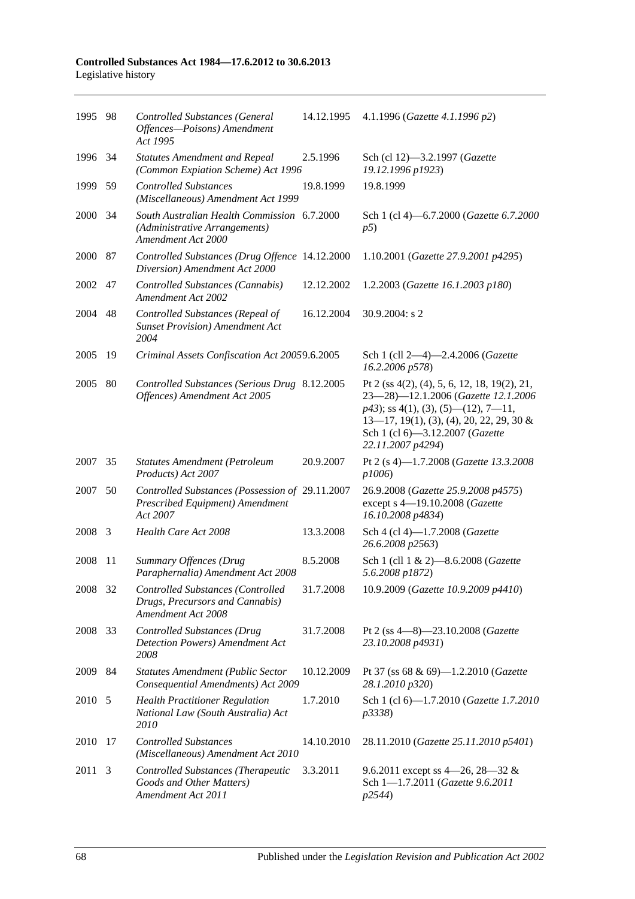| | | | | |
|---|---|---|---|---|
| 1995 | 98 | *Controlled Substances (General Offences—Poisons) Amendment Act 1995* | 14.12.1995 | 4.1.1996 (*Gazette 4.1.1996 p2*) |
| 1996 | 34 | *Statutes Amendment and Repeal (Common Expiation Scheme) Act 1996* | 2.5.1996 | Sch (cl 12)—3.2.1997 (*Gazette 19.12.1996 p1923*) |
| 1999 | 59 | *Controlled Substances (Miscellaneous) Amendment Act 1999* | 19.8.1999 | 19.8.1999 |
| 2000 | 34 | *South Australian Health Commission (Administrative Arrangements) Amendment Act 2000* | 6.7.2000 | Sch 1 (cl 4)—6.7.2000 (*Gazette 6.7.2000 p5*) |
| 2000 | 87 | *Controlled Substances (Drug Offence Diversion) Amendment Act 2000* | 14.12.2000 | 1.10.2001 (*Gazette 27.9.2001 p4295*) |
| 2002 | 47 | *Controlled Substances (Cannabis) Amendment Act 2002* | 12.12.2002 | 1.2.2003 (*Gazette 16.1.2003 p180*) |
| 2004 | 48 | *Controlled Substances (Repeal of Sunset Provision) Amendment Act 2004* | 16.12.2004 | 30.9.2004: s 2 |
| 2005 | 19 | *Criminal Assets Confiscation Act 2005* | 9.6.2005 | Sch 1 (cll 2—4)—2.4.2006 (*Gazette 16.2.2006 p578*) |
| 2005 | 80 | *Controlled Substances (Serious Drug Offences) Amendment Act 2005* | 8.12.2005 | Pt 2 (ss 4(2), (4), 5, 6, 12, 18, 19(2), 21, 23—28)—12.1.2006 (*Gazette 12.1.2006 p43*); ss 4(1), (3), (5)—(12), 7—11, 13—17, 19(1), (3), (4), 20, 22, 29, 30 & Sch 1 (cl 6)—3.12.2007 (*Gazette 22.11.2007 p4294*) |
| 2007 | 35 | *Statutes Amendment (Petroleum Products) Act 2007* | 20.9.2007 | Pt 2 (s 4)—1.7.2008 (*Gazette 13.3.2008 p1006*) |
| 2007 | 50 | *Controlled Substances (Possession of Prescribed Equipment) Amendment Act 2007* | 29.11.2007 | 26.9.2008 (*Gazette 25.9.2008 p4575*) except s 4—19.10.2008 (*Gazette 16.10.2008 p4834*) |
| 2008 | 3 | *Health Care Act 2008* | 13.3.2008 | Sch 4 (cl 4)—1.7.2008 (*Gazette 26.6.2008 p2563*) |
| 2008 | 11 | *Summary Offences (Drug Paraphernalia) Amendment Act 2008* | 8.5.2008 | Sch 1 (cll 1 & 2)—8.6.2008 (*Gazette 5.6.2008 p1872*) |
| 2008 | 32 | *Controlled Substances (Controlled Drugs, Precursors and Cannabis) Amendment Act 2008* | 31.7.2008 | 10.9.2009 (*Gazette 10.9.2009 p4410*) |
| 2008 | 33 | *Controlled Substances (Drug Detection Powers) Amendment Act 2008* | 31.7.2008 | Pt 2 (ss 4—8)—23.10.2008 (*Gazette 23.10.2008 p4931*) |
| 2009 | 84 | *Statutes Amendment (Public Sector Consequential Amendments) Act 2009* | 10.12.2009 | Pt 37 (ss 68 & 69)—1.2.2010 (*Gazette 28.1.2010 p320*) |
| 2010 | 5 | *Health Practitioner Regulation National Law (South Australia) Act 2010* | 1.7.2010 | Sch 1 (cl 6)—1.7.2010 (*Gazette 1.7.2010 p3338*) |
| 2010 | 17 | *Controlled Substances (Miscellaneous) Amendment Act 2010* | 14.10.2010 | 28.11.2010 (*Gazette 25.11.2010 p5401*) |
| 2011 | 3 | *Controlled Substances (Therapeutic Goods and Other Matters) Amendment Act 2011* | 3.3.2011 | 9.6.2011 except ss 4—26, 28—32 & Sch 1—1.7.2011 (*Gazette 9.6.2011 p2544*) |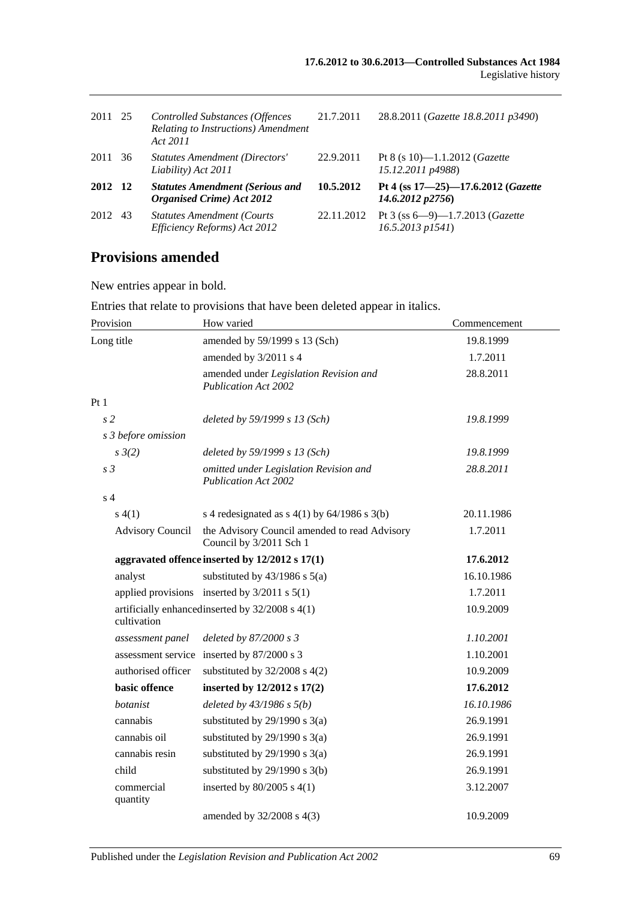| | | | | |
|---|---|---|---|---|
| 2011 | 25 | *Controlled Substances (Offences Relating to Instructions) Amendment Act 2011* | 21.7.2011 | 28.8.2011 (*Gazette 18.8.2011 p3490*) |
| 2011 | 36 | *Statutes Amendment (Directors' Liability) Act 2011* | 22.9.2011 | Pt 8 (s 10)—1.1.2012 (*Gazette 15.12.2011 p4988*) |
| **2012** | **12** | ***Statutes Amendment (Serious and Organised Crime) Act 2012*** | **10.5.2012** | **Pt 4 (ss 17—25)—17.6.2012 (*Gazette 14.6.2012 p2756*)** |
| 2012 | 43 | *Statutes Amendment (Courts Efficiency Reforms) Act 2012* | 22.11.2012 | Pt 3 (ss 6—9)—1.7.2013 (*Gazette 16.5.2013 p1541*) |

## Provisions amended

New entries appear in bold.

Entries that relate to provisions that have been deleted appear in italics.

| Provision | | How varied | Commencement |
|---|---|---|---|
| Long title | | amended by 59/1999 s 13 (Sch) | 19.8.1999 |
| | | amended by 3/2011 s 4 | 1.7.2011 |
| | | amended under *Legislation Revision and Publication Act 2002* | 28.8.2011 |
| Pt 1 | | | |
| *s 2* | | *deleted by 59/1999 s 13 (Sch)* | *19.8.1999* |
| *s 3 before omission* | | | |
| | *s 3(2)* | *deleted by 59/1999 s 13 (Sch)* | *19.8.1999* |
| *s 3* | | *omitted under Legislation Revision and Publication Act 2002* | *28.8.2011* |
| s 4 | | | |
| | s 4(1) | s 4 redesignated as s 4(1) by 64/1986 s 3(b) | 20.11.1986 |
| | Advisory Council | the Advisory Council amended to read Advisory Council by 3/2011 Sch 1 | 1.7.2011 |
| | **aggravated offence** | **inserted by 12/2012 s 17(1)** | **17.6.2012** |
| | analyst | substituted by 43/1986 s 5(a) | 16.10.1986 |
| | applied provisions | inserted by 3/2011 s 5(1) | 1.7.2011 |
| | artificially enhanced cultivation | inserted by 32/2008 s 4(1) | 10.9.2009 |
| | *assessment panel* | *deleted by 87/2000 s 3* | *1.10.2001* |
| | assessment service | inserted by 87/2000 s 3 | 1.10.2001 |
| | authorised officer | substituted by 32/2008 s 4(2) | 10.9.2009 |
| | **basic offence** | **inserted by 12/2012 s 17(2)** | **17.6.2012** |
| | *botanist* | *deleted by 43/1986 s 5(b)* | *16.10.1986* |
| | cannabis | substituted by 29/1990 s 3(a) | 26.9.1991 |
| | cannabis oil | substituted by 29/1990 s 3(a) | 26.9.1991 |
| | cannabis resin | substituted by 29/1990 s 3(a) | 26.9.1991 |
| | child | substituted by 29/1990 s 3(b) | 26.9.1991 |
| | commercial quantity | inserted by 80/2005 s 4(1) | 3.12.2007 |
| | | amended by 32/2008 s 4(3) | 10.9.2009 |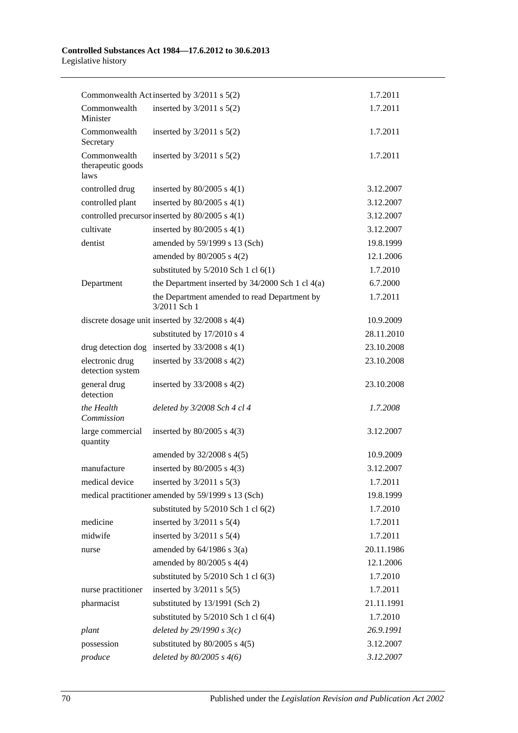| | | |
|---|---|---|
| Commonwealth Act | inserted by 3/2011 s 5(2) | 1.7.2011 |
| Commonwealth Minister | inserted by 3/2011 s 5(2) | 1.7.2011 |
| Commonwealth Secretary | inserted by 3/2011 s 5(2) | 1.7.2011 |
| Commonwealth therapeutic goods laws | inserted by 3/2011 s 5(2) | 1.7.2011 |
| controlled drug | inserted by 80/2005 s 4(1) | 3.12.2007 |
| controlled plant | inserted by 80/2005 s 4(1) | 3.12.2007 |
| controlled precursor | inserted by 80/2005 s 4(1) | 3.12.2007 |
| cultivate | inserted by 80/2005 s 4(1) | 3.12.2007 |
| dentist | amended by 59/1999 s 13 (Sch) | 19.8.1999 |
| | amended by 80/2005 s 4(2) | 12.1.2006 |
| | substituted by 5/2010 Sch 1 cl 6(1) | 1.7.2010 |
| Department | the Department inserted by 34/2000 Sch 1 cl 4(a) | 6.7.2000 |
| | the Department amended to read Department by 3/2011 Sch 1 | 1.7.2011 |
| discrete dosage unit | inserted by 32/2008 s 4(4) | 10.9.2009 |
| | substituted by 17/2010 s 4 | 28.11.2010 |
| drug detection dog | inserted by 33/2008 s 4(1) | 23.10.2008 |
| electronic drug detection system | inserted by 33/2008 s 4(2) | 23.10.2008 |
| general drug detection | inserted by 33/2008 s 4(2) | 23.10.2008 |
| *the Health Commission* | *deleted by 3/2008 Sch 4 cl 4* | *1.7.2008* |
| large commercial quantity | inserted by 80/2005 s 4(3) | 3.12.2007 |
| | amended by 32/2008 s 4(5) | 10.9.2009 |
| manufacture | inserted by 80/2005 s 4(3) | 3.12.2007 |
| medical device | inserted by 3/2011 s 5(3) | 1.7.2011 |
| medical practitioner | amended by 59/1999 s 13 (Sch) | 19.8.1999 |
| | substituted by 5/2010 Sch 1 cl 6(2) | 1.7.2010 |
| medicine | inserted by 3/2011 s 5(4) | 1.7.2011 |
| midwife | inserted by 3/2011 s 5(4) | 1.7.2011 |
| nurse | amended by 64/1986 s 3(a) | 20.11.1986 |
| | amended by 80/2005 s 4(4) | 12.1.2006 |
| | substituted by 5/2010 Sch 1 cl 6(3) | 1.7.2010 |
| nurse practitioner | inserted by 3/2011 s 5(5) | 1.7.2011 |
| pharmacist | substituted by 13/1991 (Sch 2) | 21.11.1991 |
| | substituted by 5/2010 Sch 1 cl 6(4) | 1.7.2010 |
| *plant* | *deleted by 29/1990 s 3(c)* | *26.9.1991* |
| possession | substituted by 80/2005 s 4(5) | 3.12.2007 |
| *produce* | *deleted by 80/2005 s 4(6)* | *3.12.2007* |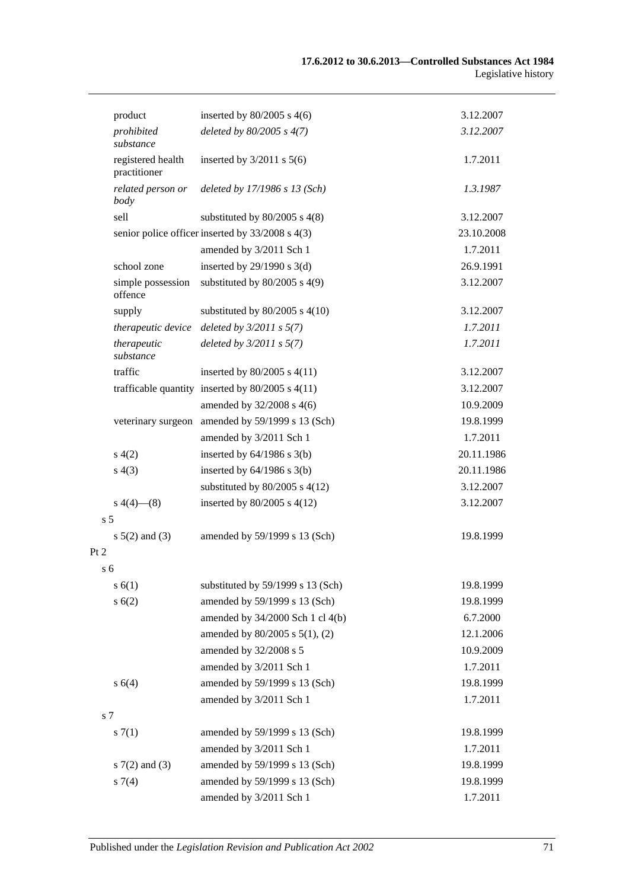| | | |
|---|---|---|
| product | inserted by 80/2005 s 4(6) | 3.12.2007 |
| *prohibited substance* | *deleted by 80/2005 s 4(7)* | *3.12.2007* |
| registered health practitioner | inserted by 3/2011 s 5(6) | 1.7.2011 |
| *related person or body* | *deleted by 17/1986 s 13 (Sch)* | *1.3.1987* |
| sell | substituted by 80/2005 s 4(8) | 3.12.2007 |
| senior police officer | inserted by 33/2008 s 4(3) | 23.10.2008 |
| | amended by 3/2011 Sch 1 | 1.7.2011 |
| school zone | inserted by 29/1990 s 3(d) | 26.9.1991 |
| simple possession offence | substituted by 80/2005 s 4(9) | 3.12.2007 |
| supply | substituted by 80/2005 s 4(10) | 3.12.2007 |
| *therapeutic device* | *deleted by 3/2011 s 5(7)* | *1.7.2011* |
| *therapeutic substance* | *deleted by 3/2011 s 5(7)* | *1.7.2011* |
| traffic | inserted by 80/2005 s 4(11) | 3.12.2007 |
| trafficable quantity | inserted by 80/2005 s 4(11) | 3.12.2007 |
| | amended by 32/2008 s 4(6) | 10.9.2009 |
| veterinary surgeon | amended by 59/1999 s 13 (Sch) | 19.8.1999 |
| | amended by 3/2011 Sch 1 | 1.7.2011 |
| s 4(2) | inserted by 64/1986 s 3(b) | 20.11.1986 |
| s 4(3) | inserted by 64/1986 s 3(b) | 20.11.1986 |
| | substituted by 80/2005 s 4(12) | 3.12.2007 |
| s 4(4)—(8) | inserted by 80/2005 s 4(12) | 3.12.2007 |
| s 5 | | |
| s 5(2) and (3) | amended by 59/1999 s 13 (Sch) | 19.8.1999 |
| Pt 2 | | |
| s 6 | | |
| s 6(1) | substituted by 59/1999 s 13 (Sch) | 19.8.1999 |
| s 6(2) | amended by 59/1999 s 13 (Sch) | 19.8.1999 |
| | amended by 34/2000 Sch 1 cl 4(b) | 6.7.2000 |
| | amended by 80/2005 s 5(1), (2) | 12.1.2006 |
| | amended by 32/2008 s 5 | 10.9.2009 |
| | amended by 3/2011 Sch 1 | 1.7.2011 |
| s 6(4) | amended by 59/1999 s 13 (Sch) | 19.8.1999 |
| | amended by 3/2011 Sch 1 | 1.7.2011 |
| s 7 | | |
| s 7(1) | amended by 59/1999 s 13 (Sch) | 19.8.1999 |
| | amended by 3/2011 Sch 1 | 1.7.2011 |
| s 7(2) and (3) | amended by 59/1999 s 13 (Sch) | 19.8.1999 |
| s 7(4) | amended by 59/1999 s 13 (Sch) | 19.8.1999 |
| | amended by 3/2011 Sch 1 | 1.7.2011 |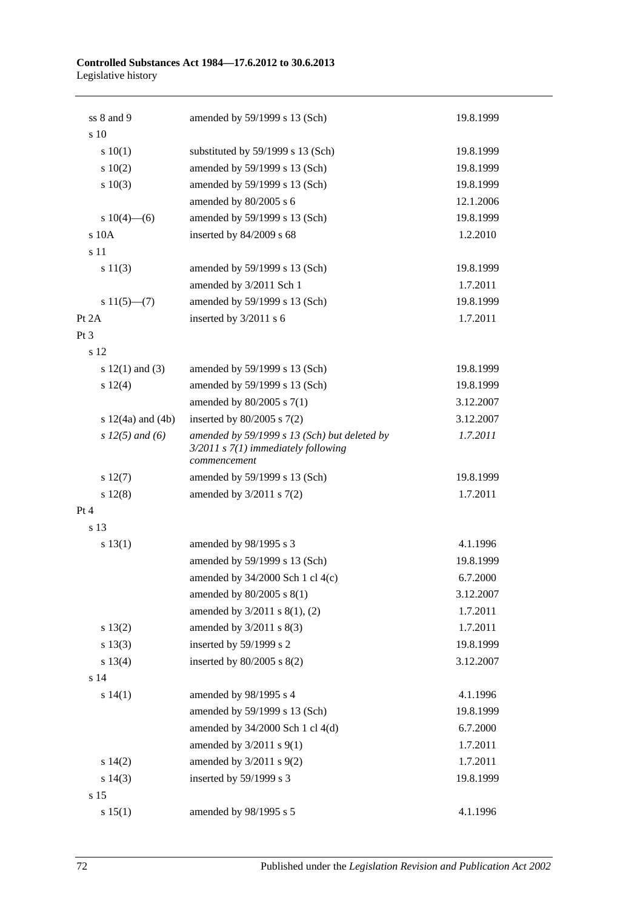| | | |
|---|---|---|
| ss 8 and 9 | amended by 59/1999 s 13 (Sch) | 19.8.1999 |
| s 10 | | |
| s 10(1) | substituted by 59/1999 s 13 (Sch) | 19.8.1999 |
| s 10(2) | amended by 59/1999 s 13 (Sch) | 19.8.1999 |
| s 10(3) | amended by 59/1999 s 13 (Sch) | 19.8.1999 |
| | amended by 80/2005 s 6 | 12.1.2006 |
| s 10(4)—(6) | amended by 59/1999 s 13 (Sch) | 19.8.1999 |
| s 10A | inserted by 84/2009 s 68 | 1.2.2010 |
| s 11 | | |
| s 11(3) | amended by 59/1999 s 13 (Sch) | 19.8.1999 |
| | amended by 3/2011 Sch 1 | 1.7.2011 |
| s 11(5)—(7) | amended by 59/1999 s 13 (Sch) | 19.8.1999 |
| Pt 2A | inserted by 3/2011 s 6 | 1.7.2011 |
| Pt 3 | | |
| s 12 | | |
| s 12(1) and (3) | amended by 59/1999 s 13 (Sch) | 19.8.1999 |
| s 12(4) | amended by 59/1999 s 13 (Sch) | 19.8.1999 |
| | amended by 80/2005 s 7(1) | 3.12.2007 |
| s 12(4a) and (4b) | inserted by 80/2005 s 7(2) | 3.12.2007 |
| *s 12(5) and (6)* | *amended by 59/1999 s 13 (Sch) but deleted by 3/2011 s 7(1) immediately following commencement* | *1.7.2011* |
| s 12(7) | amended by 59/1999 s 13 (Sch) | 19.8.1999 |
| s 12(8) | amended by 3/2011 s 7(2) | 1.7.2011 |
| Pt 4 | | |
| s 13 | | |
| s 13(1) | amended by 98/1995 s 3 | 4.1.1996 |
| | amended by 59/1999 s 13 (Sch) | 19.8.1999 |
| | amended by 34/2000 Sch 1 cl 4(c) | 6.7.2000 |
| | amended by 80/2005 s 8(1) | 3.12.2007 |
| | amended by 3/2011 s 8(1), (2) | 1.7.2011 |
| s 13(2) | amended by 3/2011 s 8(3) | 1.7.2011 |
| s 13(3) | inserted by 59/1999 s 2 | 19.8.1999 |
| s 13(4) | inserted by 80/2005 s 8(2) | 3.12.2007 |
| s 14 | | |
| s 14(1) | amended by 98/1995 s 4 | 4.1.1996 |
| | amended by 59/1999 s 13 (Sch) | 19.8.1999 |
| | amended by 34/2000 Sch 1 cl 4(d) | 6.7.2000 |
| | amended by 3/2011 s 9(1) | 1.7.2011 |
| s 14(2) | amended by 3/2011 s 9(2) | 1.7.2011 |
| s 14(3) | inserted by 59/1999 s 3 | 19.8.1999 |
| s 15 | | |
| s 15(1) | amended by 98/1995 s 5 | 4.1.1996 |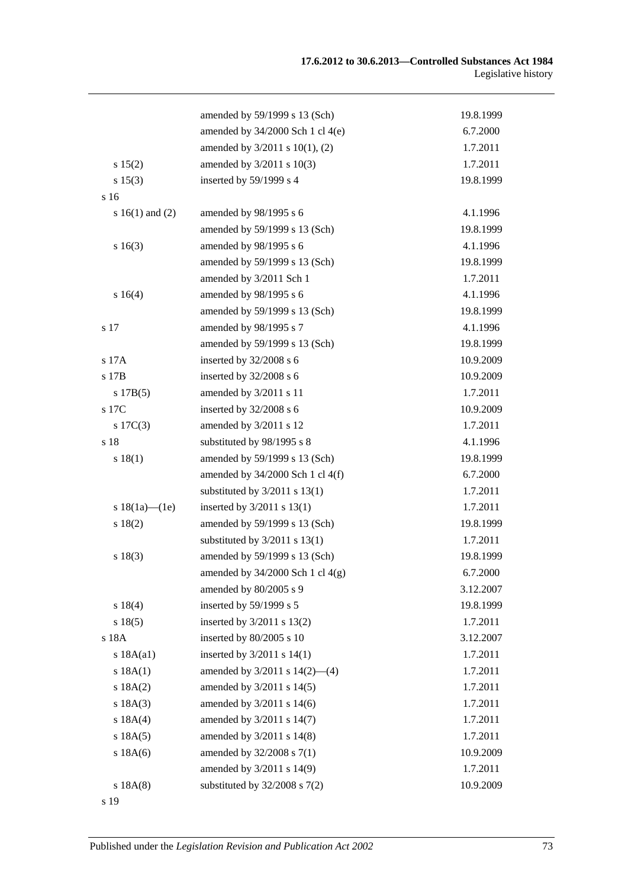| | | |
|---|---|---|
| | amended by 59/1999 s 13 (Sch) | 19.8.1999 |
| | amended by 34/2000 Sch 1 cl 4(e) | 6.7.2000 |
| | amended by 3/2011 s 10(1), (2) | 1.7.2011 |
| s 15(2) | amended by 3/2011 s 10(3) | 1.7.2011 |
| s 15(3) | inserted by 59/1999 s 4 | 19.8.1999 |
| s 16 | | |
| s 16(1) and (2) | amended by 98/1995 s 6 | 4.1.1996 |
| | amended by 59/1999 s 13 (Sch) | 19.8.1999 |
| s 16(3) | amended by 98/1995 s 6 | 4.1.1996 |
| | amended by 59/1999 s 13 (Sch) | 19.8.1999 |
| | amended by 3/2011 Sch 1 | 1.7.2011 |
| s 16(4) | amended by 98/1995 s 6 | 4.1.1996 |
| | amended by 59/1999 s 13 (Sch) | 19.8.1999 |
| s 17 | amended by 98/1995 s 7 | 4.1.1996 |
| | amended by 59/1999 s 13 (Sch) | 19.8.1999 |
| s 17A | inserted by 32/2008 s 6 | 10.9.2009 |
| s 17B | inserted by 32/2008 s 6 | 10.9.2009 |
| s 17B(5) | amended by 3/2011 s 11 | 1.7.2011 |
| s 17C | inserted by 32/2008 s 6 | 10.9.2009 |
| s 17C(3) | amended by 3/2011 s 12 | 1.7.2011 |
| s 18 | substituted by 98/1995 s 8 | 4.1.1996 |
| s 18(1) | amended by 59/1999 s 13 (Sch) | 19.8.1999 |
| | amended by 34/2000 Sch 1 cl 4(f) | 6.7.2000 |
| | substituted by 3/2011 s 13(1) | 1.7.2011 |
| s 18(1a)—(1e) | inserted by 3/2011 s 13(1) | 1.7.2011 |
| s 18(2) | amended by 59/1999 s 13 (Sch) | 19.8.1999 |
| | substituted by 3/2011 s 13(1) | 1.7.2011 |
| s 18(3) | amended by 59/1999 s 13 (Sch) | 19.8.1999 |
| | amended by 34/2000 Sch 1 cl 4(g) | 6.7.2000 |
| | amended by 80/2005 s 9 | 3.12.2007 |
| s 18(4) | inserted by 59/1999 s 5 | 19.8.1999 |
| s 18(5) | inserted by 3/2011 s 13(2) | 1.7.2011 |
| s 18A | inserted by 80/2005 s 10 | 3.12.2007 |
| s 18A(a1) | inserted by 3/2011 s 14(1) | 1.7.2011 |
| s 18A(1) | amended by 3/2011 s 14(2)—(4) | 1.7.2011 |
| s 18A(2) | amended by 3/2011 s 14(5) | 1.7.2011 |
| s 18A(3) | amended by 3/2011 s 14(6) | 1.7.2011 |
| s 18A(4) | amended by 3/2011 s 14(7) | 1.7.2011 |
| s 18A(5) | amended by 3/2011 s 14(8) | 1.7.2011 |
| s 18A(6) | amended by 32/2008 s 7(1) | 10.9.2009 |
| | amended by 3/2011 s 14(9) | 1.7.2011 |
| s 18A(8) | substituted by 32/2008 s 7(2) | 10.9.2009 |
| s 19 | | |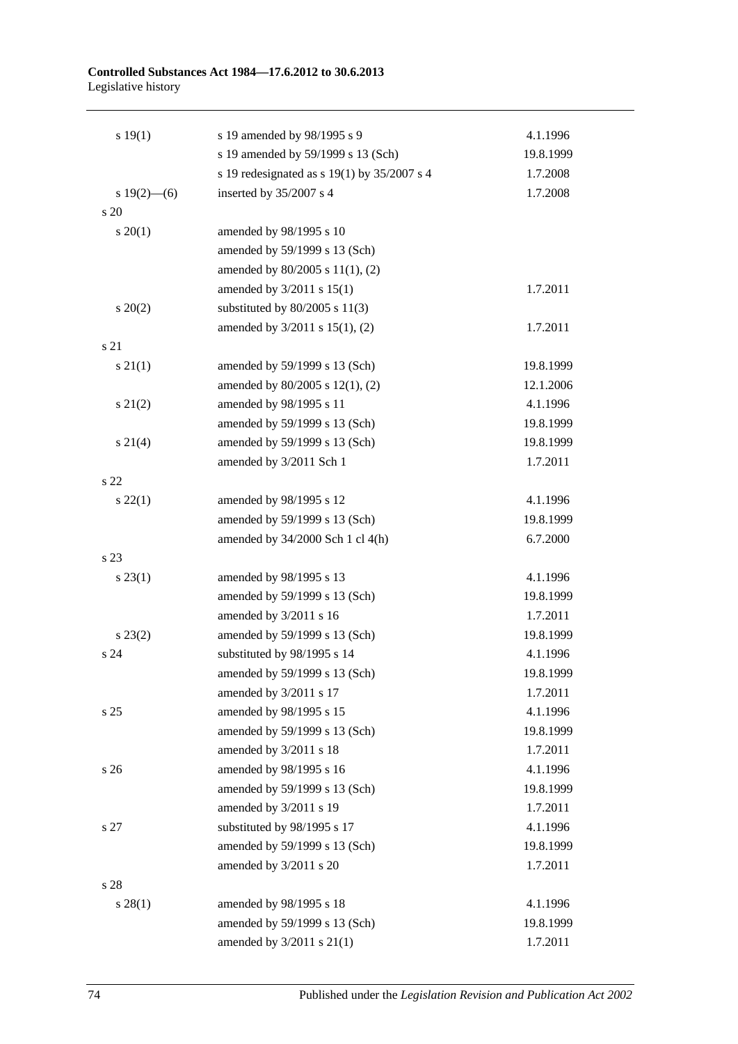| | | |
|---|---|---|
| s 19(1) | s 19 amended by 98/1995 s 9 | 4.1.1996 |
| | s 19 amended by 59/1999 s 13 (Sch) | 19.8.1999 |
| | s 19 redesignated as s 19(1) by 35/2007 s 4 | 1.7.2008 |
| s 19(2)—(6) | inserted by 35/2007 s 4 | 1.7.2008 |
| s 20 | | |
| s 20(1) | amended by 98/1995 s 10 | |
| | amended by 59/1999 s 13 (Sch) | |
| | amended by 80/2005 s 11(1), (2) | |
| | amended by 3/2011 s 15(1) | 1.7.2011 |
| s 20(2) | substituted by 80/2005 s 11(3) | |
| | amended by 3/2011 s 15(1), (2) | 1.7.2011 |
| s 21 | | |
| s 21(1) | amended by 59/1999 s 13 (Sch) | 19.8.1999 |
| | amended by 80/2005 s 12(1), (2) | 12.1.2006 |
| s 21(2) | amended by 98/1995 s 11 | 4.1.1996 |
| | amended by 59/1999 s 13 (Sch) | 19.8.1999 |
| s 21(4) | amended by 59/1999 s 13 (Sch) | 19.8.1999 |
| | amended by 3/2011 Sch 1 | 1.7.2011 |
| s 22 | | |
| s 22(1) | amended by 98/1995 s 12 | 4.1.1996 |
| | amended by 59/1999 s 13 (Sch) | 19.8.1999 |
| | amended by 34/2000 Sch 1 cl 4(h) | 6.7.2000 |
| s 23 | | |
| s 23(1) | amended by 98/1995 s 13 | 4.1.1996 |
| | amended by 59/1999 s 13 (Sch) | 19.8.1999 |
| | amended by 3/2011 s 16 | 1.7.2011 |
| s 23(2) | amended by 59/1999 s 13 (Sch) | 19.8.1999 |
| s 24 | substituted by 98/1995 s 14 | 4.1.1996 |
| | amended by 59/1999 s 13 (Sch) | 19.8.1999 |
| | amended by 3/2011 s 17 | 1.7.2011 |
| s 25 | amended by 98/1995 s 15 | 4.1.1996 |
| | amended by 59/1999 s 13 (Sch) | 19.8.1999 |
| | amended by 3/2011 s 18 | 1.7.2011 |
| s 26 | amended by 98/1995 s 16 | 4.1.1996 |
| | amended by 59/1999 s 13 (Sch) | 19.8.1999 |
| | amended by 3/2011 s 19 | 1.7.2011 |
| s 27 | substituted by 98/1995 s 17 | 4.1.1996 |
| | amended by 59/1999 s 13 (Sch) | 19.8.1999 |
| | amended by 3/2011 s 20 | 1.7.2011 |
| s 28 | | |
| s 28(1) | amended by 98/1995 s 18 | 4.1.1996 |
| | amended by 59/1999 s 13 (Sch) | 19.8.1999 |
| | amended by 3/2011 s 21(1) | 1.7.2011 |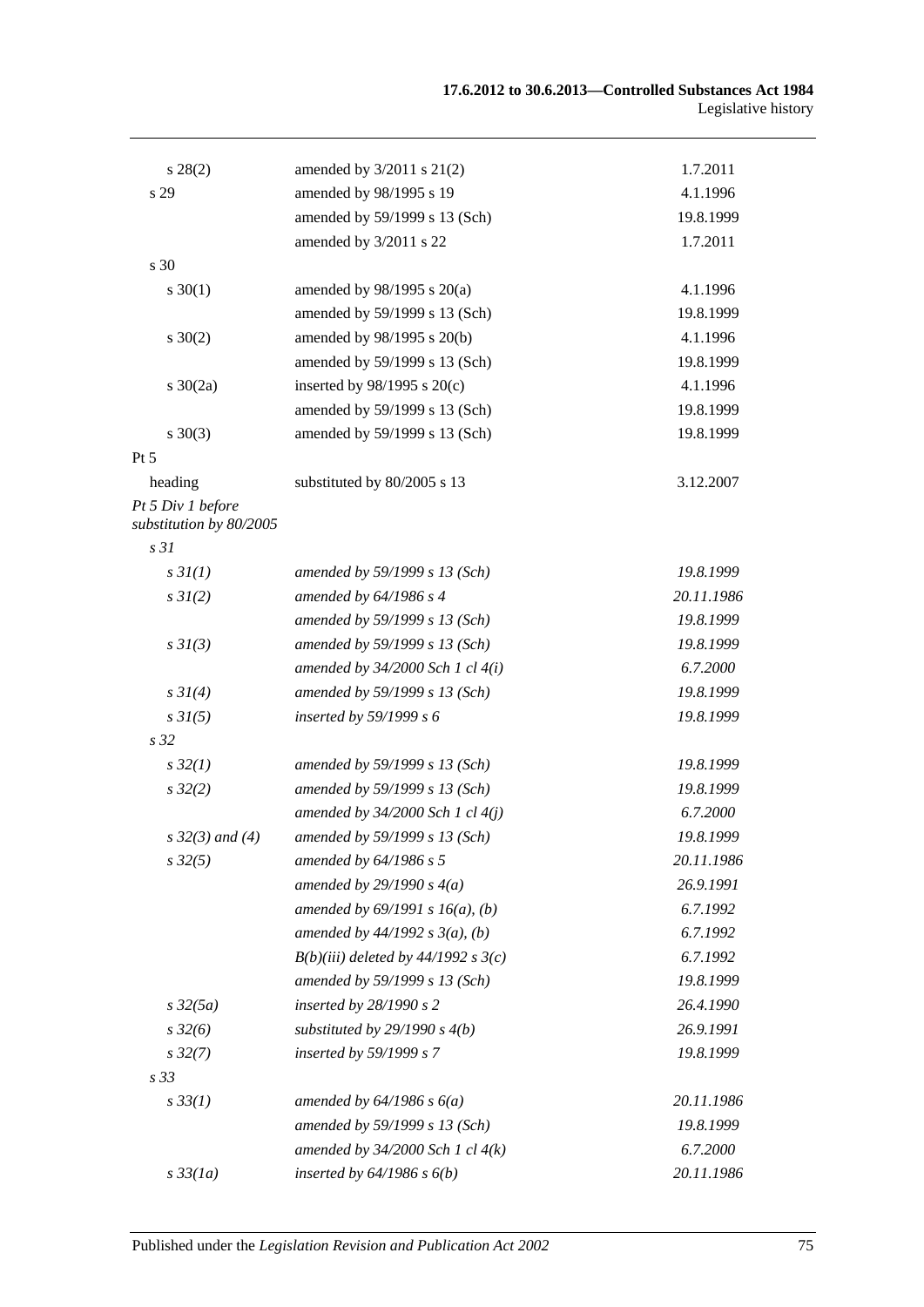| | | |
|---|---|---|
| s 28(2) | amended by 3/2011 s 21(2) | 1.7.2011 |
| s 29 | amended by 98/1995 s 19 | 4.1.1996 |
| | amended by 59/1999 s 13 (Sch) | 19.8.1999 |
| | amended by 3/2011 s 22 | 1.7.2011 |
| s 30 | | |
| s 30(1) | amended by 98/1995 s 20(a) | 4.1.1996 |
| | amended by 59/1999 s 13 (Sch) | 19.8.1999 |
| s 30(2) | amended by 98/1995 s 20(b) | 4.1.1996 |
| | amended by 59/1999 s 13 (Sch) | 19.8.1999 |
| s 30(2a) | inserted by 98/1995 s 20(c) | 4.1.1996 |
| | amended by 59/1999 s 13 (Sch) | 19.8.1999 |
| s 30(3) | amended by 59/1999 s 13 (Sch) | 19.8.1999 |
| Pt 5 | | |
| heading | substituted by 80/2005 s 13 | 3.12.2007 |
| *Pt 5 Div 1 before substitution by 80/2005* | | |
| *s 31* | | |
| *s 31(1)* | *amended by 59/1999 s 13 (Sch)* | *19.8.1999* |
| *s 31(2)* | *amended by 64/1986 s 4* | *20.11.1986* |
| | *amended by 59/1999 s 13 (Sch)* | *19.8.1999* |
| *s 31(3)* | *amended by 59/1999 s 13 (Sch)* | *19.8.1999* |
| | *amended by 34/2000 Sch 1 cl 4(i)* | *6.7.2000* |
| *s 31(4)* | *amended by 59/1999 s 13 (Sch)* | *19.8.1999* |
| *s 31(5)* | *inserted by 59/1999 s 6* | *19.8.1999* |
| *s 32* | | |
| *s 32(1)* | *amended by 59/1999 s 13 (Sch)* | *19.8.1999* |
| *s 32(2)* | *amended by 59/1999 s 13 (Sch)* | *19.8.1999* |
| | *amended by 34/2000 Sch 1 cl 4(j)* | *6.7.2000* |
| *s 32(3) and (4)* | *amended by 59/1999 s 13 (Sch)* | *19.8.1999* |
| *s 32(5)* | *amended by 64/1986 s 5* | *20.11.1986* |
| | *amended by 29/1990 s 4(a)* | *26.9.1991* |
| | *amended by 69/1991 s 16(a), (b)* | *6.7.1992* |
| | *amended by 44/1992 s 3(a), (b)* | *6.7.1992* |
| | *B(b)(iii) deleted by 44/1992 s 3(c)* | *6.7.1992* |
| | *amended by 59/1999 s 13 (Sch)* | *19.8.1999* |
| *s 32(5a)* | *inserted by 28/1990 s 2* | *26.4.1990* |
| *s 32(6)* | *substituted by 29/1990 s 4(b)* | *26.9.1991* |
| *s 32(7)* | *inserted by 59/1999 s 7* | *19.8.1999* |
| *s 33* | | |
| *s 33(1)* | *amended by 64/1986 s 6(a)* | *20.11.1986* |
| | *amended by 59/1999 s 13 (Sch)* | *19.8.1999* |
| | *amended by 34/2000 Sch 1 cl 4(k)* | *6.7.2000* |
| *s 33(1a)* | *inserted by 64/1986 s 6(b)* | *20.11.1986* |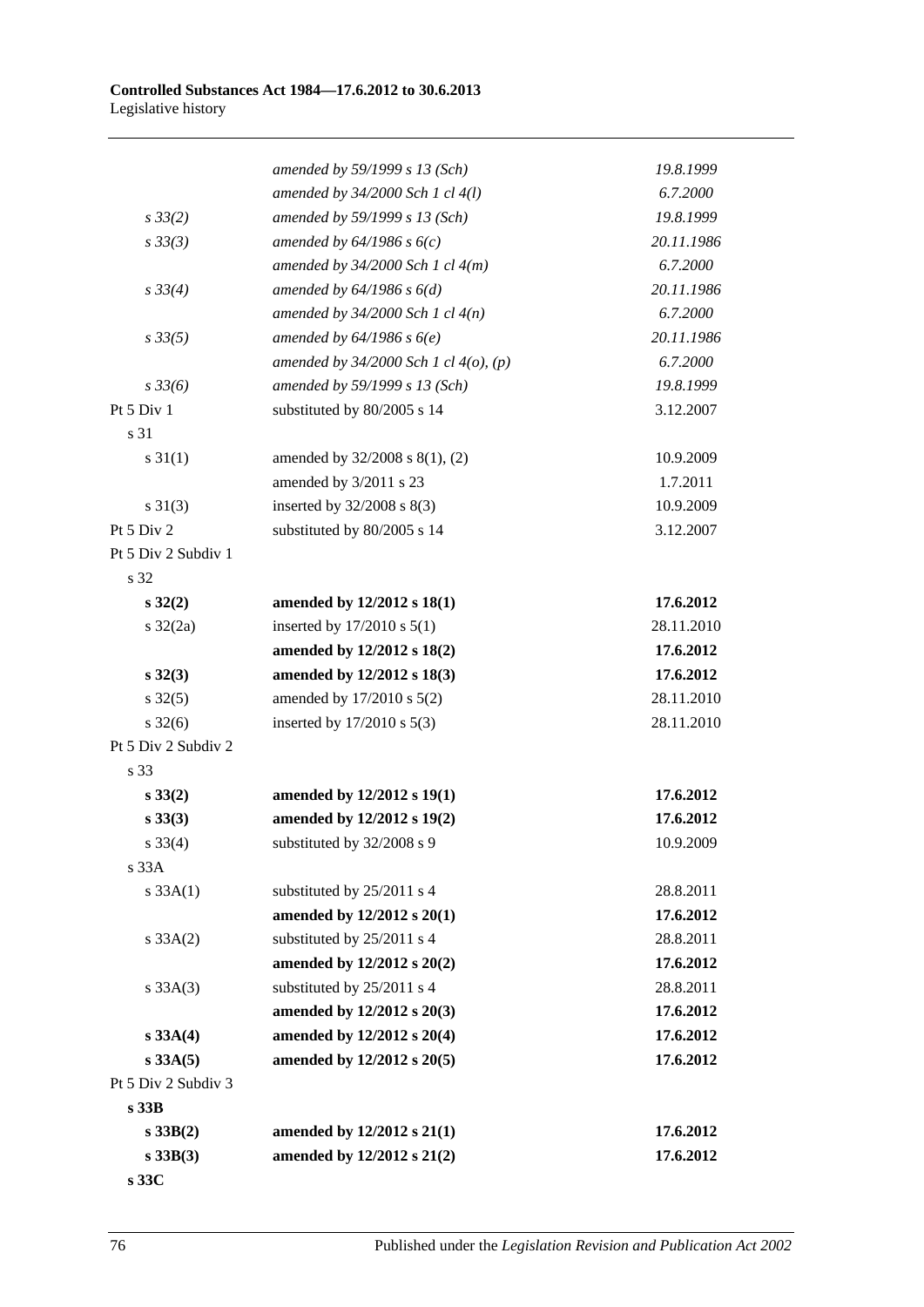| | | |
|---|---|---|
| | *amended by 59/1999 s 13 (Sch)* | *19.8.1999* |
| | *amended by 34/2000 Sch 1 cl 4(l)* | *6.7.2000* |
| *s 33(2)* | *amended by 59/1999 s 13 (Sch)* | *19.8.1999* |
| *s 33(3)* | *amended by 64/1986 s 6(c)* | *20.11.1986* |
| | *amended by 34/2000 Sch 1 cl 4(m)* | *6.7.2000* |
| *s 33(4)* | *amended by 64/1986 s 6(d)* | *20.11.1986* |
| | *amended by 34/2000 Sch 1 cl 4(n)* | *6.7.2000* |
| *s 33(5)* | *amended by 64/1986 s 6(e)* | *20.11.1986* |
| | *amended by 34/2000 Sch 1 cl 4(o), (p)* | *6.7.2000* |
| *s 33(6)* | *amended by 59/1999 s 13 (Sch)* | *19.8.1999* |
| Pt 5 Div 1 | substituted by 80/2005 s 14 | 3.12.2007 |
| s 31 | | |
| s 31(1) | amended by 32/2008 s 8(1), (2) | 10.9.2009 |
| | amended by 3/2011 s 23 | 1.7.2011 |
| s 31(3) | inserted by 32/2008 s 8(3) | 10.9.2009 |
| Pt 5 Div 2 | substituted by 80/2005 s 14 | 3.12.2007 |
| Pt 5 Div 2 Subdiv 1 | | |
| s 32 | | |
| **s 32(2)** | **amended by 12/2012 s 18(1)** | **17.6.2012** |
| s 32(2a) | inserted by 17/2010 s 5(1) | 28.11.2010 |
| | **amended by 12/2012 s 18(2)** | **17.6.2012** |
| **s 32(3)** | **amended by 12/2012 s 18(3)** | **17.6.2012** |
| s 32(5) | amended by 17/2010 s 5(2) | 28.11.2010 |
| s 32(6) | inserted by 17/2010 s 5(3) | 28.11.2010 |
| Pt 5 Div 2 Subdiv 2 | | |
| s 33 | | |
| **s 33(2)** | **amended by 12/2012 s 19(1)** | **17.6.2012** |
| **s 33(3)** | **amended by 12/2012 s 19(2)** | **17.6.2012** |
| s 33(4) | substituted by 32/2008 s 9 | 10.9.2009 |
| s 33A | | |
| s 33A(1) | substituted by 25/2011 s 4 | 28.8.2011 |
| | **amended by 12/2012 s 20(1)** | **17.6.2012** |
| s 33A(2) | substituted by 25/2011 s 4 | 28.8.2011 |
| | **amended by 12/2012 s 20(2)** | **17.6.2012** |
| s 33A(3) | substituted by 25/2011 s 4 | 28.8.2011 |
| | **amended by 12/2012 s 20(3)** | **17.6.2012** |
| **s 33A(4)** | **amended by 12/2012 s 20(4)** | **17.6.2012** |
| **s 33A(5)** | **amended by 12/2012 s 20(5)** | **17.6.2012** |
| Pt 5 Div 2 Subdiv 3 | | |
| **s 33B** | | |
| **s 33B(2)** | **amended by 12/2012 s 21(1)** | **17.6.2012** |
| **s 33B(3)** | **amended by 12/2012 s 21(2)** | **17.6.2012** |
| **s 33C** | | |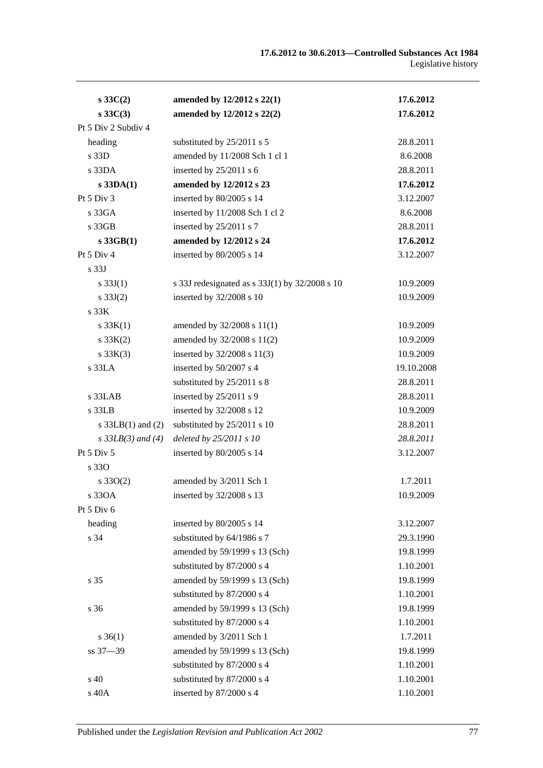| | | |
|---|---|---|
| **s 33C(2)** | **amended by 12/2012 s 22(1)** | **17.6.2012** |
| **s 33C(3)** | **amended by 12/2012 s 22(2)** | **17.6.2012** |
| Pt 5 Div 2 Subdiv 4 | | |
| heading | substituted by 25/2011 s 5 | 28.8.2011 |
| s 33D | amended by 11/2008 Sch 1 cl 1 | 8.6.2008 |
| s 33DA | inserted by 25/2011 s 6 | 28.8.2011 |
| **s 33DA(1)** | **amended by 12/2012 s 23** | **17.6.2012** |
| Pt 5 Div 3 | inserted by 80/2005 s 14 | 3.12.2007 |
| s 33GA | inserted by 11/2008 Sch 1 cl 2 | 8.6.2008 |
| s 33GB | inserted by 25/2011 s 7 | 28.8.2011 |
| **s 33GB(1)** | **amended by 12/2012 s 24** | **17.6.2012** |
| Pt 5 Div 4 | inserted by 80/2005 s 14 | 3.12.2007 |
| s 33J | | |
| s 33J(1) | s 33J redesignated as s 33J(1) by 32/2008 s 10 | 10.9.2009 |
| s 33J(2) | inserted by 32/2008 s 10 | 10.9.2009 |
| s 33K | | |
| s 33K(1) | amended by 32/2008 s 11(1) | 10.9.2009 |
| s 33K(2) | amended by 32/2008 s 11(2) | 10.9.2009 |
| s 33K(3) | inserted by 32/2008 s 11(3) | 10.9.2009 |
| s 33LA | inserted by 50/2007 s 4 | 19.10.2008 |
| | substituted by 25/2011 s 8 | 28.8.2011 |
| s 33LAB | inserted by 25/2011 s 9 | 28.8.2011 |
| s 33LB | inserted by 32/2008 s 12 | 10.9.2009 |
| s 33LB(1) and (2) | substituted by 25/2011 s 10 | 28.8.2011 |
| *s 33LB(3) and (4)* | *deleted by 25/2011 s 10* | *28.8.2011* |
| Pt 5 Div 5 | inserted by 80/2005 s 14 | 3.12.2007 |
| s 33O | | |
| s 33O(2) | amended by 3/2011 Sch 1 | 1.7.2011 |
| s 33OA | inserted by 32/2008 s 13 | 10.9.2009 |
| Pt 5 Div 6 | | |
| heading | inserted by 80/2005 s 14 | 3.12.2007 |
| s 34 | substituted by 64/1986 s 7 | 29.3.1990 |
| | amended by 59/1999 s 13 (Sch) | 19.8.1999 |
| | substituted by 87/2000 s 4 | 1.10.2001 |
| s 35 | amended by 59/1999 s 13 (Sch) | 19.8.1999 |
| | substituted by 87/2000 s 4 | 1.10.2001 |
| s 36 | amended by 59/1999 s 13 (Sch) | 19.8.1999 |
| | substituted by 87/2000 s 4 | 1.10.2001 |
| s 36(1) | amended by 3/2011 Sch 1 | 1.7.2011 |
| ss 37—39 | amended by 59/1999 s 13 (Sch) | 19.8.1999 |
| | substituted by 87/2000 s 4 | 1.10.2001 |
| s 40 | substituted by 87/2000 s 4 | 1.10.2001 |
| s 40A | inserted by 87/2000 s 4 | 1.10.2001 |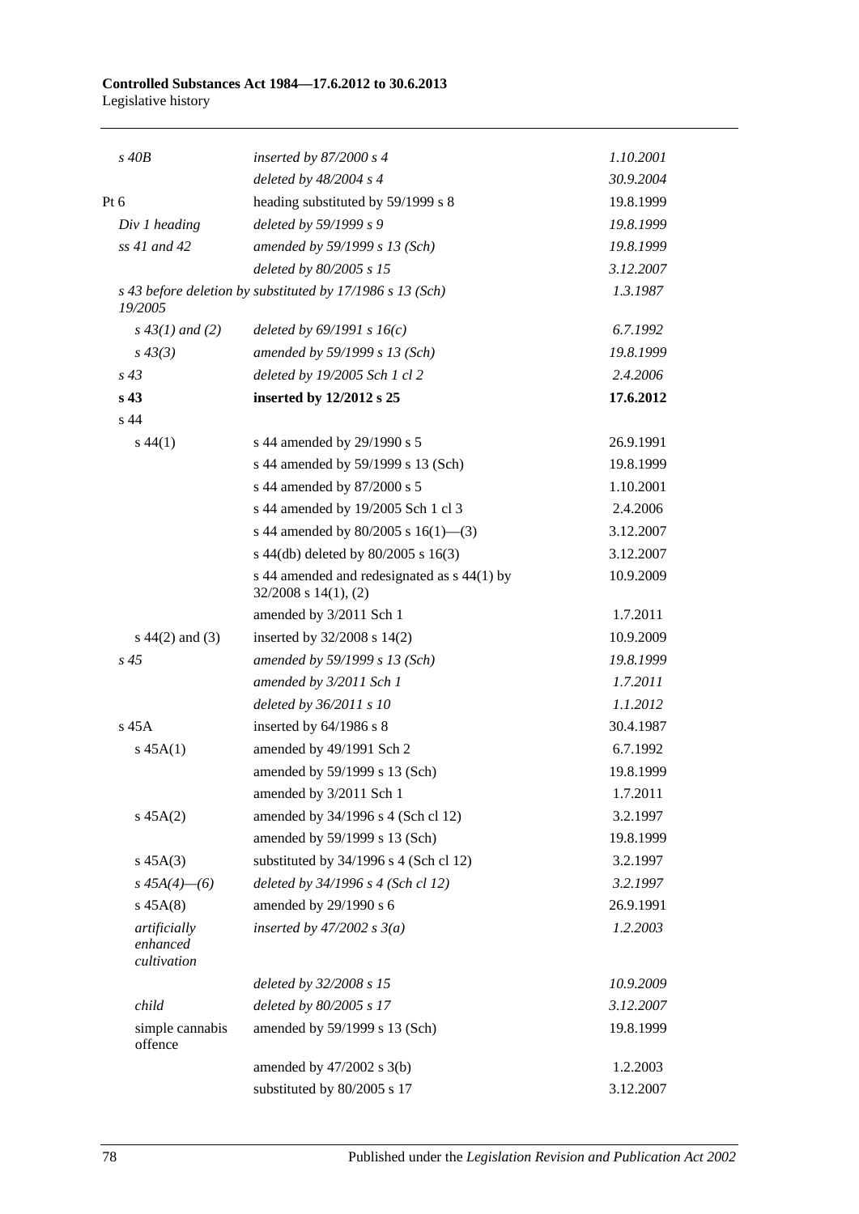| | | |
|---|---|---|
| *s 40B* | *inserted by 87/2000 s 4* | *1.10.2001* |
| | *deleted by 48/2004 s 4* | *30.9.2004* |
| Pt 6 | heading substituted by 59/1999 s 8 | 19.8.1999 |
| *Div 1 heading* | *deleted by 59/1999 s 9* | *19.8.1999* |
| *ss 41 and 42* | *amended by 59/1999 s 13 (Sch)* | *19.8.1999* |
| | *deleted by 80/2005 s 15* | *3.12.2007* |
| *s 43 before deletion by 19/2005* | *substituted by 17/1986 s 13 (Sch)* | *1.3.1987* |
| *s 43(1) and (2)* | *deleted by 69/1991 s 16(c)* | *6.7.1992* |
| *s 43(3)* | *amended by 59/1999 s 13 (Sch)* | *19.8.1999* |
| *s 43* | *deleted by 19/2005 Sch 1 cl 2* | *2.4.2006* |
| **s 43** | **inserted by 12/2012 s 25** | **17.6.2012** |
| s 44 | | |
| s 44(1) | s 44 amended by 29/1990 s 5 | 26.9.1991 |
| | s 44 amended by 59/1999 s 13 (Sch) | 19.8.1999 |
| | s 44 amended by 87/2000 s 5 | 1.10.2001 |
| | s 44 amended by 19/2005 Sch 1 cl 3 | 2.4.2006 |
| | s 44 amended by 80/2005 s 16(1)—(3) | 3.12.2007 |
| | s 44(db) deleted by 80/2005 s 16(3) | 3.12.2007 |
| | s 44 amended and redesignated as s 44(1) by 32/2008 s 14(1), (2) | 10.9.2009 |
| | amended by 3/2011 Sch 1 | 1.7.2011 |
| s 44(2) and (3) | inserted by 32/2008 s 14(2) | 10.9.2009 |
| *s 45* | *amended by 59/1999 s 13 (Sch)* | *19.8.1999* |
| | *amended by 3/2011 Sch 1* | *1.7.2011* |
| | *deleted by 36/2011 s 10* | *1.1.2012* |
| s 45A | inserted by 64/1986 s 8 | 30.4.1987 |
| s 45A(1) | amended by 49/1991 Sch 2 | 6.7.1992 |
| | amended by 59/1999 s 13 (Sch) | 19.8.1999 |
| | amended by 3/2011 Sch 1 | 1.7.2011 |
| s 45A(2) | amended by 34/1996 s 4 (Sch cl 12) | 3.2.1997 |
| | amended by 59/1999 s 13 (Sch) | 19.8.1999 |
| s 45A(3) | substituted by 34/1996 s 4 (Sch cl 12) | 3.2.1997 |
| *s 45A(4)—(6)* | *deleted by 34/1996 s 4 (Sch cl 12)* | *3.2.1997* |
| s 45A(8) | amended by 29/1990 s 6 | 26.9.1991 |
| *artificially enhanced cultivation* | *inserted by 47/2002 s 3(a)* | *1.2.2003* |
| | *deleted by 32/2008 s 15* | *10.9.2009* |
| *child* | *deleted by 80/2005 s 17* | *3.12.2007* |
| simple cannabis offence | amended by 59/1999 s 13 (Sch) | 19.8.1999 |
| | amended by 47/2002 s 3(b) | 1.2.2003 |
| | substituted by 80/2005 s 17 | 3.12.2007 |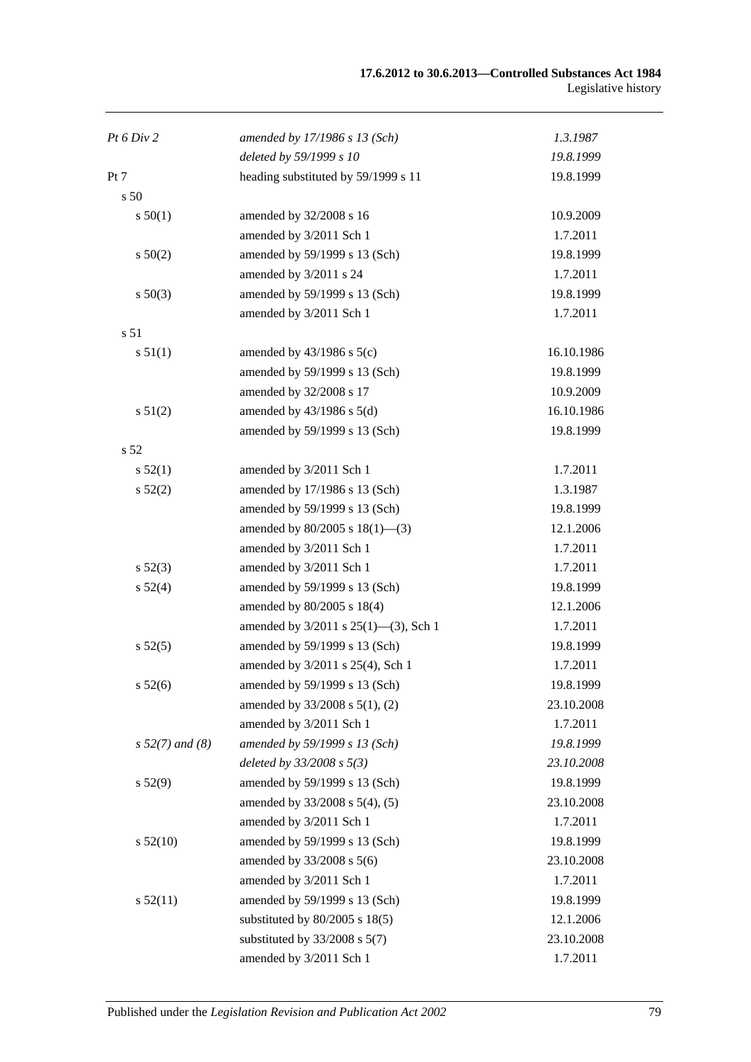| | | |
|---|---|---|
| *Pt 6 Div 2* | *amended by 17/1986 s 13 (Sch)* | *1.3.1987* |
| | *deleted by 59/1999 s 10* | *19.8.1999* |
| Pt 7 | heading substituted by 59/1999 s 11 | 19.8.1999 |
| s 50 | | |
| s 50(1) | amended by 32/2008 s 16 | 10.9.2009 |
| | amended by 3/2011 Sch 1 | 1.7.2011 |
| s 50(2) | amended by 59/1999 s 13 (Sch) | 19.8.1999 |
| | amended by 3/2011 s 24 | 1.7.2011 |
| s 50(3) | amended by 59/1999 s 13 (Sch) | 19.8.1999 |
| | amended by 3/2011 Sch 1 | 1.7.2011 |
| s 51 | | |
| s 51(1) | amended by 43/1986 s 5(c) | 16.10.1986 |
| | amended by 59/1999 s 13 (Sch) | 19.8.1999 |
| | amended by 32/2008 s 17 | 10.9.2009 |
| s 51(2) | amended by 43/1986 s 5(d) | 16.10.1986 |
| | amended by 59/1999 s 13 (Sch) | 19.8.1999 |
| s 52 | | |
| s 52(1) | amended by 3/2011 Sch 1 | 1.7.2011 |
| s 52(2) | amended by 17/1986 s 13 (Sch) | 1.3.1987 |
| | amended by 59/1999 s 13 (Sch) | 19.8.1999 |
| | amended by 80/2005 s 18(1)—(3) | 12.1.2006 |
| | amended by 3/2011 Sch 1 | 1.7.2011 |
| s 52(3) | amended by 3/2011 Sch 1 | 1.7.2011 |
| s 52(4) | amended by 59/1999 s 13 (Sch) | 19.8.1999 |
| | amended by 80/2005 s 18(4) | 12.1.2006 |
| | amended by 3/2011 s 25(1)—(3), Sch 1 | 1.7.2011 |
| s 52(5) | amended by 59/1999 s 13 (Sch) | 19.8.1999 |
| | amended by 3/2011 s 25(4), Sch 1 | 1.7.2011 |
| s 52(6) | amended by 59/1999 s 13 (Sch) | 19.8.1999 |
| | amended by 33/2008 s 5(1), (2) | 23.10.2008 |
| | amended by 3/2011 Sch 1 | 1.7.2011 |
| *s 52(7) and (8)* | *amended by 59/1999 s 13 (Sch)* | *19.8.1999* |
| | *deleted by 33/2008 s 5(3)* | *23.10.2008* |
| s 52(9) | amended by 59/1999 s 13 (Sch) | 19.8.1999 |
| | amended by 33/2008 s 5(4), (5) | 23.10.2008 |
| | amended by 3/2011 Sch 1 | 1.7.2011 |
| s 52(10) | amended by 59/1999 s 13 (Sch) | 19.8.1999 |
| | amended by 33/2008 s 5(6) | 23.10.2008 |
| | amended by 3/2011 Sch 1 | 1.7.2011 |
| s 52(11) | amended by 59/1999 s 13 (Sch) | 19.8.1999 |
| | substituted by 80/2005 s 18(5) | 12.1.2006 |
| | substituted by 33/2008 s 5(7) | 23.10.2008 |
| | amended by 3/2011 Sch 1 | 1.7.2011 |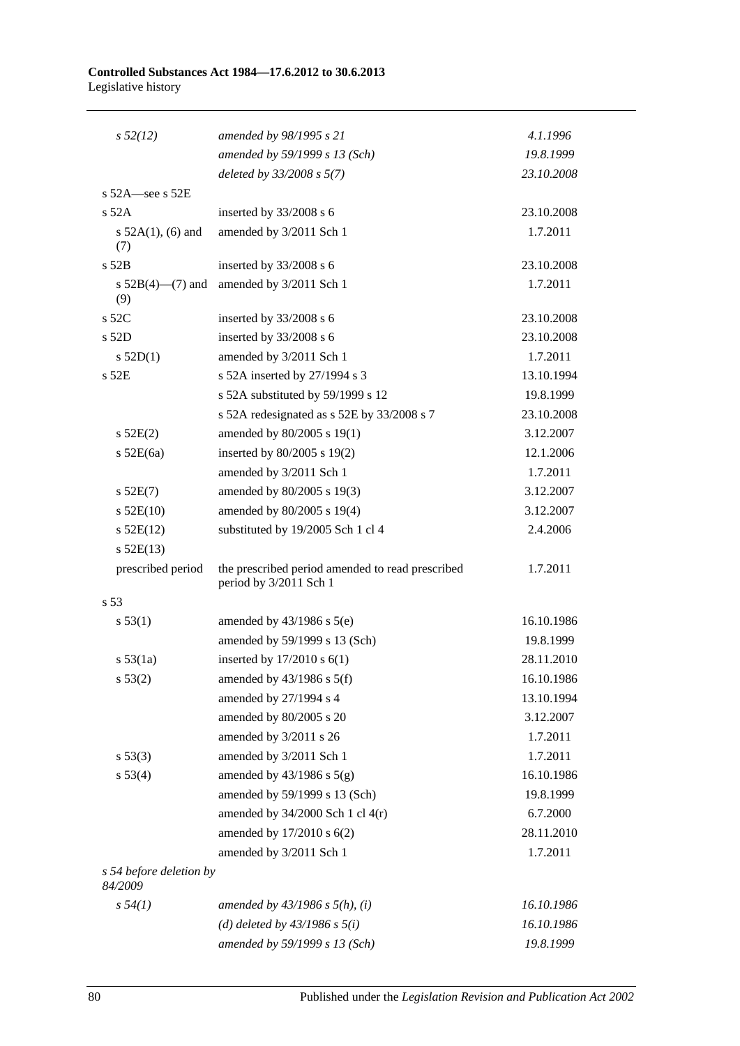| | | |
|---|---|---|
| *s 52(12)* | *amended by 98/1995 s 21* | *4.1.1996* |
| | *amended by 59/1999 s 13 (Sch)* | *19.8.1999* |
| | *deleted by 33/2008 s 5(7)* | *23.10.2008* |
| s 52A—see s 52E | | |
| s 52A | inserted by 33/2008 s 6 | 23.10.2008 |
| s 52A(1), (6) and (7) | amended by 3/2011 Sch 1 | 1.7.2011 |
| s 52B | inserted by 33/2008 s 6 | 23.10.2008 |
| s 52B(4)—(7) and (9) | amended by 3/2011 Sch 1 | 1.7.2011 |
| s 52C | inserted by 33/2008 s 6 | 23.10.2008 |
| s 52D | inserted by 33/2008 s 6 | 23.10.2008 |
| s 52D(1) | amended by 3/2011 Sch 1 | 1.7.2011 |
| s 52E | s 52A inserted by 27/1994 s 3 | 13.10.1994 |
| | s 52A substituted by 59/1999 s 12 | 19.8.1999 |
| | s 52A redesignated as s 52E by 33/2008 s 7 | 23.10.2008 |
| s 52E(2) | amended by 80/2005 s 19(1) | 3.12.2007 |
| s 52E(6a) | inserted by 80/2005 s 19(2) | 12.1.2006 |
| | amended by 3/2011 Sch 1 | 1.7.2011 |
| s 52E(7) | amended by 80/2005 s 19(3) | 3.12.2007 |
| s 52E(10) | amended by 80/2005 s 19(4) | 3.12.2007 |
| s 52E(12) | substituted by 19/2005 Sch 1 cl 4 | 2.4.2006 |
| s 52E(13) | | |
| prescribed period | the prescribed period amended to read prescribed period by 3/2011 Sch 1 | 1.7.2011 |
| s 53 | | |
| s 53(1) | amended by 43/1986 s 5(e) | 16.10.1986 |
| | amended by 59/1999 s 13 (Sch) | 19.8.1999 |
| s 53(1a) | inserted by 17/2010 s 6(1) | 28.11.2010 |
| s 53(2) | amended by 43/1986 s 5(f) | 16.10.1986 |
| | amended by 27/1994 s 4 | 13.10.1994 |
| | amended by 80/2005 s 20 | 3.12.2007 |
| | amended by 3/2011 s 26 | 1.7.2011 |
| s 53(3) | amended by 3/2011 Sch 1 | 1.7.2011 |
| s 53(4) | amended by 43/1986 s 5(g) | 16.10.1986 |
| | amended by 59/1999 s 13 (Sch) | 19.8.1999 |
| | amended by 34/2000 Sch 1 cl 4(r) | 6.7.2000 |
| | amended by 17/2010 s 6(2) | 28.11.2010 |
| | amended by 3/2011 Sch 1 | 1.7.2011 |
| *s 54 before deletion by 84/2009* | | |
| *s 54(1)* | *amended by 43/1986 s 5(h), (i)* | *16.10.1986* |
| | *(d) deleted by 43/1986 s 5(i)* | *16.10.1986* |
| | *amended by 59/1999 s 13 (Sch)* | *19.8.1999* |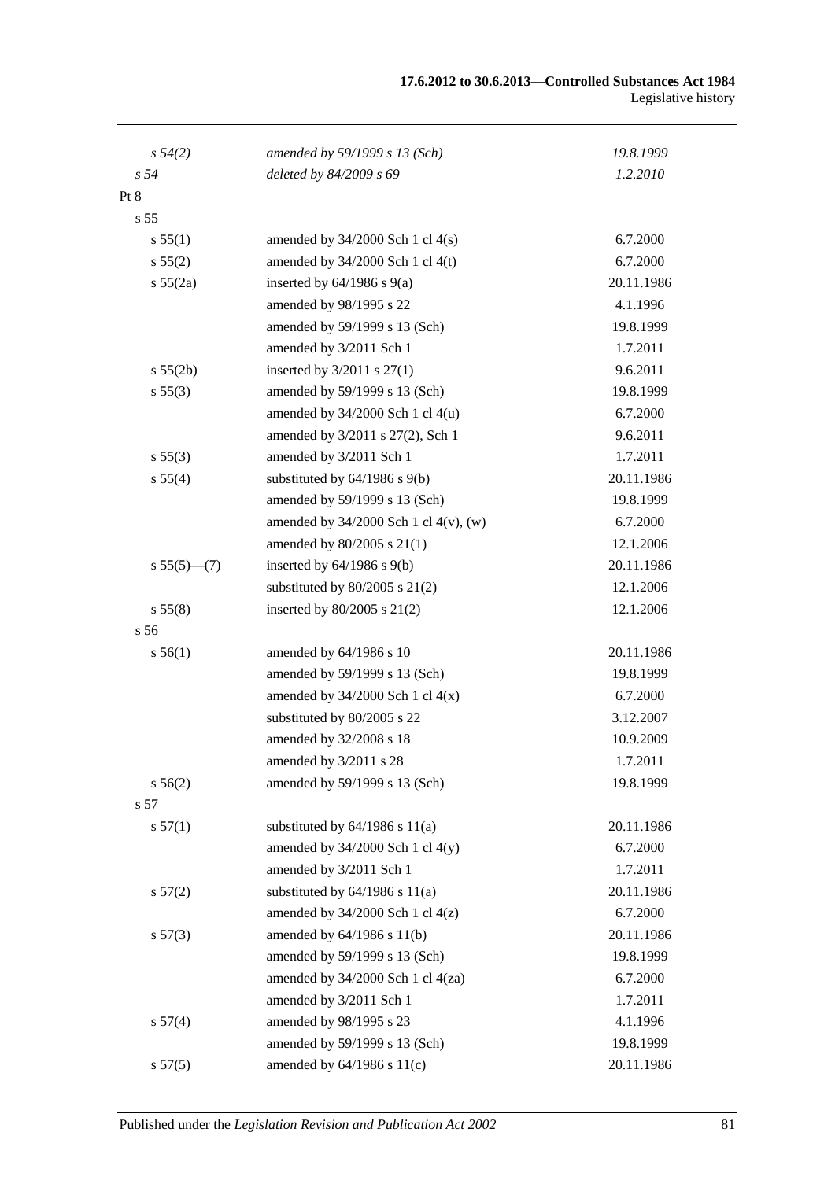| | | |
|---|---|---|
| *s 54(2)* | *amended by 59/1999 s 13 (Sch)* | *19.8.1999* |
| *s 54* | *deleted by 84/2009 s 69* | *1.2.2010* |
| Pt 8 | | |
| s 55 | | |
| s 55(1) | amended by 34/2000 Sch 1 cl 4(s) | 6.7.2000 |
| s 55(2) | amended by 34/2000 Sch 1 cl 4(t) | 6.7.2000 |
| s 55(2a) | inserted by 64/1986 s 9(a) | 20.11.1986 |
| | amended by 98/1995 s 22 | 4.1.1996 |
| | amended by 59/1999 s 13 (Sch) | 19.8.1999 |
| | amended by 3/2011 Sch 1 | 1.7.2011 |
| s 55(2b) | inserted by 3/2011 s 27(1) | 9.6.2011 |
| s 55(3) | amended by 59/1999 s 13 (Sch) | 19.8.1999 |
| | amended by 34/2000 Sch 1 cl 4(u) | 6.7.2000 |
| | amended by 3/2011 s 27(2), Sch 1 | 9.6.2011 |
| s 55(3) | amended by 3/2011 Sch 1 | 1.7.2011 |
| s 55(4) | substituted by 64/1986 s 9(b) | 20.11.1986 |
| | amended by 59/1999 s 13 (Sch) | 19.8.1999 |
| | amended by 34/2000 Sch 1 cl 4(v), (w) | 6.7.2000 |
| | amended by 80/2005 s 21(1) | 12.1.2006 |
| s 55(5)—(7) | inserted by 64/1986 s 9(b) | 20.11.1986 |
| | substituted by 80/2005 s 21(2) | 12.1.2006 |
| s 55(8) | inserted by 80/2005 s 21(2) | 12.1.2006 |
| s 56 | | |
| s 56(1) | amended by 64/1986 s 10 | 20.11.1986 |
| | amended by 59/1999 s 13 (Sch) | 19.8.1999 |
| | amended by 34/2000 Sch 1 cl 4(x) | 6.7.2000 |
| | substituted by 80/2005 s 22 | 3.12.2007 |
| | amended by 32/2008 s 18 | 10.9.2009 |
| | amended by 3/2011 s 28 | 1.7.2011 |
| s 56(2) | amended by 59/1999 s 13 (Sch) | 19.8.1999 |
| s 57 | | |
| s 57(1) | substituted by 64/1986 s 11(a) | 20.11.1986 |
| | amended by 34/2000 Sch 1 cl 4(y) | 6.7.2000 |
| | amended by 3/2011 Sch 1 | 1.7.2011 |
| s 57(2) | substituted by 64/1986 s 11(a) | 20.11.1986 |
| | amended by 34/2000 Sch 1 cl 4(z) | 6.7.2000 |
| s 57(3) | amended by 64/1986 s 11(b) | 20.11.1986 |
| | amended by 59/1999 s 13 (Sch) | 19.8.1999 |
| | amended by 34/2000 Sch 1 cl 4(za) | 6.7.2000 |
| | amended by 3/2011 Sch 1 | 1.7.2011 |
| s 57(4) | amended by 98/1995 s 23 | 4.1.1996 |
| | amended by 59/1999 s 13 (Sch) | 19.8.1999 |
| s 57(5) | amended by 64/1986 s 11(c) | 20.11.1986 |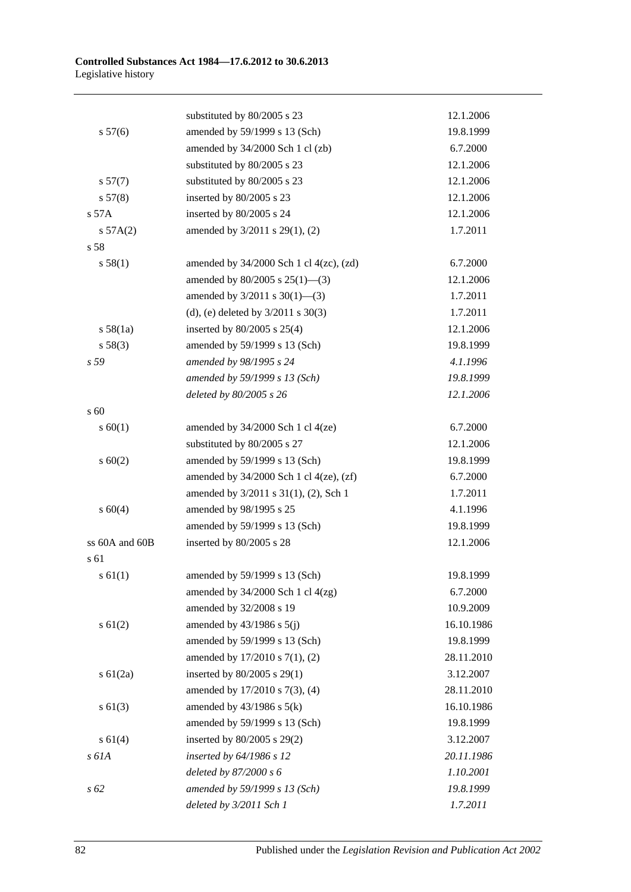| | | |
|---|---|---|
| | substituted by 80/2005 s 23 | 12.1.2006 |
| s 57(6) | amended by 59/1999 s 13 (Sch) | 19.8.1999 |
| | amended by 34/2000 Sch 1 cl (zb) | 6.7.2000 |
| | substituted by 80/2005 s 23 | 12.1.2006 |
| s 57(7) | substituted by 80/2005 s 23 | 12.1.2006 |
| s 57(8) | inserted by 80/2005 s 23 | 12.1.2006 |
| s 57A | inserted by 80/2005 s 24 | 12.1.2006 |
| s 57A(2) | amended by 3/2011 s 29(1), (2) | 1.7.2011 |
| s 58 | | |
| s 58(1) | amended by 34/2000 Sch 1 cl 4(zc), (zd) | 6.7.2000 |
| | amended by 80/2005 s 25(1)—(3) | 12.1.2006 |
| | amended by 3/2011 s 30(1)—(3) | 1.7.2011 |
| | (d), (e) deleted by 3/2011 s 30(3) | 1.7.2011 |
| s 58(1a) | inserted by 80/2005 s 25(4) | 12.1.2006 |
| s 58(3) | amended by 59/1999 s 13 (Sch) | 19.8.1999 |
| *s 59* | *amended by 98/1995 s 24* | *4.1.1996* |
| | *amended by 59/1999 s 13 (Sch)* | *19.8.1999* |
| | *deleted by 80/2005 s 26* | *12.1.2006* |
| s 60 | | |
| s 60(1) | amended by 34/2000 Sch 1 cl 4(ze) | 6.7.2000 |
| | substituted by 80/2005 s 27 | 12.1.2006 |
| s 60(2) | amended by 59/1999 s 13 (Sch) | 19.8.1999 |
| | amended by 34/2000 Sch 1 cl 4(ze), (zf) | 6.7.2000 |
| | amended by 3/2011 s 31(1), (2), Sch 1 | 1.7.2011 |
| s 60(4) | amended by 98/1995 s 25 | 4.1.1996 |
| | amended by 59/1999 s 13 (Sch) | 19.8.1999 |
| ss 60A and 60B | inserted by 80/2005 s 28 | 12.1.2006 |
| s 61 | | |
| s 61(1) | amended by 59/1999 s 13 (Sch) | 19.8.1999 |
| | amended by 34/2000 Sch 1 cl 4(zg) | 6.7.2000 |
| | amended by 32/2008 s 19 | 10.9.2009 |
| s 61(2) | amended by 43/1986 s 5(j) | 16.10.1986 |
| | amended by 59/1999 s 13 (Sch) | 19.8.1999 |
| | amended by 17/2010 s 7(1), (2) | 28.11.2010 |
| s 61(2a) | inserted by 80/2005 s 29(1) | 3.12.2007 |
| | amended by 17/2010 s 7(3), (4) | 28.11.2010 |
| s 61(3) | amended by 43/1986 s 5(k) | 16.10.1986 |
| | amended by 59/1999 s 13 (Sch) | 19.8.1999 |
| s 61(4) | inserted by 80/2005 s 29(2) | 3.12.2007 |
| *s 61A* | *inserted by 64/1986 s 12* | *20.11.1986* |
| | *deleted by 87/2000 s 6* | *1.10.2001* |
| *s 62* | *amended by 59/1999 s 13 (Sch)* | *19.8.1999* |
| | *deleted by 3/2011 Sch 1* | *1.7.2011* |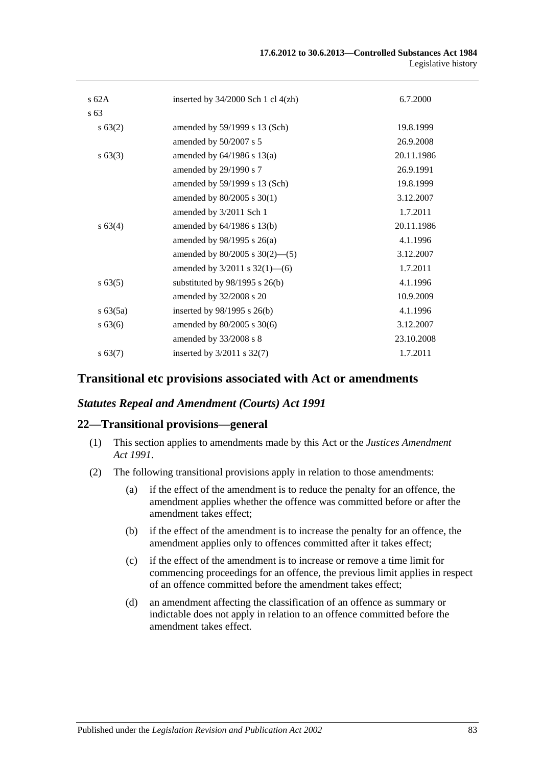| | | |
|---|---|---|
| s 62A | inserted by 34/2000 Sch 1 cl 4(zh) | 6.7.2000 |
| s 63 | | |
| s 63(2) | amended by 59/1999 s 13 (Sch) | 19.8.1999 |
| | amended by 50/2007 s 5 | 26.9.2008 |
| s 63(3) | amended by 64/1986 s 13(a) | 20.11.1986 |
| | amended by 29/1990 s 7 | 26.9.1991 |
| | amended by 59/1999 s 13 (Sch) | 19.8.1999 |
| | amended by 80/2005 s 30(1) | 3.12.2007 |
| | amended by 3/2011 Sch 1 | 1.7.2011 |
| s 63(4) | amended by 64/1986 s 13(b) | 20.11.1986 |
| | amended by 98/1995 s 26(a) | 4.1.1996 |
| | amended by 80/2005 s 30(2)—(5) | 3.12.2007 |
| | amended by 3/2011 s 32(1)—(6) | 1.7.2011 |
| s 63(5) | substituted by 98/1995 s 26(b) | 4.1.1996 |
| | amended by 32/2008 s 20 | 10.9.2009 |
| s 63(5a) | inserted by 98/1995 s 26(b) | 4.1.1996 |
| s 63(6) | amended by 80/2005 s 30(6) | 3.12.2007 |
| | amended by 33/2008 s 8 | 23.10.2008 |
| s 63(7) | inserted by 3/2011 s 32(7) | 1.7.2011 |

## Transitional etc provisions associated with Act or amendments

### *Statutes Repeal and Amendment (Courts) Act 1991*

### 22—Transitional provisions—general

(1) This section applies to amendments made by this Act or the *Justices Amendment Act 1991*.

(2) The following transitional provisions apply in relation to those amendments:

(a) if the effect of the amendment is to reduce the penalty for an offence, the amendment applies whether the offence was committed before or after the amendment takes effect;

(b) if the effect of the amendment is to increase the penalty for an offence, the amendment applies only to offences committed after it takes effect;

(c) if the effect of the amendment is to increase or remove a time limit for commencing proceedings for an offence, the previous limit applies in respect of an offence committed before the amendment takes effect;

(d) an amendment affecting the classification of an offence as summary or indictable does not apply in relation to an offence committed before the amendment takes effect.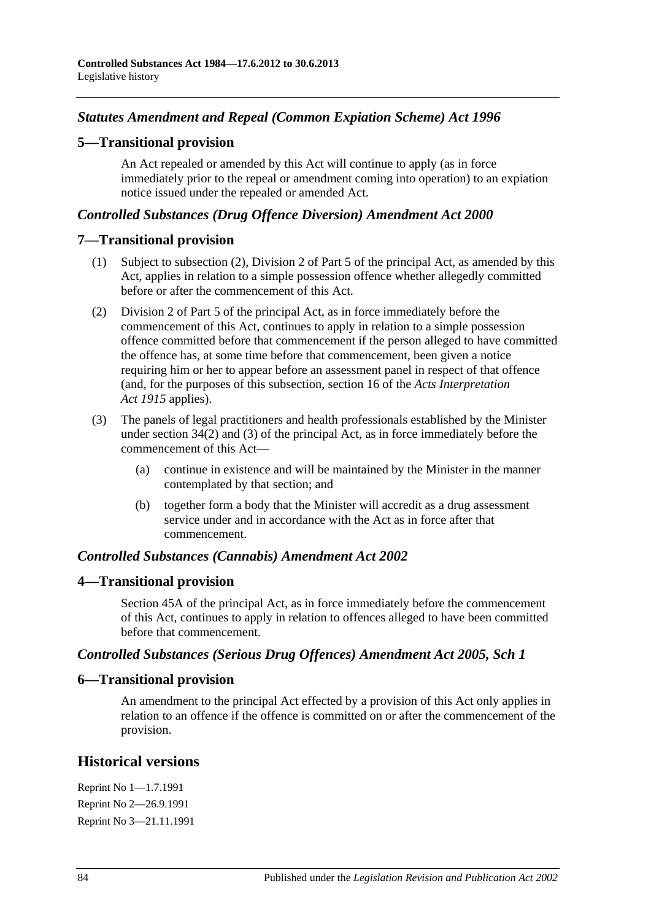### *Statutes Amendment and Repeal (Common Expiation Scheme) Act 1996*

## 5—Transitional provision

An Act repealed or amended by this Act will continue to apply (as in force immediately prior to the repeal or amendment coming into operation) to an expiation notice issued under the repealed or amended Act.

### *Controlled Substances (Drug Offence Diversion) Amendment Act 2000*

## 7—Transitional provision

(1) Subject to subsection (2), Division 2 of Part 5 of the principal Act, as amended by this Act, applies in relation to a simple possession offence whether allegedly committed before or after the commencement of this Act.

(2) Division 2 of Part 5 of the principal Act, as in force immediately before the commencement of this Act, continues to apply in relation to a simple possession offence committed before that commencement if the person alleged to have committed the offence has, at some time before that commencement, been given a notice requiring him or her to appear before an assessment panel in respect of that offence (and, for the purposes of this subsection, section 16 of the *Acts Interpretation Act 1915* applies).

(3) The panels of legal practitioners and health professionals established by the Minister under section 34(2) and (3) of the principal Act, as in force immediately before the commencement of this Act—

(a) continue in existence and will be maintained by the Minister in the manner contemplated by that section; and

(b) together form a body that the Minister will accredit as a drug assessment service under and in accordance with the Act as in force after that commencement.

### *Controlled Substances (Cannabis) Amendment Act 2002*

## 4—Transitional provision

Section 45A of the principal Act, as in force immediately before the commencement of this Act, continues to apply in relation to offences alleged to have been committed before that commencement.

### *Controlled Substances (Serious Drug Offences) Amendment Act 2005, Sch 1*

## 6—Transitional provision

An amendment to the principal Act effected by a provision of this Act only applies in relation to an offence if the offence is committed on or after the commencement of the provision.

# Historical versions

Reprint No 1—1.7.1991

Reprint No 2—26.9.1991

Reprint No 3—21.11.1991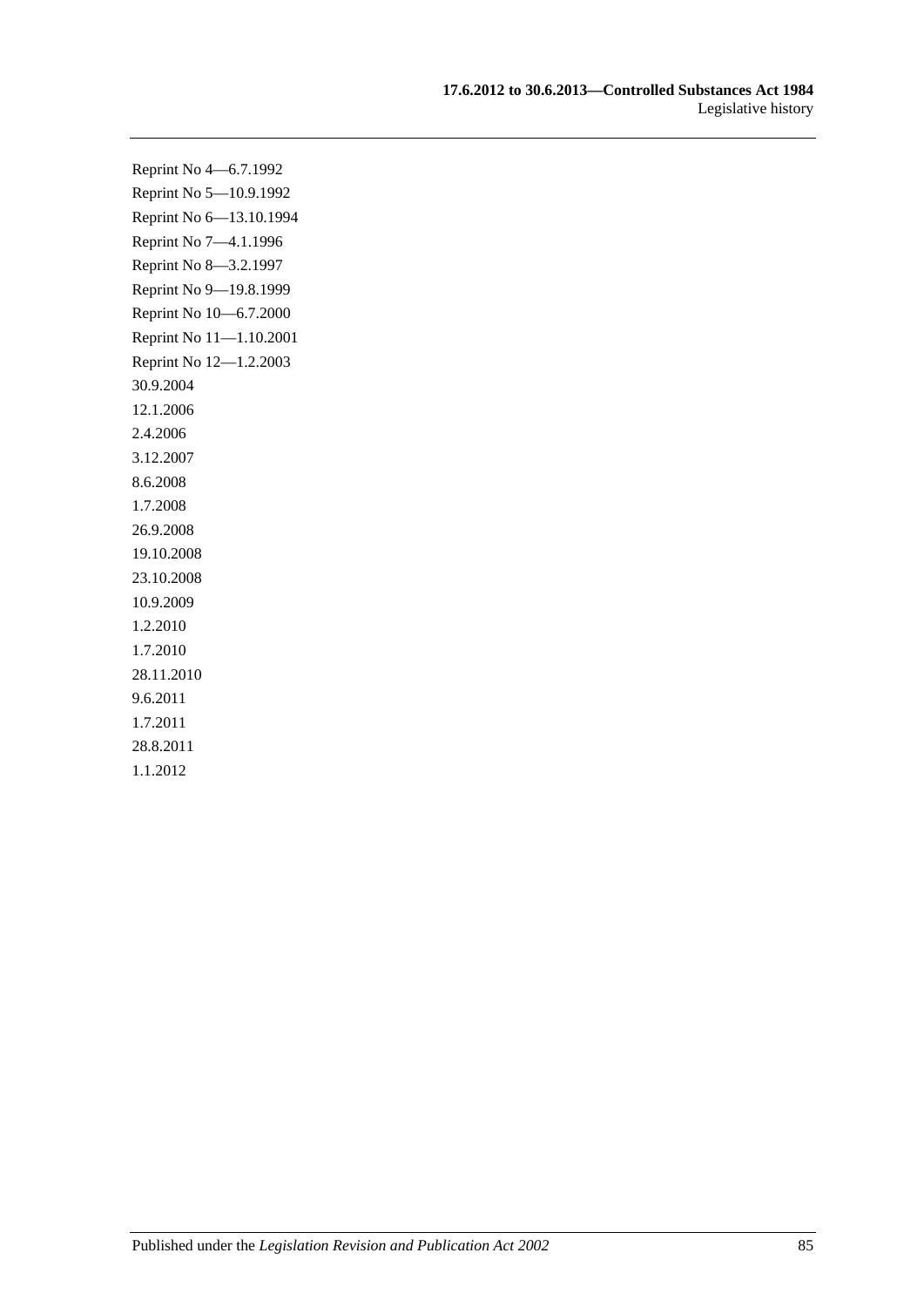Reprint No 4—6.7.1992

Reprint No 5—10.9.1992

Reprint No 6—13.10.1994

Reprint No 7—4.1.1996

Reprint No 8—3.2.1997

Reprint No 9—19.8.1999

Reprint No 10—6.7.2000

Reprint No 11—1.10.2001

Reprint No 12—1.2.2003

30.9.2004

12.1.2006

2.4.2006

3.12.2007

8.6.2008

1.7.2008

26.9.2008

19.10.2008

23.10.2008

10.9.2009

1.2.2010

1.7.2010

28.11.2010

9.6.2011

1.7.2011

28.8.2011

1.1.2012